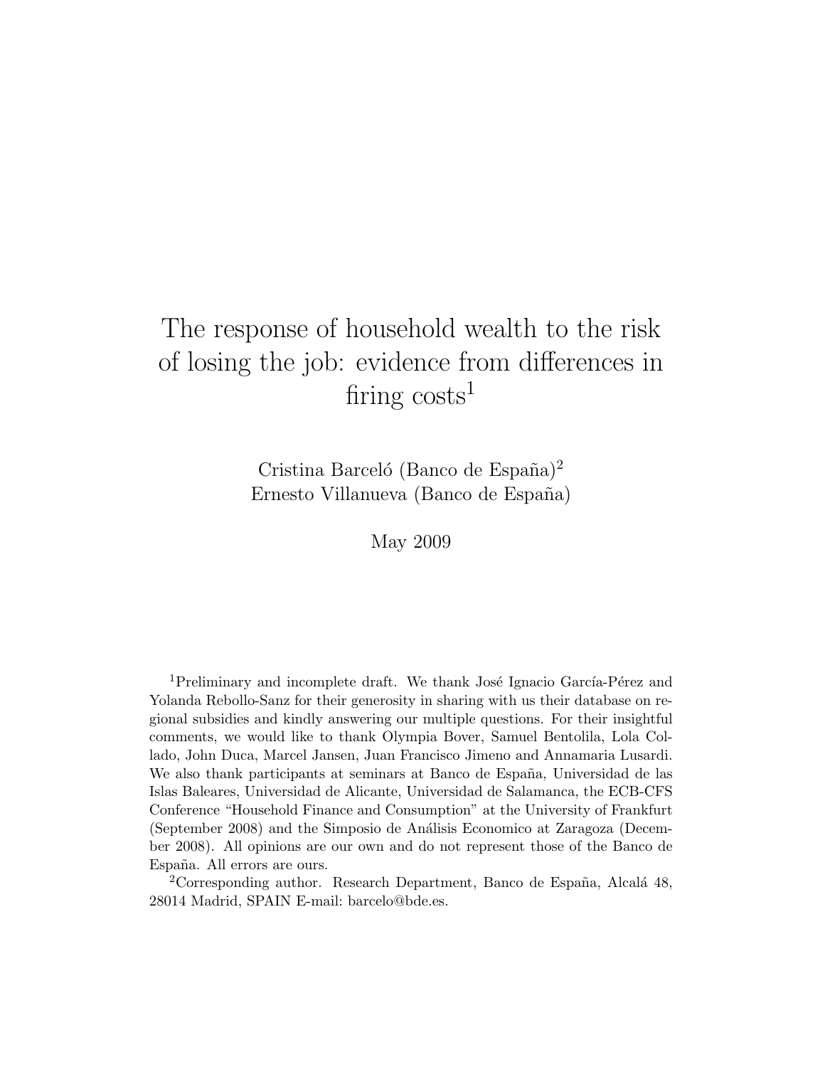# The response of household wealth to the risk of losing the job: evidence from differences in firing costs[1]

Cristina Barceló (Banco de España)[2]
Ernesto Villanueva (Banco de España)

May 2009

[1]Preliminary and incomplete draft. We thank José Ignacio García-Pérez and Yolanda Rebollo-Sanz for their generosity in sharing with us their database on regional subsidies and kindly answering our multiple questions. For their insightful comments, we would like to thank Olympia Bover, Samuel Bentolila, Lola Collado, John Duca, Marcel Jansen, Juan Francisco Jimeno and Annamaria Lusardi. We also thank participants at seminars at Banco de España, Universidad de las Islas Baleares, Universidad de Alicante, Universidad de Salamanca, the ECB-CFS Conference "Household Finance and Consumption" at the University of Frankfurt (September 2008) and the Simposio de Análisis Economico at Zaragoza (December 2008). All opinions are our own and do not represent those of the Banco de España. All errors are ours.

[2]Corresponding author. Research Department, Banco de España, Alcalá 48, 28014 Madrid, SPAIN E-mail: barcelo@bde.es.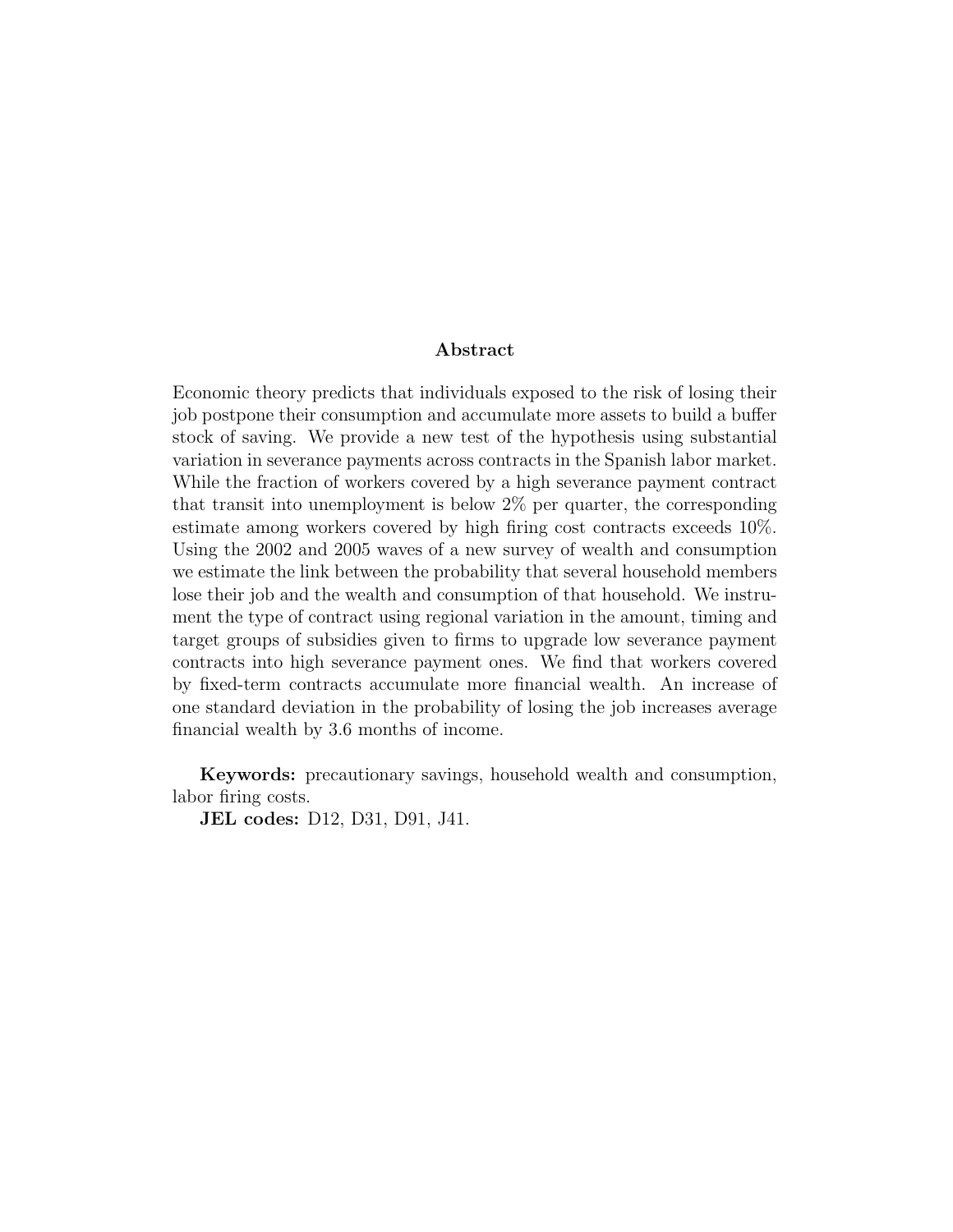## Abstract

Economic theory predicts that individuals exposed to the risk of losing their job postpone their consumption and accumulate more assets to build a buffer stock of saving. We provide a new test of the hypothesis using substantial variation in severance payments across contracts in the Spanish labor market. While the fraction of workers covered by a high severance payment contract that transit into unemployment is below 2% per quarter, the corresponding estimate among workers covered by high firing cost contracts exceeds 10%. Using the 2002 and 2005 waves of a new survey of wealth and consumption we estimate the link between the probability that several household members lose their job and the wealth and consumption of that household. We instrument the type of contract using regional variation in the amount, timing and target groups of subsidies given to firms to upgrade low severance payment contracts into high severance payment ones. We find that workers covered by fixed-term contracts accumulate more financial wealth. An increase of one standard deviation in the probability of losing the job increases average financial wealth by 3.6 months of income.

**Keywords:** precautionary savings, household wealth and consumption, labor firing costs.

**JEL codes:** D12, D31, D91, J41.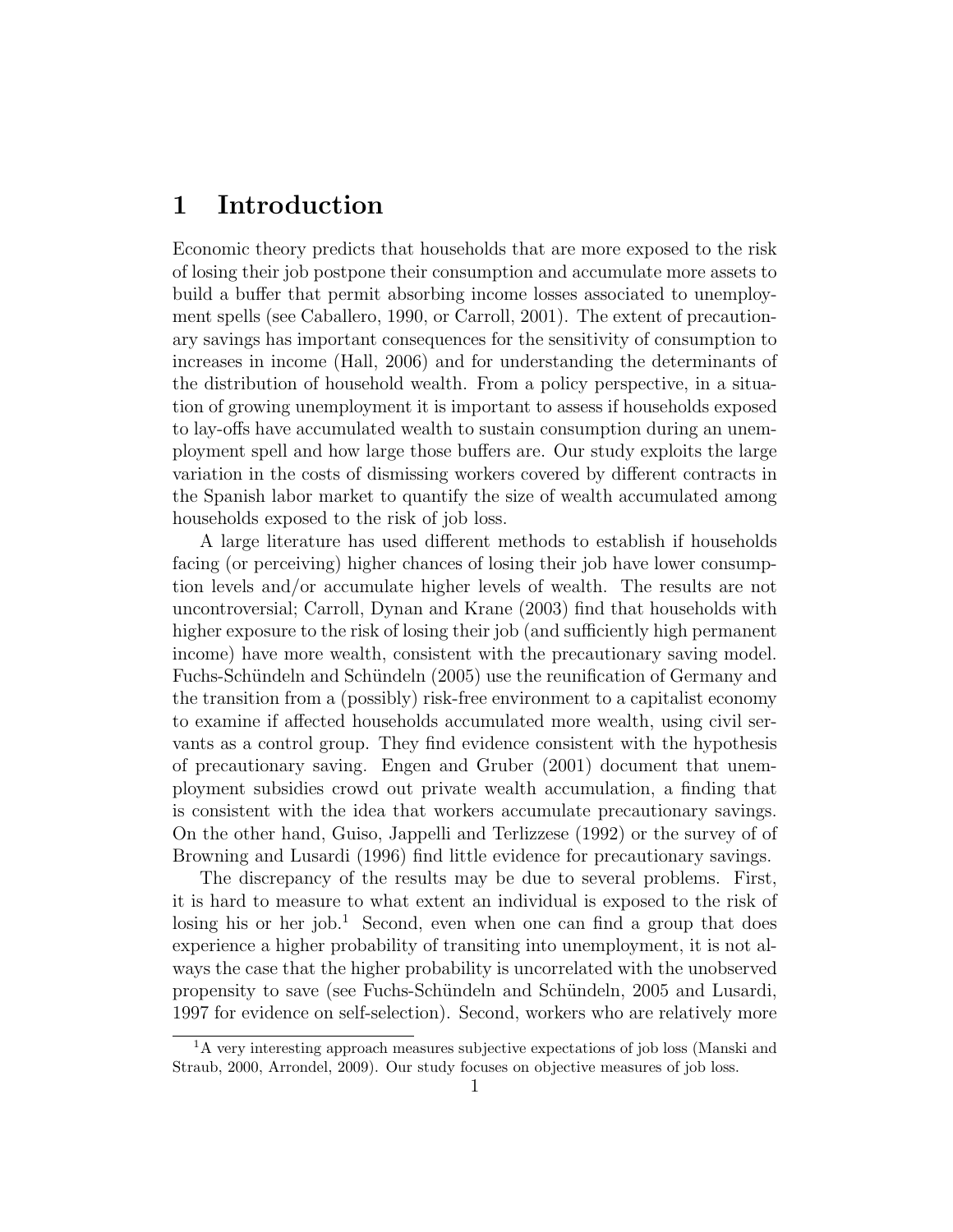# 1 Introduction

Economic theory predicts that households that are more exposed to the risk of losing their job postpone their consumption and accumulate more assets to build a buffer that permit absorbing income losses associated to unemployment spells (see Caballero, 1990, or Carroll, 2001). The extent of precautionary savings has important consequences for the sensitivity of consumption to increases in income (Hall, 2006) and for understanding the determinants of the distribution of household wealth. From a policy perspective, in a situation of growing unemployment it is important to assess if households exposed to lay-offs have accumulated wealth to sustain consumption during an unemployment spell and how large those buffers are. Our study exploits the large variation in the costs of dismissing workers covered by different contracts in the Spanish labor market to quantify the size of wealth accumulated among households exposed to the risk of job loss.

A large literature has used different methods to establish if households facing (or perceiving) higher chances of losing their job have lower consumption levels and/or accumulate higher levels of wealth. The results are not uncontroversial; Carroll, Dynan and Krane (2003) find that households with higher exposure to the risk of losing their job (and sufficiently high permanent income) have more wealth, consistent with the precautionary saving model. Fuchs-Schündeln and Schündeln (2005) use the reunification of Germany and the transition from a (possibly) risk-free environment to a capitalist economy to examine if affected households accumulated more wealth, using civil servants as a control group. They find evidence consistent with the hypothesis of precautionary saving. Engen and Gruber (2001) document that unemployment subsidies crowd out private wealth accumulation, a finding that is consistent with the idea that workers accumulate precautionary savings. On the other hand, Guiso, Jappelli and Terlizzese (1992) or the survey of of Browning and Lusardi (1996) find little evidence for precautionary savings.

The discrepancy of the results may be due to several problems. First, it is hard to measure to what extent an individual is exposed to the risk of losing his or her job.[1] Second, even when one can find a group that does experience a higher probability of transiting into unemployment, it is not always the case that the higher probability is uncorrelated with the unobserved propensity to save (see Fuchs-Schündeln and Schündeln, 2005 and Lusardi, 1997 for evidence on self-selection). Second, workers who are relatively more

[1] A very interesting approach measures subjective expectations of job loss (Manski and Straub, 2000, Arrondel, 2009). Our study focuses on objective measures of job loss.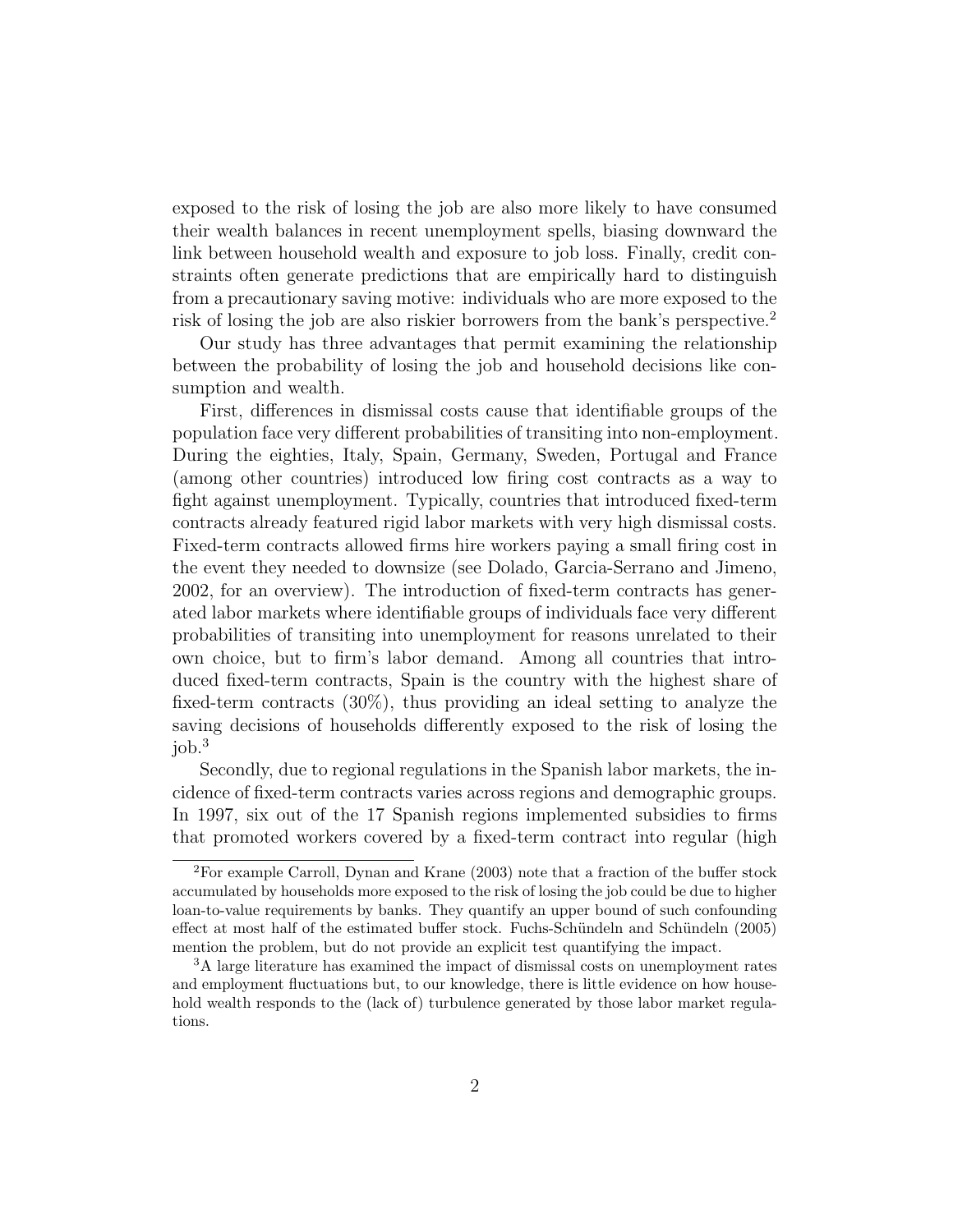exposed to the risk of losing the job are also more likely to have consumed their wealth balances in recent unemployment spells, biasing downward the link between household wealth and exposure to job loss. Finally, credit constraints often generate predictions that are empirically hard to distinguish from a precautionary saving motive: individuals who are more exposed to the risk of losing the job are also riskier borrowers from the bank's perspective.[2]

Our study has three advantages that permit examining the relationship between the probability of losing the job and household decisions like consumption and wealth.

First, differences in dismissal costs cause that identifiable groups of the population face very different probabilities of transiting into non-employment. During the eighties, Italy, Spain, Germany, Sweden, Portugal and France (among other countries) introduced low firing cost contracts as a way to fight against unemployment. Typically, countries that introduced fixed-term contracts already featured rigid labor markets with very high dismissal costs. Fixed-term contracts allowed firms hire workers paying a small firing cost in the event they needed to downsize (see Dolado, Garcia-Serrano and Jimeno, 2002, for an overview). The introduction of fixed-term contracts has generated labor markets where identifiable groups of individuals face very different probabilities of transiting into unemployment for reasons unrelated to their own choice, but to firm's labor demand. Among all countries that introduced fixed-term contracts, Spain is the country with the highest share of fixed-term contracts (30%), thus providing an ideal setting to analyze the saving decisions of households differently exposed to the risk of losing the job.[3]

Secondly, due to regional regulations in the Spanish labor markets, the incidence of fixed-term contracts varies across regions and demographic groups. In 1997, six out of the 17 Spanish regions implemented subsidies to firms that promoted workers covered by a fixed-term contract into regular (high

[2] For example Carroll, Dynan and Krane (2003) note that a fraction of the buffer stock accumulated by households more exposed to the risk of losing the job could be due to higher loan-to-value requirements by banks. They quantify an upper bound of such confounding effect at most half of the estimated buffer stock. Fuchs-Schündeln and Schündeln (2005) mention the problem, but do not provide an explicit test quantifying the impact.

[3] A large literature has examined the impact of dismissal costs on unemployment rates and employment fluctuations but, to our knowledge, there is little evidence on how household wealth responds to the (lack of) turbulence generated by those labor market regulations.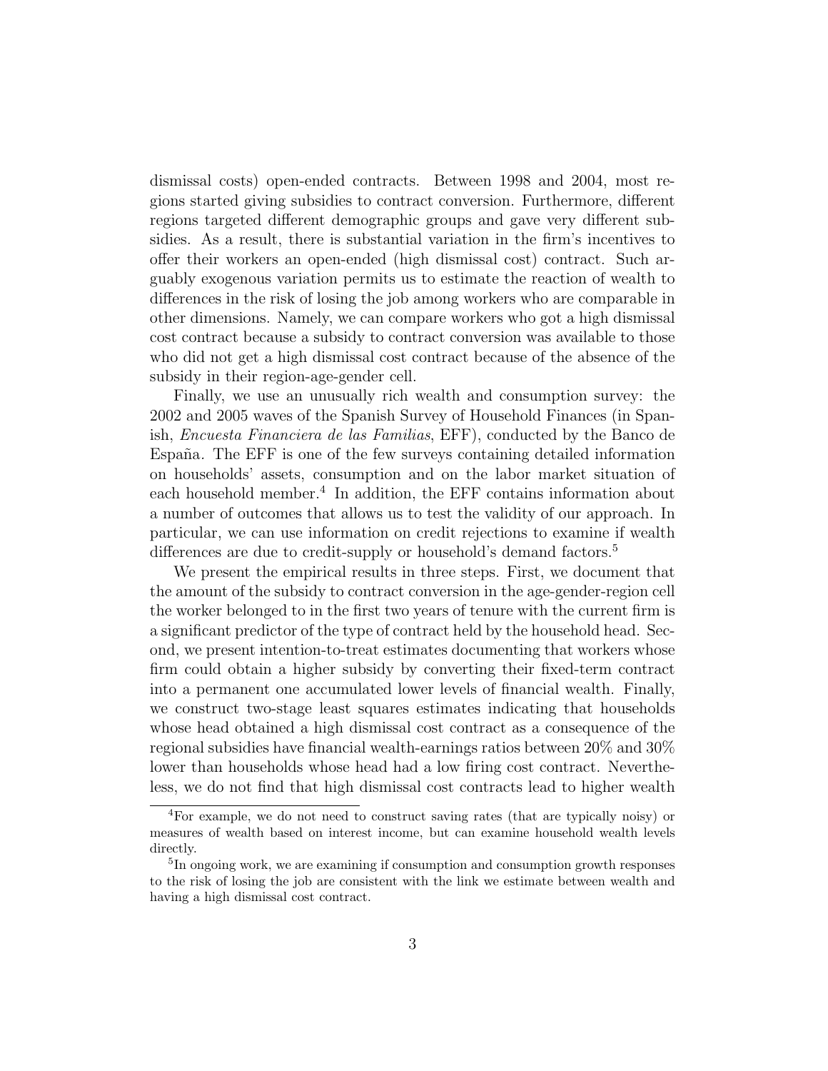dismissal costs) open-ended contracts. Between 1998 and 2004, most regions started giving subsidies to contract conversion. Furthermore, different regions targeted different demographic groups and gave very different subsidies. As a result, there is substantial variation in the firm's incentives to offer their workers an open-ended (high dismissal cost) contract. Such arguably exogenous variation permits us to estimate the reaction of wealth to differences in the risk of losing the job among workers who are comparable in other dimensions. Namely, we can compare workers who got a high dismissal cost contract because a subsidy to contract conversion was available to those who did not get a high dismissal cost contract because of the absence of the subsidy in their region-age-gender cell.

Finally, we use an unusually rich wealth and consumption survey: the 2002 and 2005 waves of the Spanish Survey of Household Finances (in Spanish, *Encuesta Financiera de las Familias*, EFF), conducted by the Banco de España. The EFF is one of the few surveys containing detailed information on households' assets, consumption and on the labor market situation of each household member.[4] In addition, the EFF contains information about a number of outcomes that allows us to test the validity of our approach. In particular, we can use information on credit rejections to examine if wealth differences are due to credit-supply or household's demand factors.[5]

We present the empirical results in three steps. First, we document that the amount of the subsidy to contract conversion in the age-gender-region cell the worker belonged to in the first two years of tenure with the current firm is a significant predictor of the type of contract held by the household head. Second, we present intention-to-treat estimates documenting that workers whose firm could obtain a higher subsidy by converting their fixed-term contract into a permanent one accumulated lower levels of financial wealth. Finally, we construct two-stage least squares estimates indicating that households whose head obtained a high dismissal cost contract as a consequence of the regional subsidies have financial wealth-earnings ratios between 20% and 30% lower than households whose head had a low firing cost contract. Nevertheless, we do not find that high dismissal cost contracts lead to higher wealth

[4] For example, we do not need to construct saving rates (that are typically noisy) or measures of wealth based on interest income, but can examine household wealth levels directly.

[5] In ongoing work, we are examining if consumption and consumption growth responses to the risk of losing the job are consistent with the link we estimate between wealth and having a high dismissal cost contract.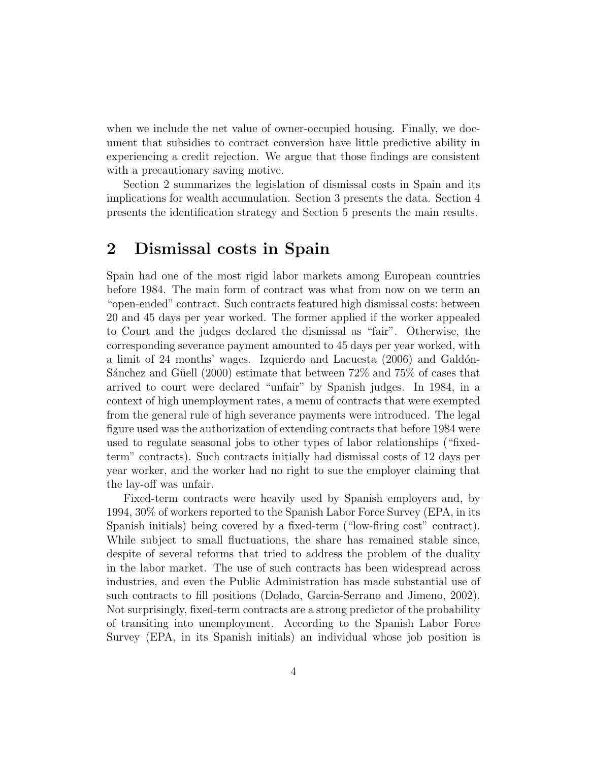when we include the net value of owner-occupied housing. Finally, we document that subsidies to contract conversion have little predictive ability in experiencing a credit rejection. We argue that those findings are consistent with a precautionary saving motive.

Section 2 summarizes the legislation of dismissal costs in Spain and its implications for wealth accumulation. Section 3 presents the data. Section 4 presents the identification strategy and Section 5 presents the main results.

## 2 Dismissal costs in Spain

Spain had one of the most rigid labor markets among European countries before 1984. The main form of contract was what from now on we term an "open-ended" contract. Such contracts featured high dismissal costs: between 20 and 45 days per year worked. The former applied if the worker appealed to Court and the judges declared the dismissal as "fair". Otherwise, the corresponding severance payment amounted to 45 days per year worked, with a limit of 24 months' wages. Izquierdo and Lacuesta (2006) and Galdón-Sánchez and Güell (2000) estimate that between 72% and 75% of cases that arrived to court were declared "unfair" by Spanish judges. In 1984, in a context of high unemployment rates, a menu of contracts that were exempted from the general rule of high severance payments were introduced. The legal figure used was the authorization of extending contracts that before 1984 were used to regulate seasonal jobs to other types of labor relationships ("fixed-term" contracts). Such contracts initially had dismissal costs of 12 days per year worker, and the worker had no right to sue the employer claiming that the lay-off was unfair.

Fixed-term contracts were heavily used by Spanish employers and, by 1994, 30% of workers reported to the Spanish Labor Force Survey (EPA, in its Spanish initials) being covered by a fixed-term ("low-firing cost" contract). While subject to small fluctuations, the share has remained stable since, despite of several reforms that tried to address the problem of the duality in the labor market. The use of such contracts has been widespread across industries, and even the Public Administration has made substantial use of such contracts to fill positions (Dolado, Garcia-Serrano and Jimeno, 2002). Not surprisingly, fixed-term contracts are a strong predictor of the probability of transiting into unemployment. According to the Spanish Labor Force Survey (EPA, in its Spanish initials) an individual whose job position is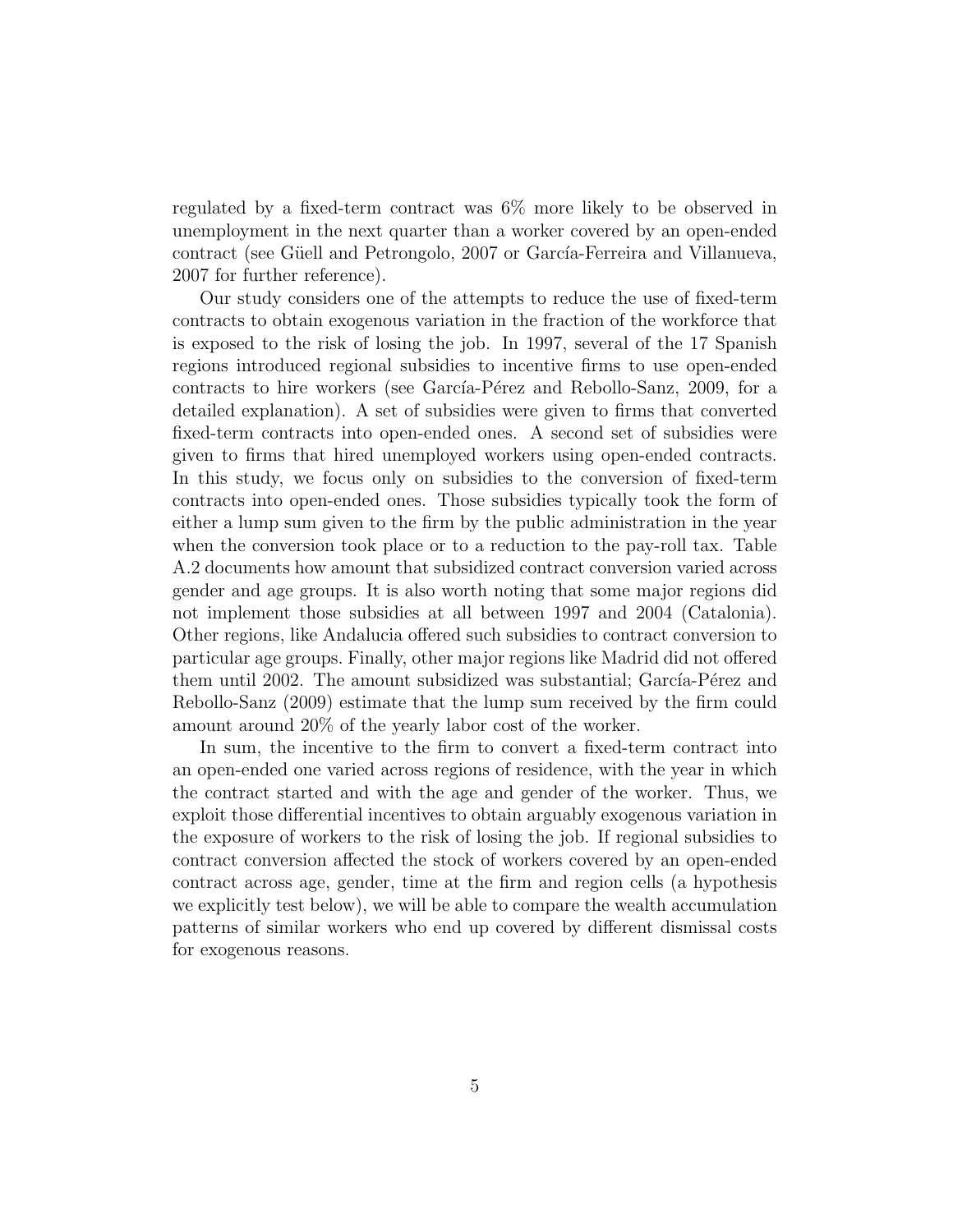regulated by a fixed-term contract was 6% more likely to be observed in unemployment in the next quarter than a worker covered by an open-ended contract (see Güell and Petrongolo, 2007 or García-Ferreira and Villanueva, 2007 for further reference).

Our study considers one of the attempts to reduce the use of fixed-term contracts to obtain exogenous variation in the fraction of the workforce that is exposed to the risk of losing the job. In 1997, several of the 17 Spanish regions introduced regional subsidies to incentive firms to use open-ended contracts to hire workers (see García-Pérez and Rebollo-Sanz, 2009, for a detailed explanation). A set of subsidies were given to firms that converted fixed-term contracts into open-ended ones. A second set of subsidies were given to firms that hired unemployed workers using open-ended contracts. In this study, we focus only on subsidies to the conversion of fixed-term contracts into open-ended ones. Those subsidies typically took the form of either a lump sum given to the firm by the public administration in the year when the conversion took place or to a reduction to the pay-roll tax. Table A.2 documents how amount that subsidized contract conversion varied across gender and age groups. It is also worth noting that some major regions did not implement those subsidies at all between 1997 and 2004 (Catalonia). Other regions, like Andalucia offered such subsidies to contract conversion to particular age groups. Finally, other major regions like Madrid did not offered them until 2002. The amount subsidized was substantial; García-Pérez and Rebollo-Sanz (2009) estimate that the lump sum received by the firm could amount around 20% of the yearly labor cost of the worker.

In sum, the incentive to the firm to convert a fixed-term contract into an open-ended one varied across regions of residence, with the year in which the contract started and with the age and gender of the worker. Thus, we exploit those differential incentives to obtain arguably exogenous variation in the exposure of workers to the risk of losing the job. If regional subsidies to contract conversion affected the stock of workers covered by an open-ended contract across age, gender, time at the firm and region cells (a hypothesis we explicitly test below), we will be able to compare the wealth accumulation patterns of similar workers who end up covered by different dismissal costs for exogenous reasons.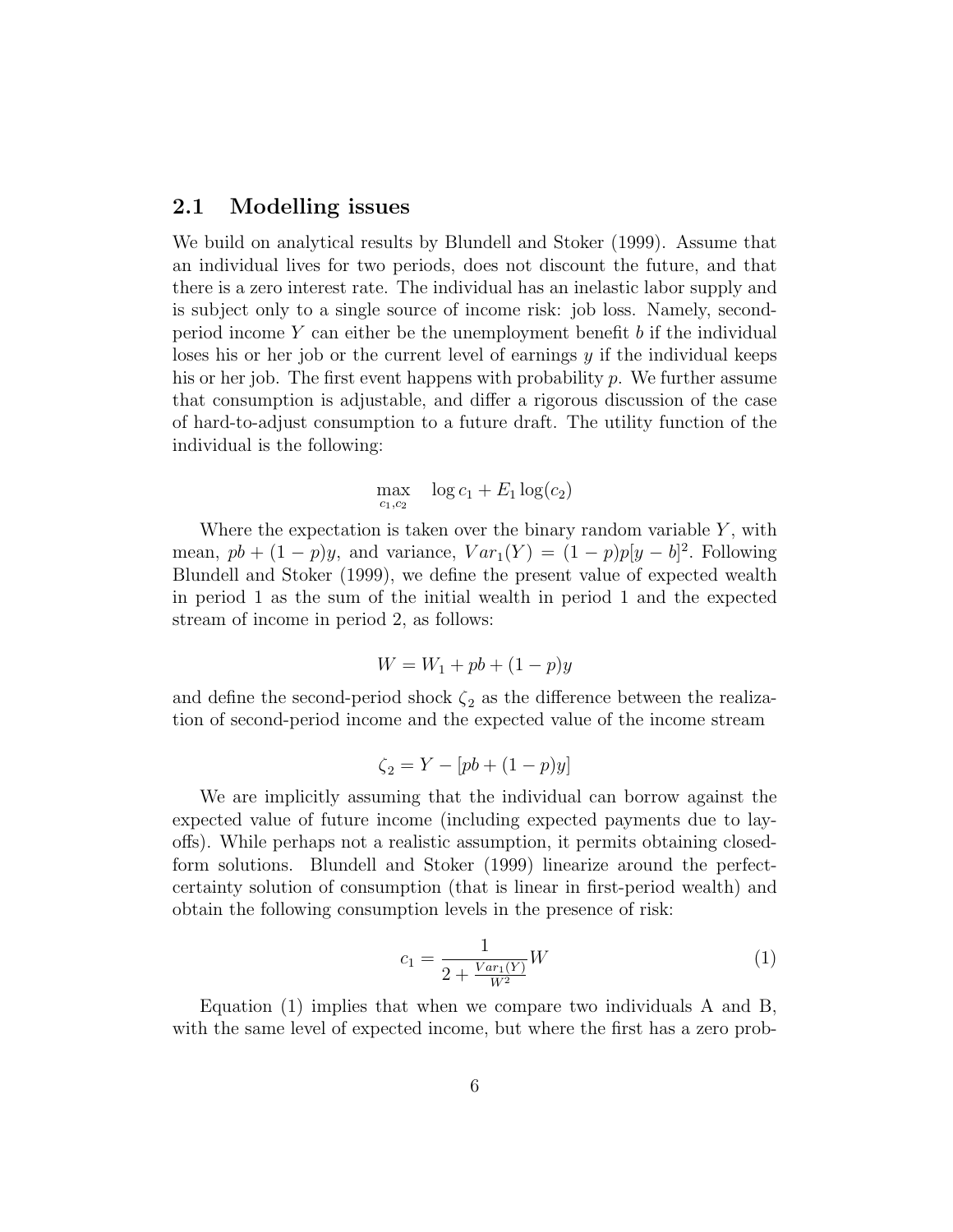## 2.1 Modelling issues

We build on analytical results by Blundell and Stoker (1999). Assume that an individual lives for two periods, does not discount the future, and that there is a zero interest rate. The individual has an inelastic labor supply and is subject only to a single source of income risk: job loss. Namely, second-period income $Y$ can either be the unemployment benefit $b$ if the individual loses his or her job or the current level of earnings $y$ if the individual keeps his or her job. The first event happens with probability $p$. We further assume that consumption is adjustable, and differ a rigorous discussion of the case of hard-to-adjust consumption to a future draft. The utility function of the individual is the following:

$$\max_{c_1, c_2} \quad \log c_1 + E_1 \log(c_2)$$

Where the expectation is taken over the binary random variable $Y$, with mean, $pb + (1-p)y$, and variance, $Var_1(Y) = (1-p)p[y-b]^2$. Following Blundell and Stoker (1999), we define the present value of expected wealth in period 1 as the sum of the initial wealth in period 1 and the expected stream of income in period 2, as follows:

$$W = W_1 + pb + (1-p)y$$

and define the second-period shock $\zeta_2$ as the difference between the realization of second-period income and the expected value of the income stream

$$\zeta_2 = Y - [pb + (1-p)y]$$

We are implicitly assuming that the individual can borrow against the expected value of future income (including expected payments due to lay-offs). While perhaps not a realistic assumption, it permits obtaining closed-form solutions. Blundell and Stoker (1999) linearize around the perfect-certainty solution of consumption (that is linear in first-period wealth) and obtain the following consumption levels in the presence of risk:

$$c_1 = \frac{1}{2 + \frac{Var_1(Y)}{W^2}} W \tag{1}$$

Equation (1) implies that when we compare two individuals A and B, with the same level of expected income, but where the first has a zero prob-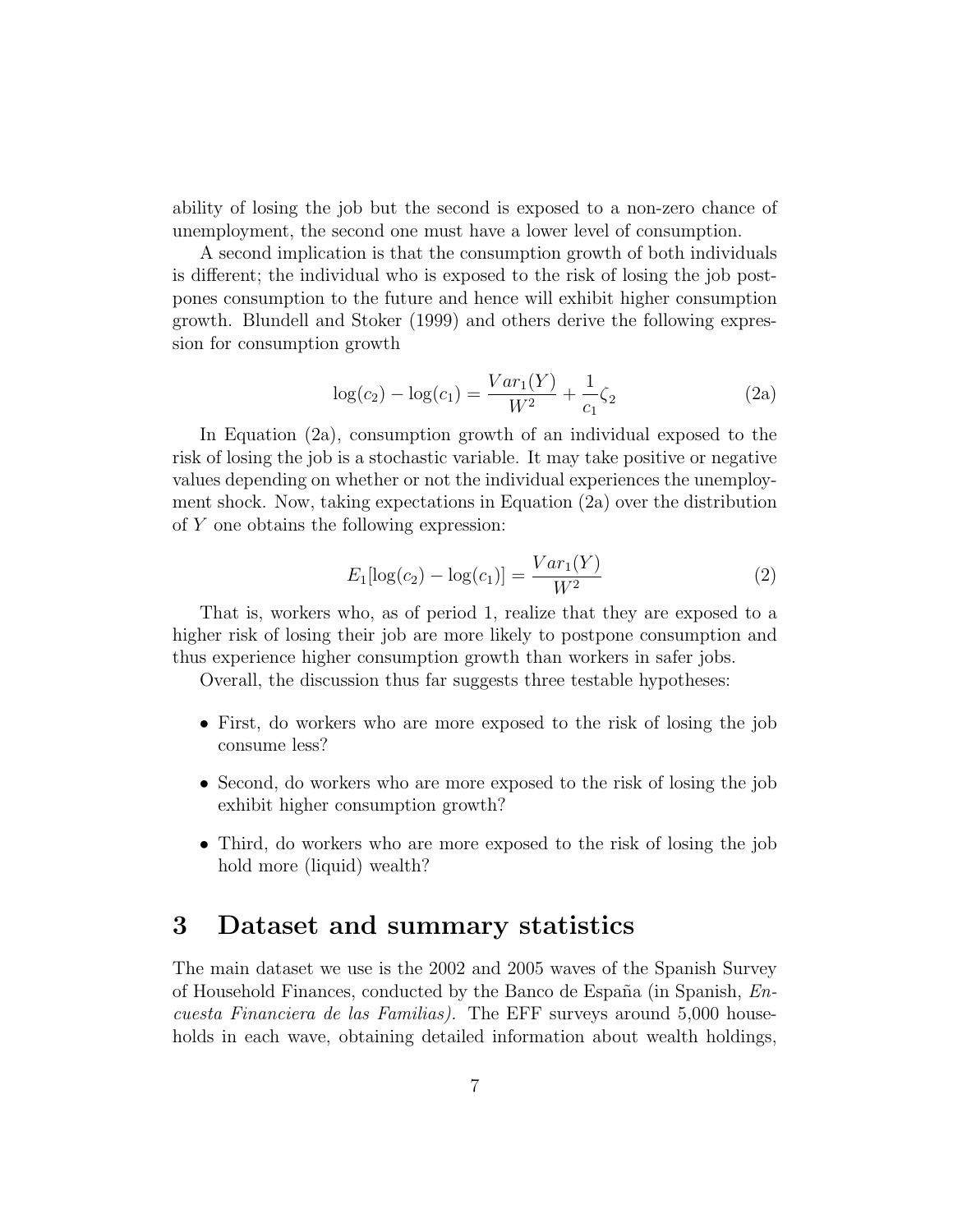ability of losing the job but the second is exposed to a non-zero chance of unemployment, the second one must have a lower level of consumption.

A second implication is that the consumption growth of both individuals is different; the individual who is exposed to the risk of losing the job postpones consumption to the future and hence will exhibit higher consumption growth. Blundell and Stoker (1999) and others derive the following expression for consumption growth

$$\log(c_2) - \log(c_1) = \frac{Var_1(Y)}{W^2} + \frac{1}{c_1}\zeta_2 \tag{2a}$$

In Equation (2a), consumption growth of an individual exposed to the risk of losing the job is a stochastic variable. It may take positive or negative values depending on whether or not the individual experiences the unemployment shock. Now, taking expectations in Equation (2a) over the distribution of $Y$ one obtains the following expression:

$$E_1[\log(c_2) - \log(c_1)] = \frac{Var_1(Y)}{W^2} \tag{2}$$

That is, workers who, as of period 1, realize that they are exposed to a higher risk of losing their job are more likely to postpone consumption and thus experience higher consumption growth than workers in safer jobs.

Overall, the discussion thus far suggests three testable hypotheses:

- First, do workers who are more exposed to the risk of losing the job consume less?
- Second, do workers who are more exposed to the risk of losing the job exhibit higher consumption growth?
- Third, do workers who are more exposed to the risk of losing the job hold more (liquid) wealth?

# 3 Dataset and summary statistics

The main dataset we use is the 2002 and 2005 waves of the Spanish Survey of Household Finances, conducted by the Banco de España (in Spanish, *Encuesta Financiera de las Familias)*. The EFF surveys around 5,000 households in each wave, obtaining detailed information about wealth holdings,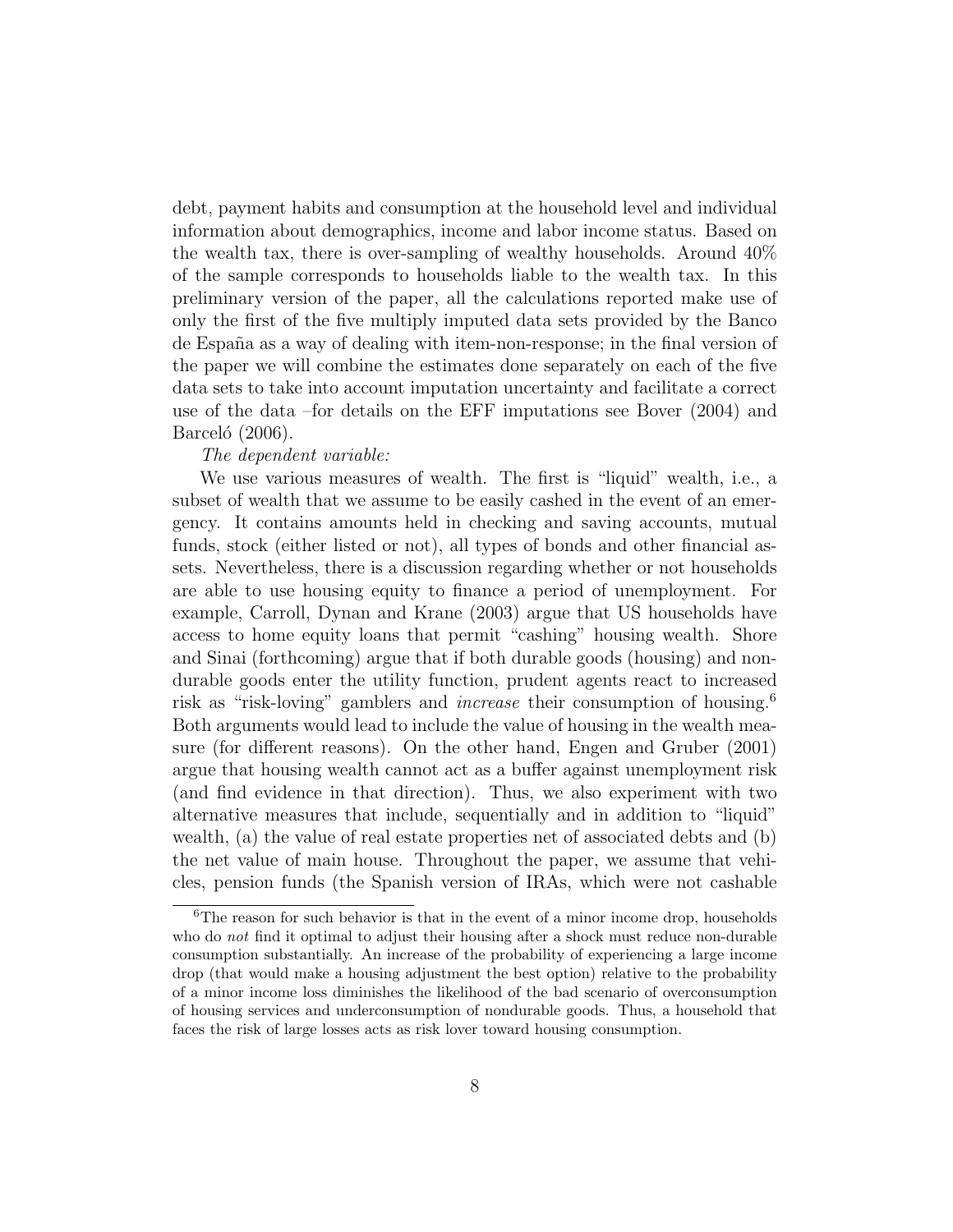debt, payment habits and consumption at the household level and individual information about demographics, income and labor income status. Based on the wealth tax, there is over-sampling of wealthy households. Around 40% of the sample corresponds to households liable to the wealth tax. In this preliminary version of the paper, all the calculations reported make use of only the first of the five multiply imputed data sets provided by the Banco de España as a way of dealing with item-non-response; in the final version of the paper we will combine the estimates done separately on each of the five data sets to take into account imputation uncertainty and facilitate a correct use of the data –for details on the EFF imputations see Bover (2004) and Barceló (2006).

*The dependent variable:*

We use various measures of wealth. The first is "liquid" wealth, i.e., a subset of wealth that we assume to be easily cashed in the event of an emergency. It contains amounts held in checking and saving accounts, mutual funds, stock (either listed or not), all types of bonds and other financial assets. Nevertheless, there is a discussion regarding whether or not households are able to use housing equity to finance a period of unemployment. For example, Carroll, Dynan and Krane (2003) argue that US households have access to home equity loans that permit "cashing" housing wealth. Shore and Sinai (forthcoming) argue that if both durable goods (housing) and non-durable goods enter the utility function, prudent agents react to increased risk as "risk-loving" gamblers and *increase* their consumption of housing.[6] Both arguments would lead to include the value of housing in the wealth measure (for different reasons). On the other hand, Engen and Gruber (2001) argue that housing wealth cannot act as a buffer against unemployment risk (and find evidence in that direction). Thus, we also experiment with two alternative measures that include, sequentially and in addition to "liquid" wealth, (a) the value of real estate properties net of associated debts and (b) the net value of main house. Throughout the paper, we assume that vehicles, pension funds (the Spanish version of IRAs, which were not cashable

[6] The reason for such behavior is that in the event of a minor income drop, households who do *not* find it optimal to adjust their housing after a shock must reduce non-durable consumption substantially. An increase of the probability of experiencing a large income drop (that would make a housing adjustment the best option) relative to the probability of a minor income loss diminishes the likelihood of the bad scenario of overconsumption of housing services and underconsumption of nondurable goods. Thus, a household that faces the risk of large losses acts as risk lover toward housing consumption.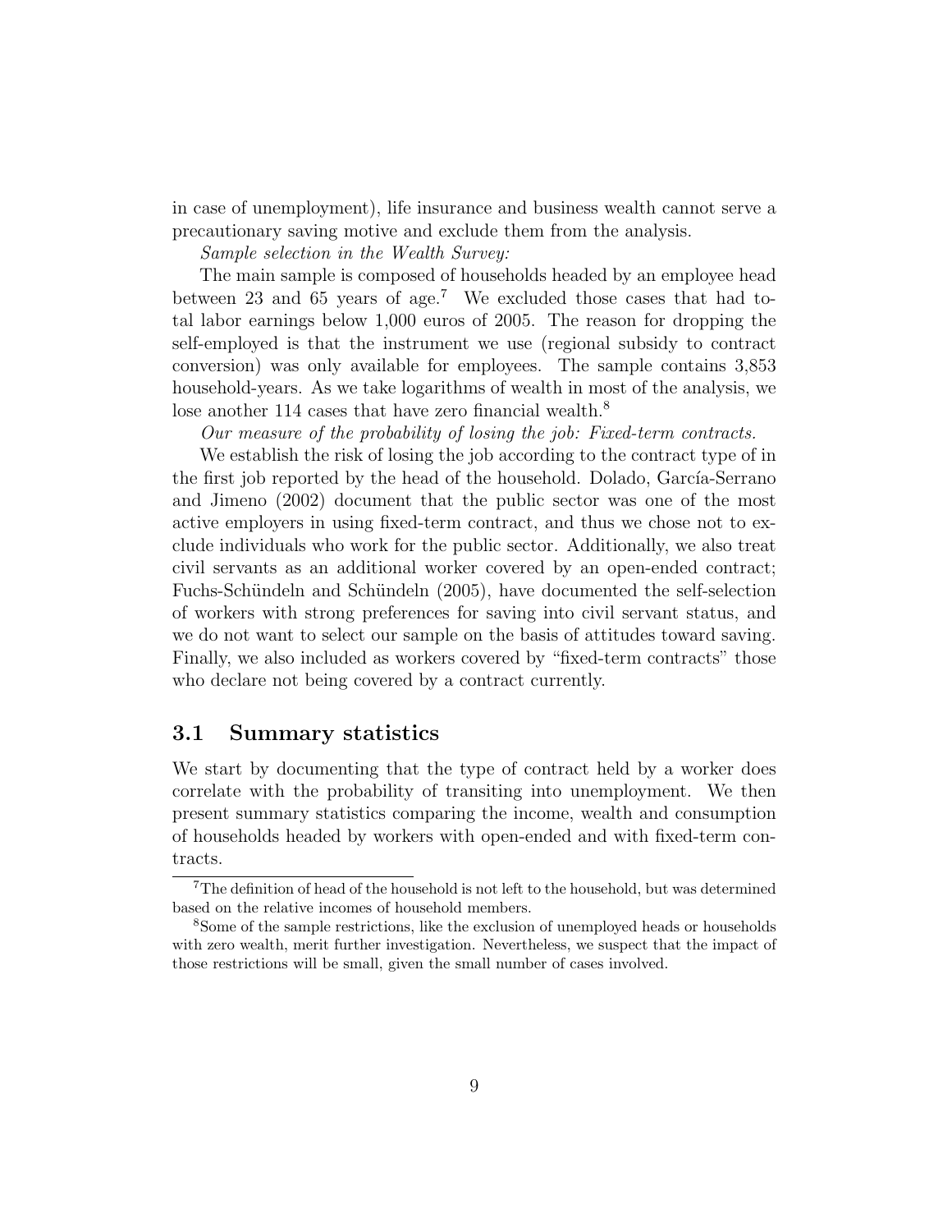in case of unemployment), life insurance and business wealth cannot serve a precautionary saving motive and exclude them from the analysis.

*Sample selection in the Wealth Survey:*

The main sample is composed of households headed by an employee head between 23 and 65 years of age.[7] We excluded those cases that had total labor earnings below 1,000 euros of 2005. The reason for dropping the self-employed is that the instrument we use (regional subsidy to contract conversion) was only available for employees. The sample contains 3,853 household-years. As we take logarithms of wealth in most of the analysis, we lose another 114 cases that have zero financial wealth.[8]

*Our measure of the probability of losing the job: Fixed-term contracts.*

We establish the risk of losing the job according to the contract type of in the first job reported by the head of the household. Dolado, García-Serrano and Jimeno (2002) document that the public sector was one of the most active employers in using fixed-term contract, and thus we chose not to exclude individuals who work for the public sector. Additionally, we also treat civil servants as an additional worker covered by an open-ended contract; Fuchs-Schündeln and Schündeln (2005), have documented the self-selection of workers with strong preferences for saving into civil servant status, and we do not want to select our sample on the basis of attitudes toward saving. Finally, we also included as workers covered by "fixed-term contracts" those who declare not being covered by a contract currently.

## 3.1 Summary statistics

We start by documenting that the type of contract held by a worker does correlate with the probability of transiting into unemployment. We then present summary statistics comparing the income, wealth and consumption of households headed by workers with open-ended and with fixed-term contracts.

[7] The definition of head of the household is not left to the household, but was determined based on the relative incomes of household members.

[8] Some of the sample restrictions, like the exclusion of unemployed heads or households with zero wealth, merit further investigation. Nevertheless, we suspect that the impact of those restrictions will be small, given the small number of cases involved.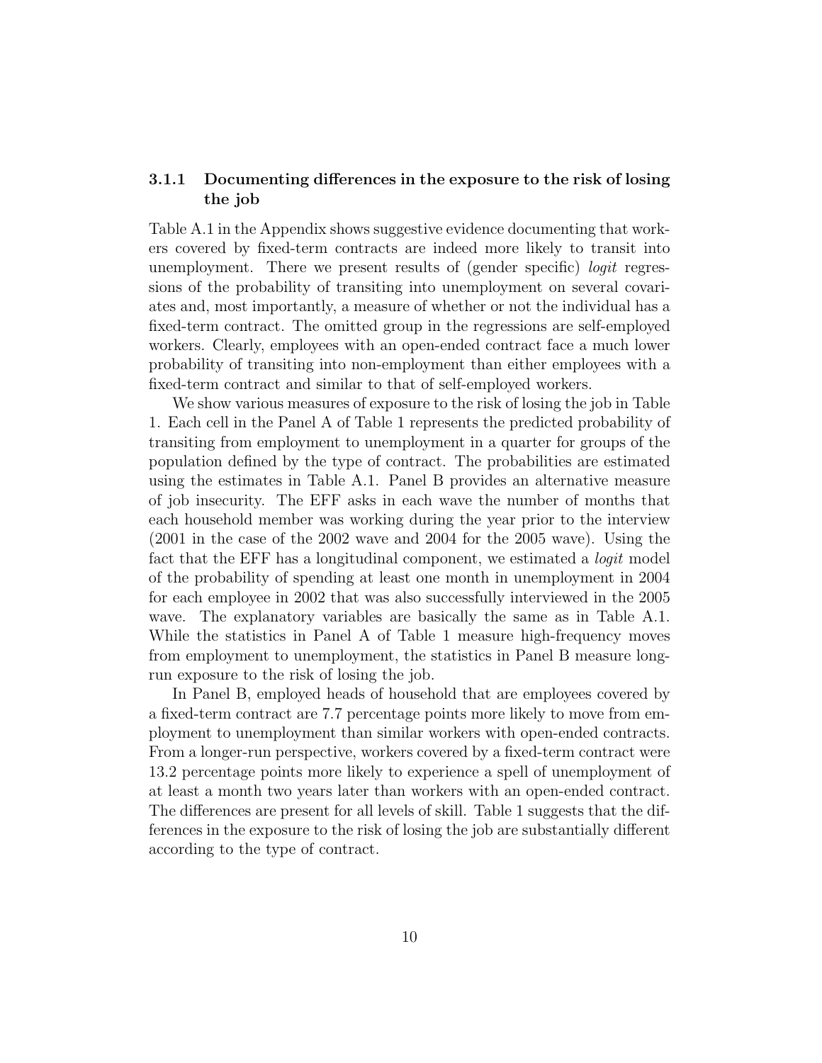### 3.1.1 Documenting differences in the exposure to the risk of losing the job

Table A.1 in the Appendix shows suggestive evidence documenting that workers covered by fixed-term contracts are indeed more likely to transit into unemployment. There we present results of (gender specific) *logit* regressions of the probability of transiting into unemployment on several covariates and, most importantly, a measure of whether or not the individual has a fixed-term contract. The omitted group in the regressions are self-employed workers. Clearly, employees with an open-ended contract face a much lower probability of transiting into non-employment than either employees with a fixed-term contract and similar to that of self-employed workers.

We show various measures of exposure to the risk of losing the job in Table 1. Each cell in the Panel A of Table 1 represents the predicted probability of transiting from employment to unemployment in a quarter for groups of the population defined by the type of contract. The probabilities are estimated using the estimates in Table A.1. Panel B provides an alternative measure of job insecurity. The EFF asks in each wave the number of months that each household member was working during the year prior to the interview (2001 in the case of the 2002 wave and 2004 for the 2005 wave). Using the fact that the EFF has a longitudinal component, we estimated a *logit* model of the probability of spending at least one month in unemployment in 2004 for each employee in 2002 that was also successfully interviewed in the 2005 wave. The explanatory variables are basically the same as in Table A.1. While the statistics in Panel A of Table 1 measure high-frequency moves from employment to unemployment, the statistics in Panel B measure long-run exposure to the risk of losing the job.

In Panel B, employed heads of household that are employees covered by a fixed-term contract are 7.7 percentage points more likely to move from employment to unemployment than similar workers with open-ended contracts. From a longer-run perspective, workers covered by a fixed-term contract were 13.2 percentage points more likely to experience a spell of unemployment of at least a month two years later than workers with an open-ended contract. The differences are present for all levels of skill. Table 1 suggests that the differences in the exposure to the risk of losing the job are substantially different according to the type of contract.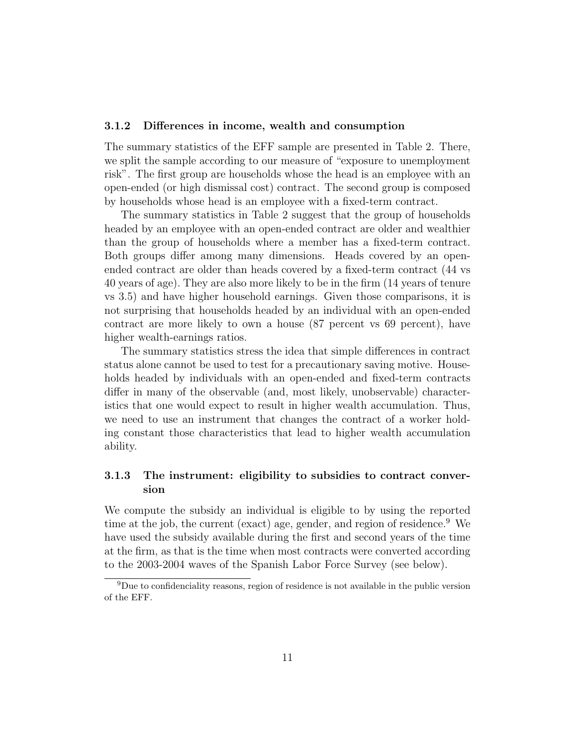### 3.1.2 Differences in income, wealth and consumption

The summary statistics of the EFF sample are presented in Table 2. There, we split the sample according to our measure of "exposure to unemployment risk". The first group are households whose the head is an employee with an open-ended (or high dismissal cost) contract. The second group is composed by households whose head is an employee with a fixed-term contract.

The summary statistics in Table 2 suggest that the group of households headed by an employee with an open-ended contract are older and wealthier than the group of households where a member has a fixed-term contract. Both groups differ among many dimensions. Heads covered by an open-ended contract are older than heads covered by a fixed-term contract (44 vs 40 years of age). They are also more likely to be in the firm (14 years of tenure vs 3.5) and have higher household earnings. Given those comparisons, it is not surprising that households headed by an individual with an open-ended contract are more likely to own a house (87 percent vs 69 percent), have higher wealth-earnings ratios.

The summary statistics stress the idea that simple differences in contract status alone cannot be used to test for a precautionary saving motive. Households headed by individuals with an open-ended and fixed-term contracts differ in many of the observable (and, most likely, unobservable) characteristics that one would expect to result in higher wealth accumulation. Thus, we need to use an instrument that changes the contract of a worker holding constant those characteristics that lead to higher wealth accumulation ability.

### 3.1.3 The instrument: eligibility to subsidies to contract conversion

We compute the subsidy an individual is eligible to by using the reported time at the job, the current (exact) age, gender, and region of residence.[9] We have used the subsidy available during the first and second years of the time at the firm, as that is the time when most contracts were converted according to the 2003-2004 waves of the Spanish Labor Force Survey (see below).

[9] Due to confidenciality reasons, region of residence is not available in the public version of the EFF.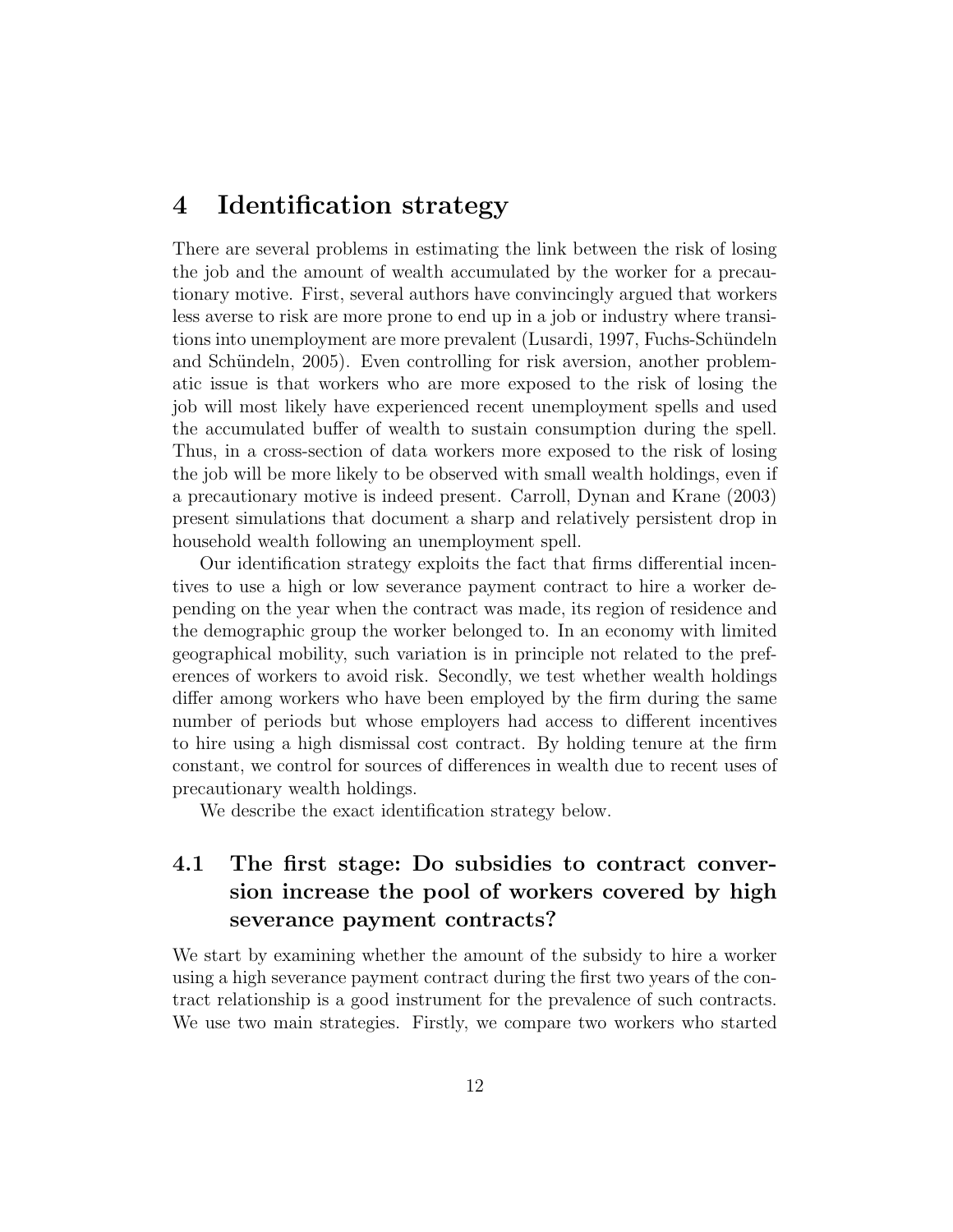# 4 Identification strategy

There are several problems in estimating the link between the risk of losing the job and the amount of wealth accumulated by the worker for a precautionary motive. First, several authors have convincingly argued that workers less averse to risk are more prone to end up in a job or industry where transitions into unemployment are more prevalent (Lusardi, 1997, Fuchs-Schündeln and Schündeln, 2005). Even controlling for risk aversion, another problematic issue is that workers who are more exposed to the risk of losing the job will most likely have experienced recent unemployment spells and used the accumulated buffer of wealth to sustain consumption during the spell. Thus, in a cross-section of data workers more exposed to the risk of losing the job will be more likely to be observed with small wealth holdings, even if a precautionary motive is indeed present. Carroll, Dynan and Krane (2003) present simulations that document a sharp and relatively persistent drop in household wealth following an unemployment spell.

Our identification strategy exploits the fact that firms differential incentives to use a high or low severance payment contract to hire a worker depending on the year when the contract was made, its region of residence and the demographic group the worker belonged to. In an economy with limited geographical mobility, such variation is in principle not related to the preferences of workers to avoid risk. Secondly, we test whether wealth holdings differ among workers who have been employed by the firm during the same number of periods but whose employers had access to different incentives to hire using a high dismissal cost contract. By holding tenure at the firm constant, we control for sources of differences in wealth due to recent uses of precautionary wealth holdings.

We describe the exact identification strategy below.

## 4.1 The first stage: Do subsidies to contract conversion increase the pool of workers covered by high severance payment contracts?

We start by examining whether the amount of the subsidy to hire a worker using a high severance payment contract during the first two years of the contract relationship is a good instrument for the prevalence of such contracts. We use two main strategies. Firstly, we compare two workers who started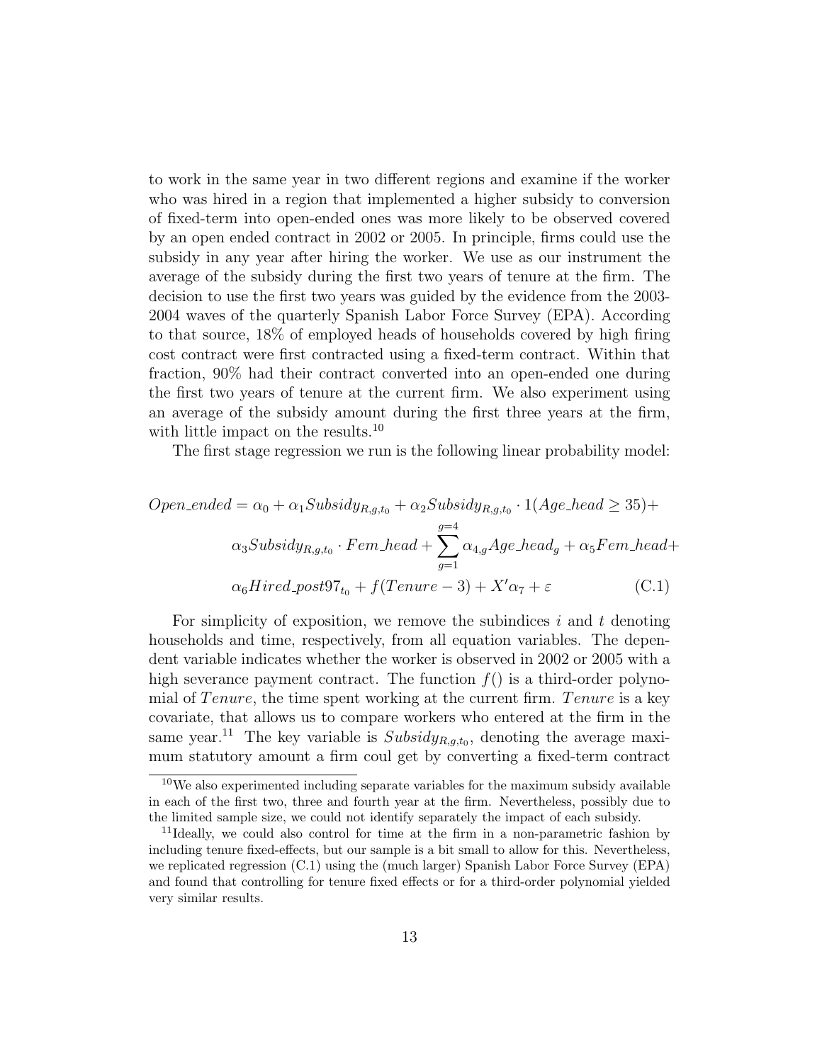to work in the same year in two different regions and examine if the worker who was hired in a region that implemented a higher subsidy to conversion of fixed-term into open-ended ones was more likely to be observed covered by an open ended contract in 2002 or 2005. In principle, firms could use the subsidy in any year after hiring the worker. We use as our instrument the average of the subsidy during the first two years of tenure at the firm. The decision to use the first two years was guided by the evidence from the 2003-2004 waves of the quarterly Spanish Labor Force Survey (EPA). According to that source, 18% of employed heads of households covered by high firing cost contract were first contracted using a fixed-term contract. Within that fraction, 90% had their contract converted into an open-ended one during the first two years of tenure at the current firm. We also experiment using an average of the subsidy amount during the first three years at the firm, with little impact on the results.[10]

The first stage regression we run is the following linear probability model:

$$
\begin{aligned}
Open\_ended = {} & \alpha_0 + \alpha_1 Subsidy_{R,g,t_0} + \alpha_2 Subsidy_{R,g,t_0} \cdot 1(Age\_head \geq 35) + \\
& \alpha_3 Subsidy_{R,g,t_0} \cdot Fem\_head + \sum_{g=1}^{g=4} \alpha_{4,g} Age\_head_g + \alpha_5 Fem\_head + \\
& \alpha_6 Hired\_post97_{t_0} + f(Tenure - 3) + X'\alpha_7 + \varepsilon \qquad \text{(C.1)}
\end{aligned}
$$

For simplicity of exposition, we remove the subindices $i$ and $t$ denoting households and time, respectively, from all equation variables. The dependent variable indicates whether the worker is observed in 2002 or 2005 with a high severance payment contract. The function $f()$ is a third-order polynomial of $Tenure$, the time spent working at the current firm. $Tenure$ is a key covariate, that allows us to compare workers who entered at the firm in the same year.[11] The key variable is $Subsidy_{R,g,t_0}$, denoting the average maximum statutory amount a firm coul get by converting a fixed-term contract

[10] We also experimented including separate variables for the maximum subsidy available in each of the first two, three and fourth year at the firm. Nevertheless, possibly due to the limited sample size, we could not identify separately the impact of each subsidy.

[11] Ideally, we could also control for time at the firm in a non-parametric fashion by including tenure fixed-effects, but our sample is a bit small to allow for this. Nevertheless, we replicated regression (C.1) using the (much larger) Spanish Labor Force Survey (EPA) and found that controlling for tenure fixed effects or for a third-order polynomial yielded very similar results.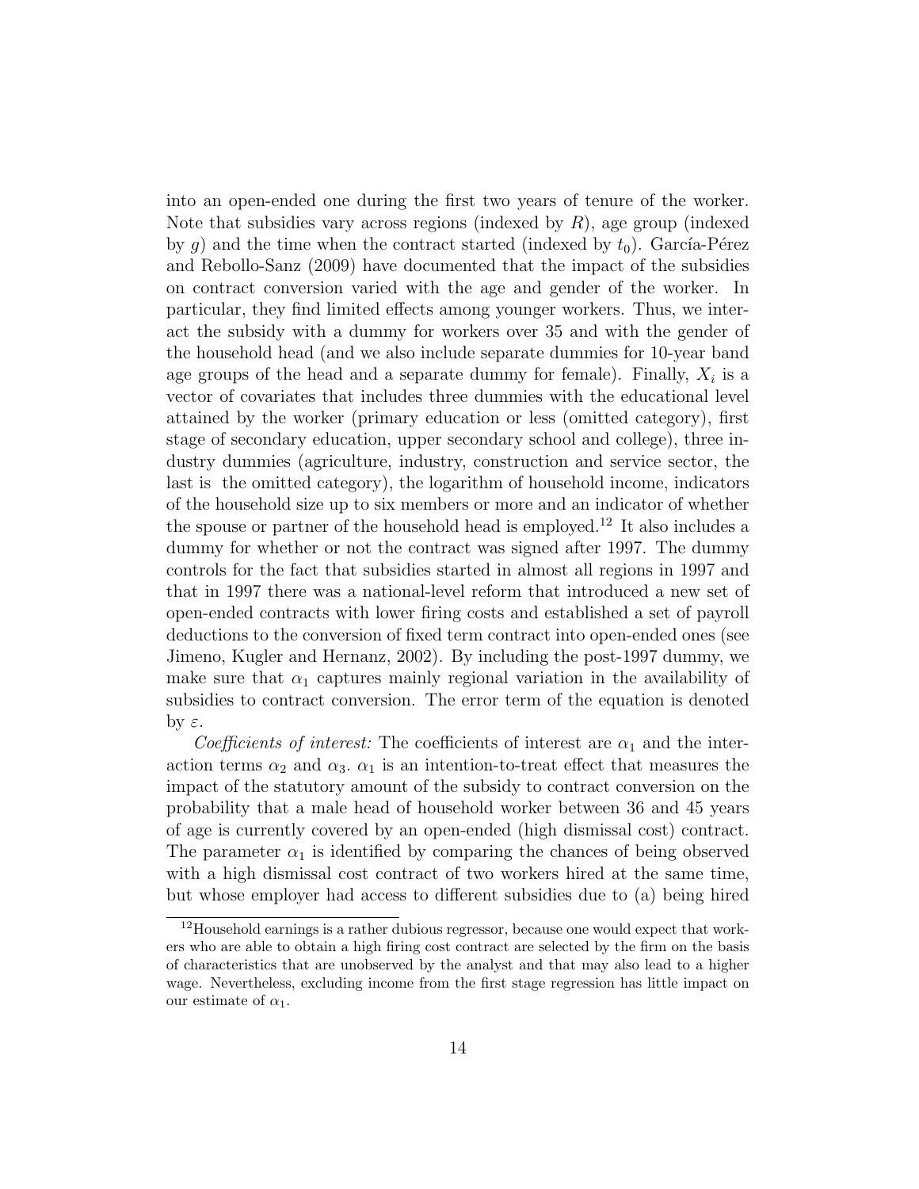into an open-ended one during the first two years of tenure of the worker. Note that subsidies vary across regions (indexed by $R$), age group (indexed by $g$) and the time when the contract started (indexed by $t_0$). García-Pérez and Rebollo-Sanz (2009) have documented that the impact of the subsidies on contract conversion varied with the age and gender of the worker. In particular, they find limited effects among younger workers. Thus, we interact the subsidy with a dummy for workers over 35 and with the gender of the household head (and we also include separate dummies for 10-year band age groups of the head and a separate dummy for female). Finally, $X_i$ is a vector of covariates that includes three dummies with the educational level attained by the worker (primary education or less (omitted category), first stage of secondary education, upper secondary school and college), three industry dummies (agriculture, industry, construction and service sector, the last is the omitted category), the logarithm of household income, indicators of the household size up to six members or more and an indicator of whether the spouse or partner of the household head is employed.[12] It also includes a dummy for whether or not the contract was signed after 1997. The dummy controls for the fact that subsidies started in almost all regions in 1997 and that in 1997 there was a national-level reform that introduced a new set of open-ended contracts with lower firing costs and established a set of payroll deductions to the conversion of fixed term contract into open-ended ones (see Jimeno, Kugler and Hernanz, 2002). By including the post-1997 dummy, we make sure that $\alpha_1$ captures mainly regional variation in the availability of subsidies to contract conversion. The error term of the equation is denoted by $\varepsilon$.

*Coefficients of interest:* The coefficients of interest are $\alpha_1$ and the interaction terms $\alpha_2$ and $\alpha_3$. $\alpha_1$ is an intention-to-treat effect that measures the impact of the statutory amount of the subsidy to contract conversion on the probability that a male head of household worker between 36 and 45 years of age is currently covered by an open-ended (high dismissal cost) contract. The parameter $\alpha_1$ is identified by comparing the chances of being observed with a high dismissal cost contract of two workers hired at the same time, but whose employer had access to different subsidies due to (a) being hired

[12]Household earnings is a rather dubious regressor, because one would expect that workers who are able to obtain a high firing cost contract are selected by the firm on the basis of characteristics that are unobserved by the analyst and that may also lead to a higher wage. Nevertheless, excluding income from the first stage regression has little impact on our estimate of $\alpha_1$.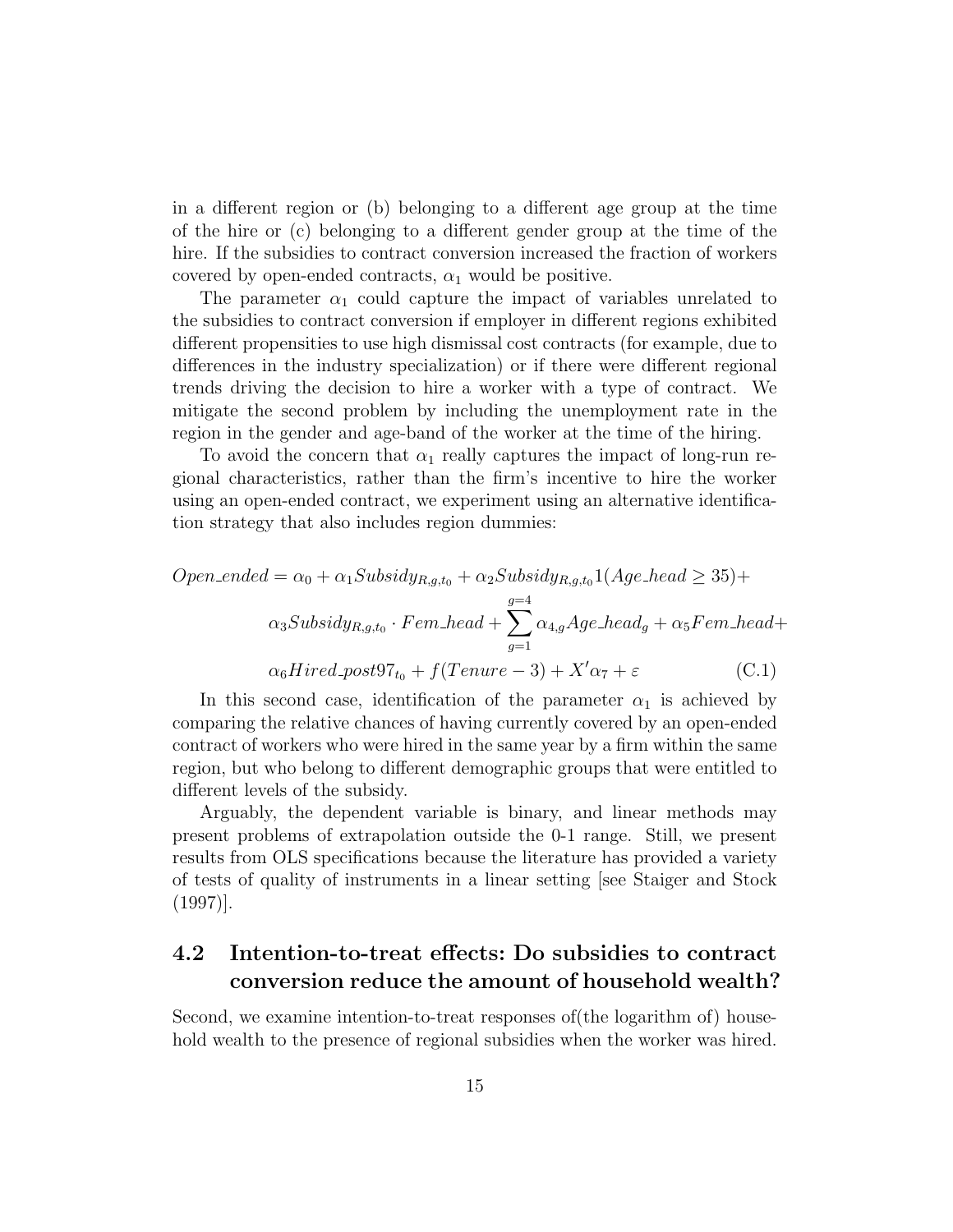in a different region or (b) belonging to a different age group at the time of the hire or (c) belonging to a different gender group at the time of the hire. If the subsidies to contract conversion increased the fraction of workers covered by open-ended contracts, $\alpha_1$ would be positive.

The parameter $\alpha_1$ could capture the impact of variables unrelated to the subsidies to contract conversion if employer in different regions exhibited different propensities to use high dismissal cost contracts (for example, due to differences in the industry specialization) or if there were different regional trends driving the decision to hire a worker with a type of contract. We mitigate the second problem by including the unemployment rate in the region in the gender and age-band of the worker at the time of the hiring.

To avoid the concern that $\alpha_1$ really captures the impact of long-run regional characteristics, rather than the firm's incentive to hire the worker using an open-ended contract, we experiment using an alternative identification strategy that also includes region dummies:

$$
\begin{aligned}
Open\_ended = {} & \alpha_0 + \alpha_1 Subsidy_{R,g,t_0} + \alpha_2 Subsidy_{R,g,t_0} 1(Age\_head \geq 35) + \\
& \alpha_3 Subsidy_{R,g,t_0} \cdot Fem\_head + \sum_{g=1}^{g=4} \alpha_{4,g} Age\_head_g + \alpha_5 Fem\_head + \\
& \alpha_6 Hired\_post97_{t_0} + f(Tenure - 3) + X'\alpha_7 + \varepsilon \qquad \text{(C.1)}
\end{aligned}
$$

In this second case, identification of the parameter $\alpha_1$ is achieved by comparing the relative chances of having currently covered by an open-ended contract of workers who were hired in the same year by a firm within the same region, but who belong to different demographic groups that were entitled to different levels of the subsidy.

Arguably, the dependent variable is binary, and linear methods may present problems of extrapolation outside the 0-1 range. Still, we present results from OLS specifications because the literature has provided a variety of tests of quality of instruments in a linear setting [see Staiger and Stock (1997)].

## 4.2 Intention-to-treat effects: Do subsidies to contract conversion reduce the amount of household wealth?

Second, we examine intention-to-treat responses of(the logarithm of) household wealth to the presence of regional subsidies when the worker was hired.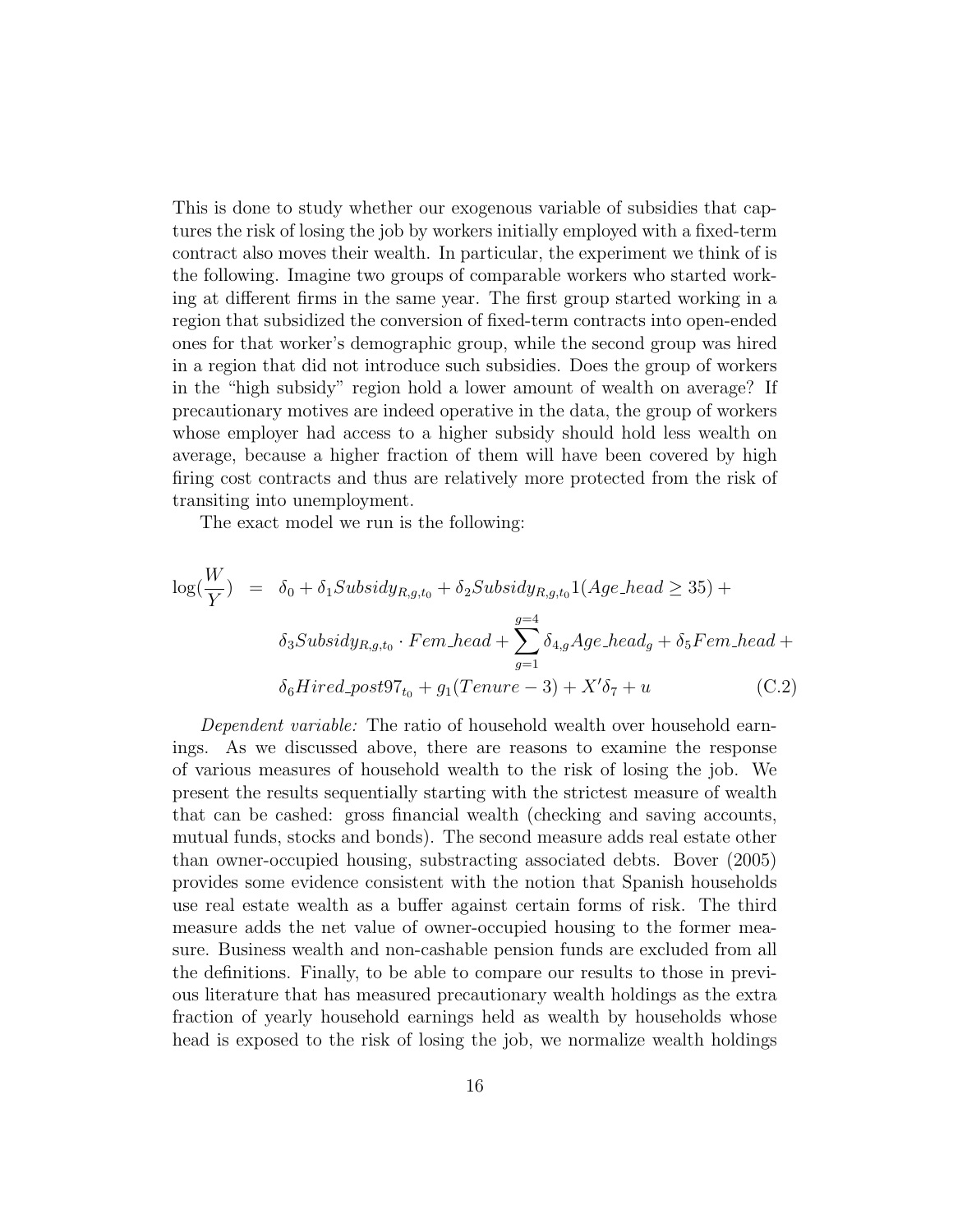This is done to study whether our exogenous variable of subsidies that captures the risk of losing the job by workers initially employed with a fixed-term contract also moves their wealth. In particular, the experiment we think of is the following. Imagine two groups of comparable workers who started working at different firms in the same year. The first group started working in a region that subsidized the conversion of fixed-term contracts into open-ended ones for that worker's demographic group, while the second group was hired in a region that did not introduce such subsidies. Does the group of workers in the "high subsidy" region hold a lower amount of wealth on average? If precautionary motives are indeed operative in the data, the group of workers whose employer had access to a higher subsidy should hold less wealth on average, because a higher fraction of them will have been covered by high firing cost contracts and thus are relatively more protected from the risk of transiting into unemployment.

The exact model we run is the following:

$$
\begin{aligned}
\log(\frac{W}{Y}) \quad = \quad & \delta_0 + \delta_1 Subsidy_{R,g,t_0} + \delta_2 Subsidy_{R,g,t_0} 1(Age\_head \geq 35) + \\
& \delta_3 Subsidy_{R,g,t_0} \cdot Fem\_head + \sum_{g=1}^{g=4} \delta_{4,g} Age\_head_g + \delta_5 Fem\_head + \\
& \delta_6 Hired\_post97_{t_0} + g_1(Tenure - 3) + X'\delta_7 + u \qquad \text{(C.2)}
\end{aligned}
$$

*Dependent variable:* The ratio of household wealth over household earnings. As we discussed above, there are reasons to examine the response of various measures of household wealth to the risk of losing the job. We present the results sequentially starting with the strictest measure of wealth that can be cashed: gross financial wealth (checking and saving accounts, mutual funds, stocks and bonds). The second measure adds real estate other than owner-occupied housing, substracting associated debts. Bover (2005) provides some evidence consistent with the notion that Spanish households use real estate wealth as a buffer against certain forms of risk. The third measure adds the net value of owner-occupied housing to the former measure. Business wealth and non-cashable pension funds are excluded from all the definitions. Finally, to be able to compare our results to those in previous literature that has measured precautionary wealth holdings as the extra fraction of yearly household earnings held as wealth by households whose head is exposed to the risk of losing the job, we normalize wealth holdings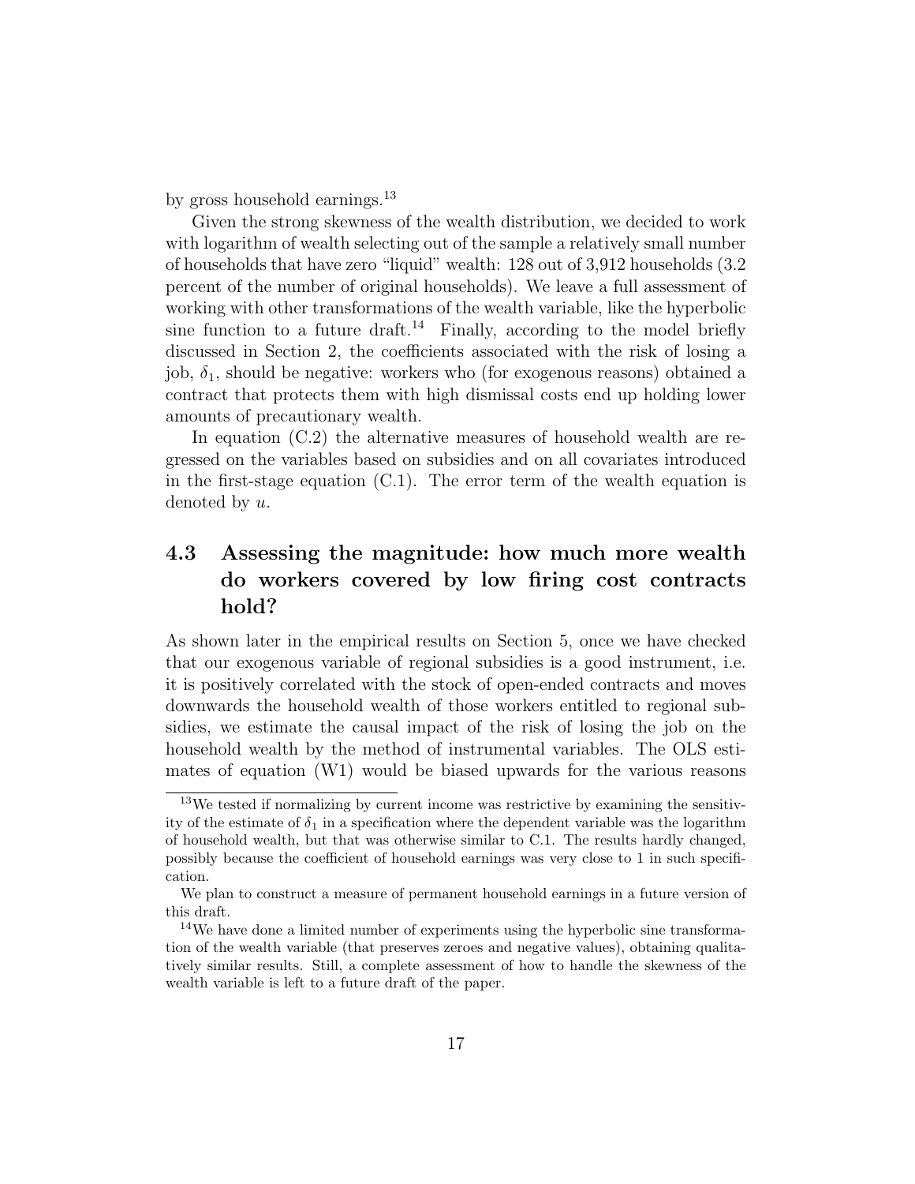by gross household earnings.[13]

Given the strong skewness of the wealth distribution, we decided to work with logarithm of wealth selecting out of the sample a relatively small number of households that have zero "liquid" wealth: 128 out of 3,912 households (3.2 percent of the number of original households). We leave a full assessment of working with other transformations of the wealth variable, like the hyperbolic sine function to a future draft.[14] Finally, according to the model briefly discussed in Section 2, the coefficients associated with the risk of losing a job, $\delta_1$, should be negative: workers who (for exogenous reasons) obtained a contract that protects them with high dismissal costs end up holding lower amounts of precautionary wealth.

In equation (C.2) the alternative measures of household wealth are regressed on the variables based on subsidies and on all covariates introduced in the first-stage equation (C.1). The error term of the wealth equation is denoted by $u$.

## 4.3 Assessing the magnitude: how much more wealth do workers covered by low firing cost contracts hold?

As shown later in the empirical results on Section 5, once we have checked that our exogenous variable of regional subsidies is a good instrument, i.e. it is positively correlated with the stock of open-ended contracts and moves downwards the household wealth of those workers entitled to regional subsidies, we estimate the causal impact of the risk of losing the job on the household wealth by the method of instrumental variables. The OLS estimates of equation (W1) would be biased upwards for the various reasons

[13] We tested if normalizing by current income was restrictive by examining the sensitivity of the estimate of $\delta_1$ in a specification where the dependent variable was the logarithm of household wealth, but that was otherwise similar to C.1. The results hardly changed, possibly because the coefficient of household earnings was very close to 1 in such specification.

We plan to construct a measure of permanent household earnings in a future version of this draft.

[14] We have done a limited number of experiments using the hyperbolic sine transformation of the wealth variable (that preserves zeroes and negative values), obtaining qualitatively similar results. Still, a complete assessment of how to handle the skewness of the wealth variable is left to a future draft of the paper.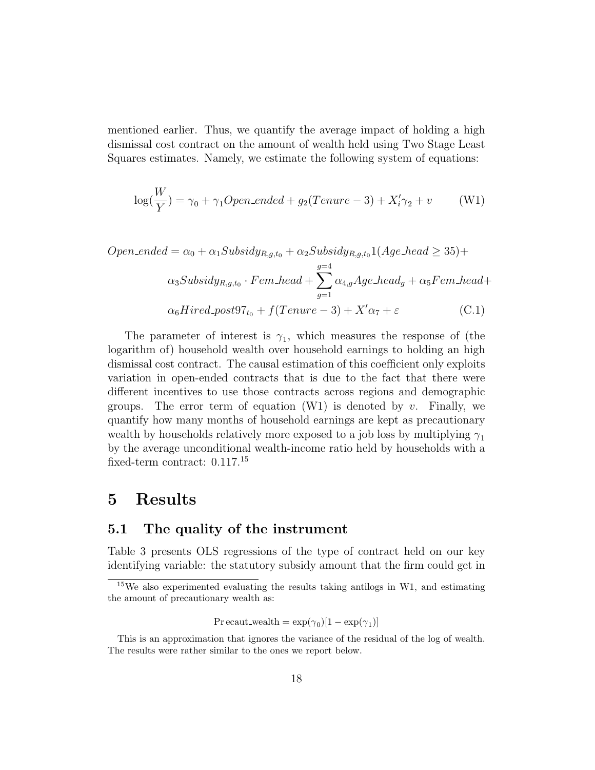mentioned earlier. Thus, we quantify the average impact of holding a high dismissal cost contract on the amount of wealth held using Two Stage Least Squares estimates. Namely, we estimate the following system of equations:

$$\log(\frac{W}{Y}) = \gamma_0 + \gamma_1 Open\_ended + g_2(Tenure - 3) + X_i'\gamma_2 + v \qquad \text{(W1)}$$

$$\begin{aligned} Open\_ended = {} & \alpha_0 + \alpha_1 Subsidy_{R,g,t_0} + \alpha_2 Subsidy_{R,g,t_0} 1(Age\_head \geq 35) + \\ & \alpha_3 Subsidy_{R,g,t_0} \cdot Fem\_head + \sum_{g=1}^{g=4} \alpha_{4,g} Age\_head_g + \alpha_5 Fem\_head + \\ & \alpha_6 Hired\_post97_{t_0} + f(Tenure - 3) + X'\alpha_7 + \varepsilon \qquad \text{(C.1)} \end{aligned}$$

The parameter of interest is $\gamma_1$, which measures the response of (the logarithm of) household wealth over household earnings to holding an high dismissal cost contract. The causal estimation of this coefficient only exploits variation in open-ended contracts that is due to the fact that there were different incentives to use those contracts across regions and demographic groups. The error term of equation (W1) is denoted by $v$. Finally, we quantify how many months of household earnings are kept as precautionary wealth by households relatively more exposed to a job loss by multiplying $\gamma_1$ by the average unconditional wealth-income ratio held by households with a fixed-term contract: 0.117.[15]

# 5 Results

## 5.1 The quality of the instrument

Table 3 presents OLS regressions of the type of contract held on our key identifying variable: the statutory subsidy amount that the firm could get in

[15] We also experimented evaluating the results taking antilogs in W1, and estimating the amount of precautionary wealth as:

$$\text{Precaut\_wealth} = \exp(\gamma_0)[1 - \exp(\gamma_1)]$$

This is an approximation that ignores the variance of the residual of the log of wealth. The results were rather similar to the ones we report below.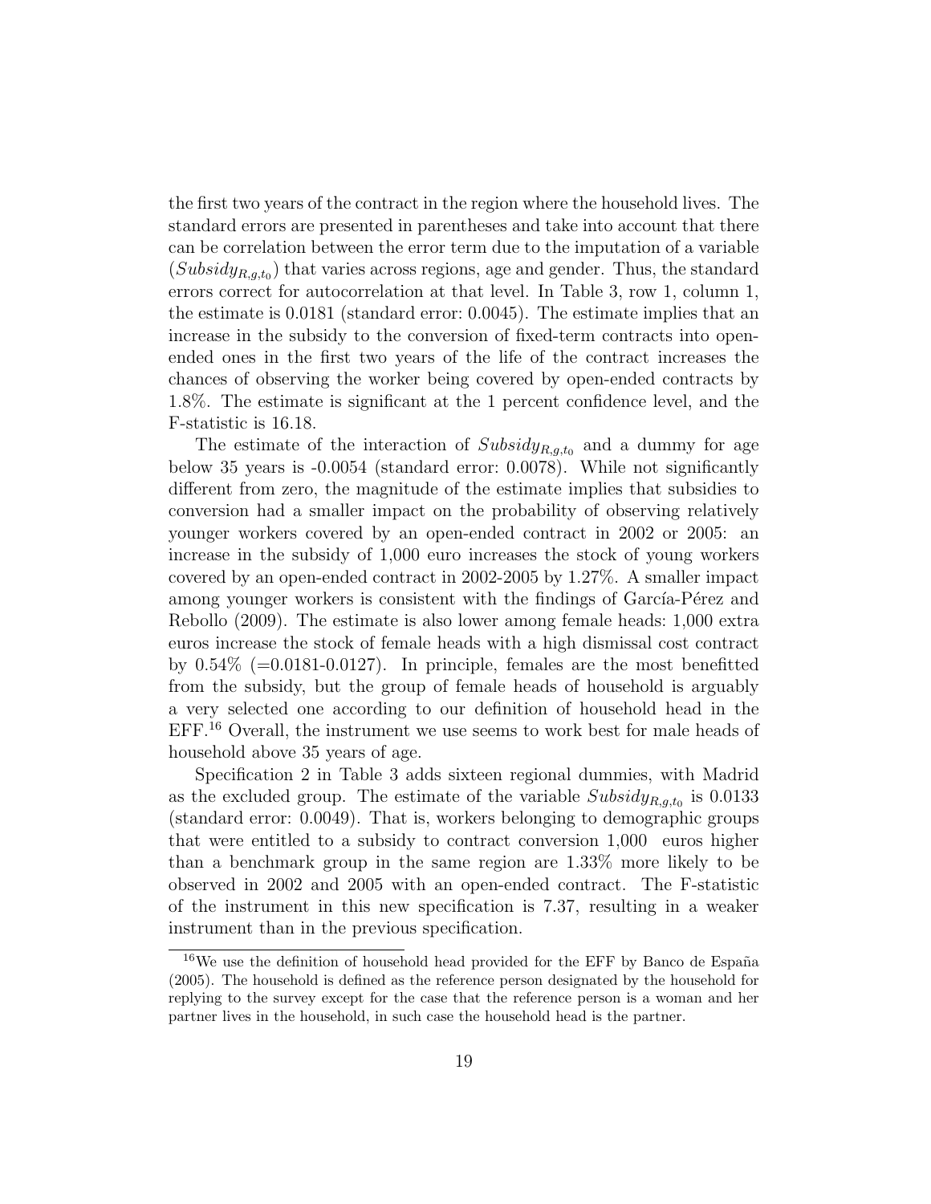the first two years of the contract in the region where the household lives. The standard errors are presented in parentheses and take into account that there can be correlation between the error term due to the imputation of a variable ($Subsidy_{R,g,t_0}$) that varies across regions, age and gender. Thus, the standard errors correct for autocorrelation at that level. In Table 3, row 1, column 1, the estimate is 0.0181 (standard error: 0.0045). The estimate implies that an increase in the subsidy to the conversion of fixed-term contracts into open-ended ones in the first two years of the life of the contract increases the chances of observing the worker being covered by open-ended contracts by 1.8%. The estimate is significant at the 1 percent confidence level, and the F-statistic is 16.18.

The estimate of the interaction of $Subsidy_{R,g,t_0}$ and a dummy for age below 35 years is -0.0054 (standard error: 0.0078). While not significantly different from zero, the magnitude of the estimate implies that subsidies to conversion had a smaller impact on the probability of observing relatively younger workers covered by an open-ended contract in 2002 or 2005: an increase in the subsidy of 1,000 euro increases the stock of young workers covered by an open-ended contract in 2002-2005 by 1.27%. A smaller impact among younger workers is consistent with the findings of García-Pérez and Rebollo (2009). The estimate is also lower among female heads: 1,000 extra euros increase the stock of female heads with a high dismissal cost contract by 0.54% (=0.0181-0.0127). In principle, females are the most benefitted from the subsidy, but the group of female heads of household is arguably a very selected one according to our definition of household head in the EFF.[16] Overall, the instrument we use seems to work best for male heads of household above 35 years of age.

Specification 2 in Table 3 adds sixteen regional dummies, with Madrid as the excluded group. The estimate of the variable $Subsidy_{R,g,t_0}$ is 0.0133 (standard error: 0.0049). That is, workers belonging to demographic groups that were entitled to a subsidy to contract conversion 1,000 euros higher than a benchmark group in the same region are 1.33% more likely to be observed in 2002 and 2005 with an open-ended contract. The F-statistic of the instrument in this new specification is 7.37, resulting in a weaker instrument than in the previous specification.

[16]We use the definition of household head provided for the EFF by Banco de España (2005). The household is defined as the reference person designated by the household for replying to the survey except for the case that the reference person is a woman and her partner lives in the household, in such case the household head is the partner.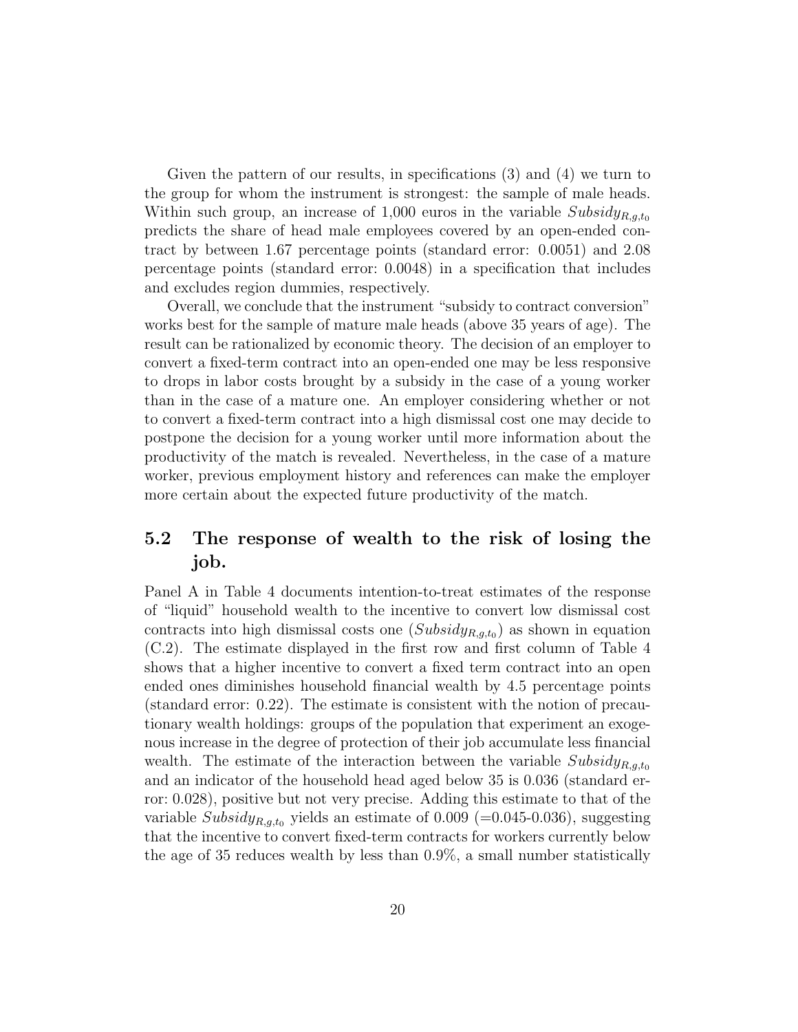Given the pattern of our results, in specifications (3) and (4) we turn to the group for whom the instrument is strongest: the sample of male heads. Within such group, an increase of 1,000 euros in the variable $Subsidy_{R,g,t_0}$ predicts the share of head male employees covered by an open-ended contract by between 1.67 percentage points (standard error: 0.0051) and 2.08 percentage points (standard error: 0.0048) in a specification that includes and excludes region dummies, respectively.

Overall, we conclude that the instrument "subsidy to contract conversion" works best for the sample of mature male heads (above 35 years of age). The result can be rationalized by economic theory. The decision of an employer to convert a fixed-term contract into an open-ended one may be less responsive to drops in labor costs brought by a subsidy in the case of a young worker than in the case of a mature one. An employer considering whether or not to convert a fixed-term contract into a high dismissal cost one may decide to postpone the decision for a young worker until more information about the productivity of the match is revealed. Nevertheless, in the case of a mature worker, previous employment history and references can make the employer more certain about the expected future productivity of the match.

## 5.2 The response of wealth to the risk of losing the job.

Panel A in Table 4 documents intention-to-treat estimates of the response of "liquid" household wealth to the incentive to convert low dismissal cost contracts into high dismissal costs one ($Subsidy_{R,g,t_0}$) as shown in equation (C.2). The estimate displayed in the first row and first column of Table 4 shows that a higher incentive to convert a fixed term contract into an open ended ones diminishes household financial wealth by 4.5 percentage points (standard error: 0.22). The estimate is consistent with the notion of precautionary wealth holdings: groups of the population that experiment an exogenous increase in the degree of protection of their job accumulate less financial wealth. The estimate of the interaction between the variable $Subsidy_{R,g,t_0}$ and an indicator of the household head aged below 35 is 0.036 (standard error: 0.028), positive but not very precise. Adding this estimate to that of the variable $Subsidy_{R,g,t_0}$ yields an estimate of 0.009 (=0.045-0.036), suggesting that the incentive to convert fixed-term contracts for workers currently below the age of 35 reduces wealth by less than 0.9%, a small number statistically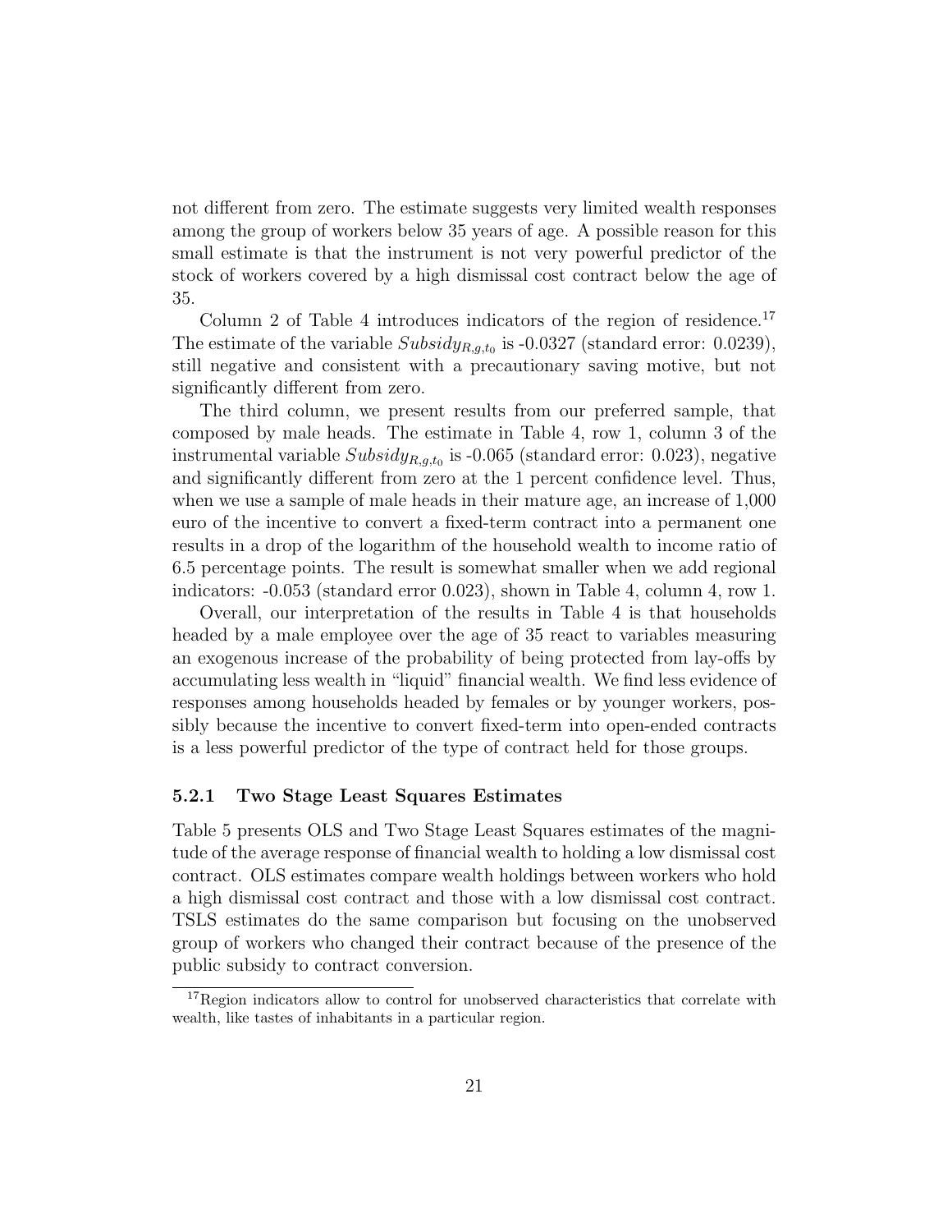not different from zero. The estimate suggests very limited wealth responses among the group of workers below 35 years of age. A possible reason for this small estimate is that the instrument is not very powerful predictor of the stock of workers covered by a high dismissal cost contract below the age of 35.

Column 2 of Table 4 introduces indicators of the region of residence.[17] The estimate of the variable $Subsidy_{R,g,t_0}$ is -0.0327 (standard error: 0.0239), still negative and consistent with a precautionary saving motive, but not significantly different from zero.

The third column, we present results from our preferred sample, that composed by male heads. The estimate in Table 4, row 1, column 3 of the instrumental variable $Subsidy_{R,g,t_0}$ is -0.065 (standard error: 0.023), negative and significantly different from zero at the 1 percent confidence level. Thus, when we use a sample of male heads in their mature age, an increase of 1,000 euro of the incentive to convert a fixed-term contract into a permanent one results in a drop of the logarithm of the household wealth to income ratio of 6.5 percentage points. The result is somewhat smaller when we add regional indicators: -0.053 (standard error 0.023), shown in Table 4, column 4, row 1.

Overall, our interpretation of the results in Table 4 is that households headed by a male employee over the age of 35 react to variables measuring an exogenous increase of the probability of being protected from lay-offs by accumulating less wealth in "liquid" financial wealth. We find less evidence of responses among households headed by females or by younger workers, possibly because the incentive to convert fixed-term into open-ended contracts is a less powerful predictor of the type of contract held for those groups.

### 5.2.1 Two Stage Least Squares Estimates

Table 5 presents OLS and Two Stage Least Squares estimates of the magnitude of the average response of financial wealth to holding a low dismissal cost contract. OLS estimates compare wealth holdings between workers who hold a high dismissal cost contract and those with a low dismissal cost contract. TSLS estimates do the same comparison but focusing on the unobserved group of workers who changed their contract because of the presence of the public subsidy to contract conversion.

[17] Region indicators allow to control for unobserved characteristics that correlate with wealth, like tastes of inhabitants in a particular region.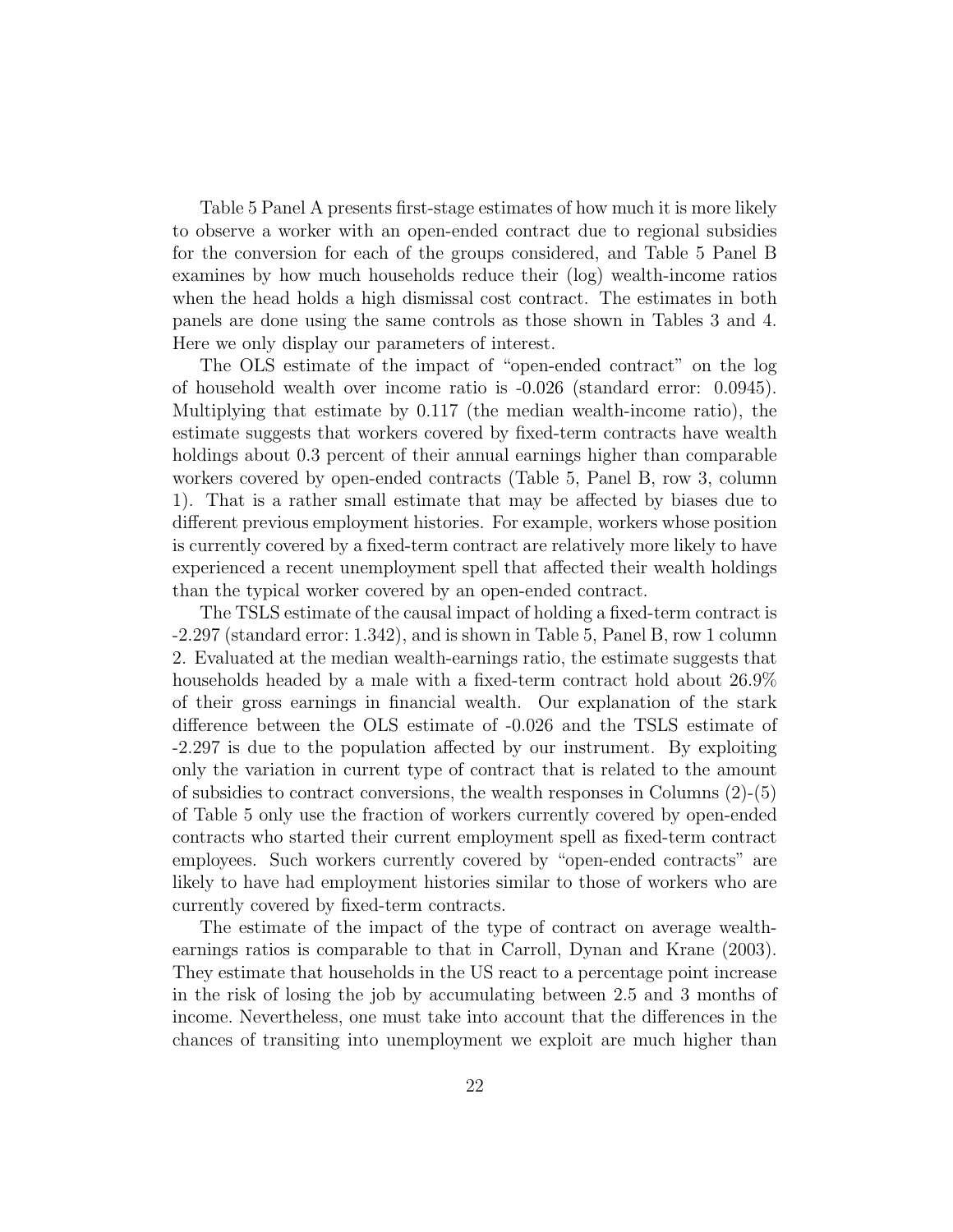Table 5 Panel A presents first-stage estimates of how much it is more likely to observe a worker with an open-ended contract due to regional subsidies for the conversion for each of the groups considered, and Table 5 Panel B examines by how much households reduce their (log) wealth-income ratios when the head holds a high dismissal cost contract. The estimates in both panels are done using the same controls as those shown in Tables 3 and 4. Here we only display our parameters of interest.

The OLS estimate of the impact of "open-ended contract" on the log of household wealth over income ratio is -0.026 (standard error: 0.0945). Multiplying that estimate by 0.117 (the median wealth-income ratio), the estimate suggests that workers covered by fixed-term contracts have wealth holdings about 0.3 percent of their annual earnings higher than comparable workers covered by open-ended contracts (Table 5, Panel B, row 3, column 1). That is a rather small estimate that may be affected by biases due to different previous employment histories. For example, workers whose position is currently covered by a fixed-term contract are relatively more likely to have experienced a recent unemployment spell that affected their wealth holdings than the typical worker covered by an open-ended contract.

The TSLS estimate of the causal impact of holding a fixed-term contract is -2.297 (standard error: 1.342), and is shown in Table 5, Panel B, row 1 column 2. Evaluated at the median wealth-earnings ratio, the estimate suggests that households headed by a male with a fixed-term contract hold about 26.9% of their gross earnings in financial wealth. Our explanation of the stark difference between the OLS estimate of -0.026 and the TSLS estimate of -2.297 is due to the population affected by our instrument. By exploiting only the variation in current type of contract that is related to the amount of subsidies to contract conversions, the wealth responses in Columns (2)-(5) of Table 5 only use the fraction of workers currently covered by open-ended contracts who started their current employment spell as fixed-term contract employees. Such workers currently covered by "open-ended contracts" are likely to have had employment histories similar to those of workers who are currently covered by fixed-term contracts.

The estimate of the impact of the type of contract on average wealth-earnings ratios is comparable to that in Carroll, Dynan and Krane (2003). They estimate that households in the US react to a percentage point increase in the risk of losing the job by accumulating between 2.5 and 3 months of income. Nevertheless, one must take into account that the differences in the chances of transiting into unemployment we exploit are much higher than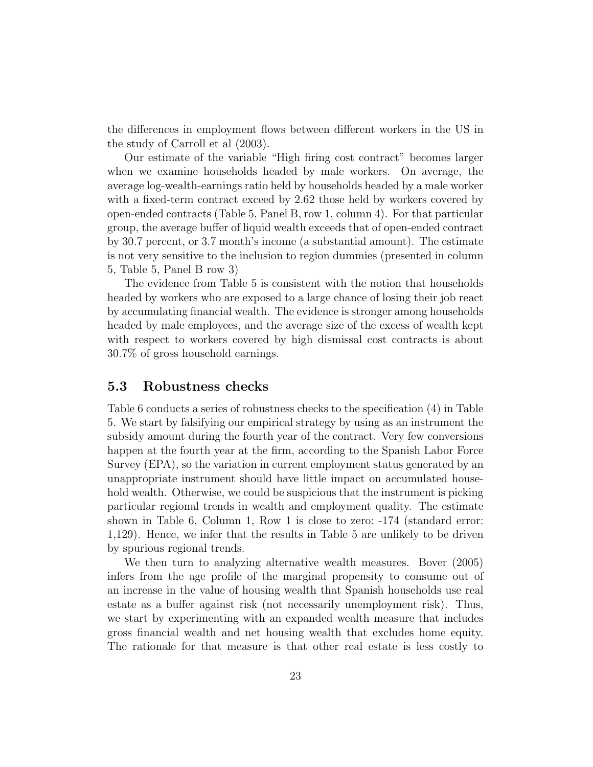the differences in employment flows between different workers in the US in the study of Carroll et al (2003).

Our estimate of the variable "High firing cost contract" becomes larger when we examine households headed by male workers. On average, the average log-wealth-earnings ratio held by households headed by a male worker with a fixed-term contract exceed by 2.62 those held by workers covered by open-ended contracts (Table 5, Panel B, row 1, column 4). For that particular group, the average buffer of liquid wealth exceeds that of open-ended contract by 30.7 percent, or 3.7 month's income (a substantial amount). The estimate is not very sensitive to the inclusion to region dummies (presented in column 5, Table 5, Panel B row 3)

The evidence from Table 5 is consistent with the notion that households headed by workers who are exposed to a large chance of losing their job react by accumulating financial wealth. The evidence is stronger among households headed by male employees, and the average size of the excess of wealth kept with respect to workers covered by high dismissal cost contracts is about 30.7% of gross household earnings.

## 5.3 Robustness checks

Table 6 conducts a series of robustness checks to the specification (4) in Table 5. We start by falsifying our empirical strategy by using as an instrument the subsidy amount during the fourth year of the contract. Very few conversions happen at the fourth year at the firm, according to the Spanish Labor Force Survey (EPA), so the variation in current employment status generated by an unappropriate instrument should have little impact on accumulated household wealth. Otherwise, we could be suspicious that the instrument is picking particular regional trends in wealth and employment quality. The estimate shown in Table 6, Column 1, Row 1 is close to zero: -174 (standard error: 1,129). Hence, we infer that the results in Table 5 are unlikely to be driven by spurious regional trends.

We then turn to analyzing alternative wealth measures. Bover (2005) infers from the age profile of the marginal propensity to consume out of an increase in the value of housing wealth that Spanish households use real estate as a buffer against risk (not necessarily unemployment risk). Thus, we start by experimenting with an expanded wealth measure that includes gross financial wealth and net housing wealth that excludes home equity. The rationale for that measure is that other real estate is less costly to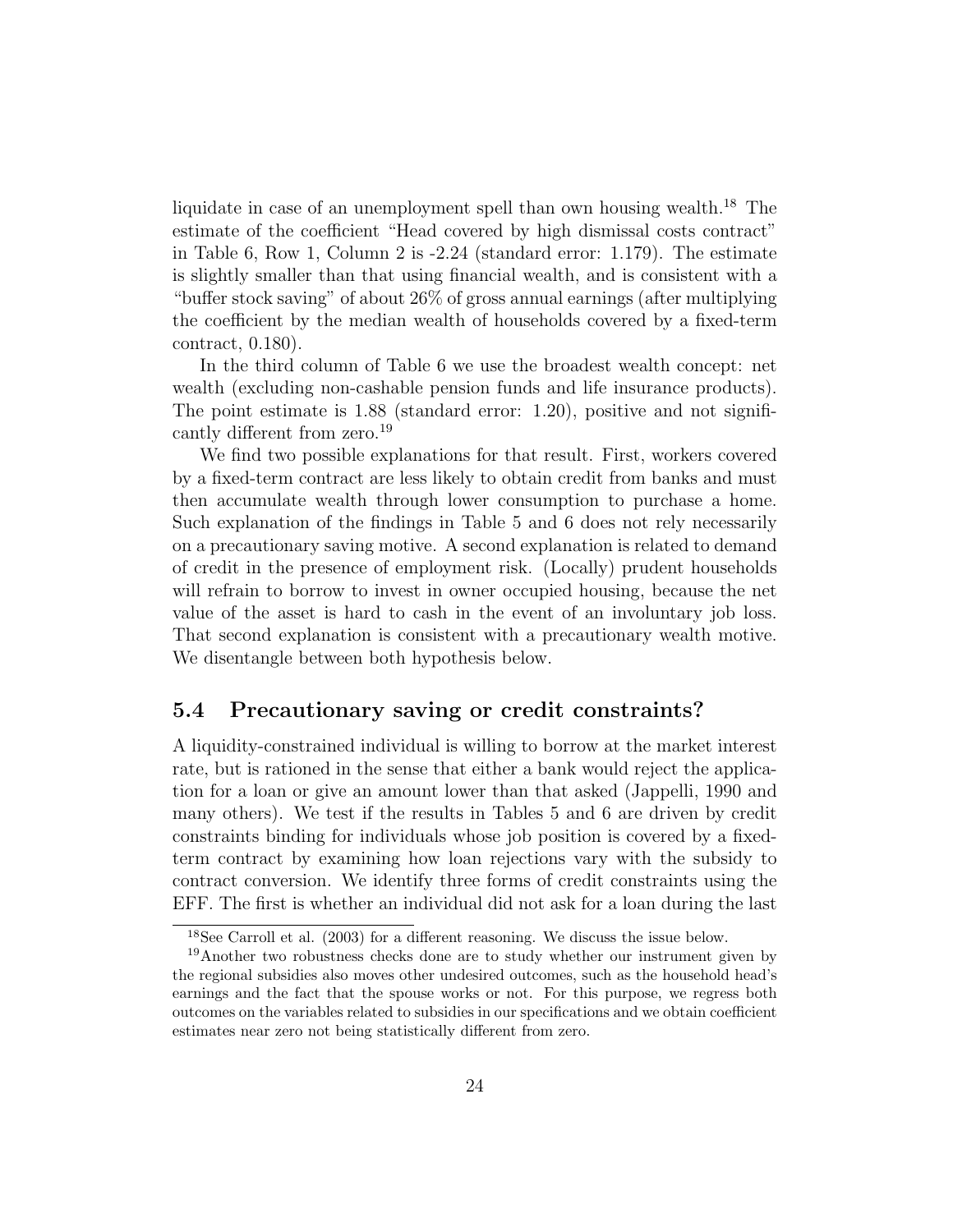liquidate in case of an unemployment spell than own housing wealth.[18] The estimate of the coefficient "Head covered by high dismissal costs contract" in Table 6, Row 1, Column 2 is -2.24 (standard error: 1.179). The estimate is slightly smaller than that using financial wealth, and is consistent with a "buffer stock saving" of about 26% of gross annual earnings (after multiplying the coefficient by the median wealth of households covered by a fixed-term contract, 0.180).

In the third column of Table 6 we use the broadest wealth concept: net wealth (excluding non-cashable pension funds and life insurance products). The point estimate is 1.88 (standard error: 1.20), positive and not significantly different from zero.[19]

We find two possible explanations for that result. First, workers covered by a fixed-term contract are less likely to obtain credit from banks and must then accumulate wealth through lower consumption to purchase a home. Such explanation of the findings in Table 5 and 6 does not rely necessarily on a precautionary saving motive. A second explanation is related to demand of credit in the presence of employment risk. (Locally) prudent households will refrain to borrow to invest in owner occupied housing, because the net value of the asset is hard to cash in the event of an involuntary job loss. That second explanation is consistent with a precautionary wealth motive. We disentangle between both hypothesis below.

## 5.4 Precautionary saving or credit constraints?

A liquidity-constrained individual is willing to borrow at the market interest rate, but is rationed in the sense that either a bank would reject the application for a loan or give an amount lower than that asked (Jappelli, 1990 and many others). We test if the results in Tables 5 and 6 are driven by credit constraints binding for individuals whose job position is covered by a fixed-term contract by examining how loan rejections vary with the subsidy to contract conversion. We identify three forms of credit constraints using the EFF. The first is whether an individual did not ask for a loan during the last

[18] See Carroll et al. (2003) for a different reasoning. We discuss the issue below.

[19] Another two robustness checks done are to study whether our instrument given by the regional subsidies also moves other undesired outcomes, such as the household head's earnings and the fact that the spouse works or not. For this purpose, we regress both outcomes on the variables related to subsidies in our specifications and we obtain coefficient estimates near zero not being statistically different from zero.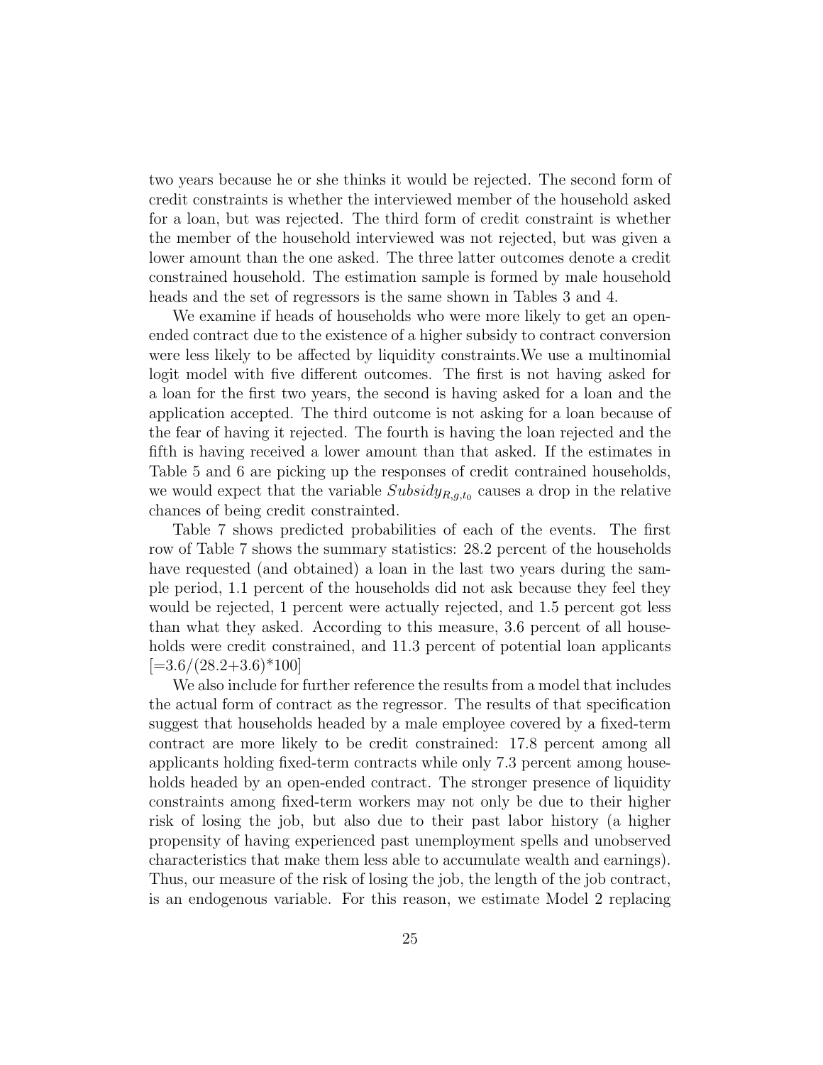two years because he or she thinks it would be rejected. The second form of credit constraints is whether the interviewed member of the household asked for a loan, but was rejected. The third form of credit constraint is whether the member of the household interviewed was not rejected, but was given a lower amount than the one asked. The three latter outcomes denote a credit constrained household. The estimation sample is formed by male household heads and the set of regressors is the same shown in Tables 3 and 4.

We examine if heads of households who were more likely to get an open-ended contract due to the existence of a higher subsidy to contract conversion were less likely to be affected by liquidity constraints.We use a multinomial logit model with five different outcomes. The first is not having asked for a loan for the first two years, the second is having asked for a loan and the application accepted. The third outcome is not asking for a loan because of the fear of having it rejected. The fourth is having the loan rejected and the fifth is having received a lower amount than that asked. If the estimates in Table 5 and 6 are picking up the responses of credit contrained households, we would expect that the variable $Subsidy_{R,g,t_0}$ causes a drop in the relative chances of being credit constrainted.

Table 7 shows predicted probabilities of each of the events. The first row of Table 7 shows the summary statistics: 28.2 percent of the households have requested (and obtained) a loan in the last two years during the sample period, 1.1 percent of the households did not ask because they feel they would be rejected, 1 percent were actually rejected, and 1.5 percent got less than what they asked. According to this measure, 3.6 percent of all households were credit constrained, and 11.3 percent of potential loan applicants [=3.6/(28.2+3.6)*100]

We also include for further reference the results from a model that includes the actual form of contract as the regressor. The results of that specification suggest that households headed by a male employee covered by a fixed-term contract are more likely to be credit constrained: 17.8 percent among all applicants holding fixed-term contracts while only 7.3 percent among households headed by an open-ended contract. The stronger presence of liquidity constraints among fixed-term workers may not only be due to their higher risk of losing the job, but also due to their past labor history (a higher propensity of having experienced past unemployment spells and unobserved characteristics that make them less able to accumulate wealth and earnings). Thus, our measure of the risk of losing the job, the length of the job contract, is an endogenous variable. For this reason, we estimate Model 2 replacing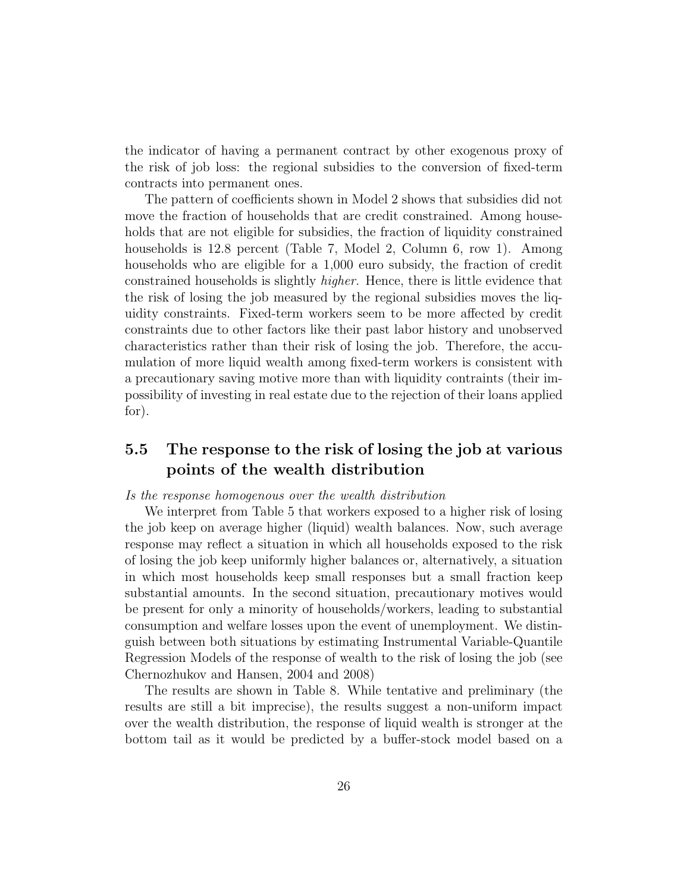the indicator of having a permanent contract by other exogenous proxy of the risk of job loss: the regional subsidies to the conversion of fixed-term contracts into permanent ones.

The pattern of coefficients shown in Model 2 shows that subsidies did not move the fraction of households that are credit constrained. Among households that are not eligible for subsidies, the fraction of liquidity constrained households is 12.8 percent (Table 7, Model 2, Column 6, row 1). Among households who are eligible for a 1,000 euro subsidy, the fraction of credit constrained households is slightly *higher.* Hence, there is little evidence that the risk of losing the job measured by the regional subsidies moves the liquidity constraints. Fixed-term workers seem to be more affected by credit constraints due to other factors like their past labor history and unobserved characteristics rather than their risk of losing the job. Therefore, the accumulation of more liquid wealth among fixed-term workers is consistent with a precautionary saving motive more than with liquidity contraints (their impossibility of investing in real estate due to the rejection of their loans applied for).

## 5.5 The response to the risk of losing the job at various points of the wealth distribution

*Is the response homogenous over the wealth distribution*

We interpret from Table 5 that workers exposed to a higher risk of losing the job keep on average higher (liquid) wealth balances. Now, such average response may reflect a situation in which all households exposed to the risk of losing the job keep uniformly higher balances or, alternatively, a situation in which most households keep small responses but a small fraction keep substantial amounts. In the second situation, precautionary motives would be present for only a minority of households/workers, leading to substantial consumption and welfare losses upon the event of unemployment. We distinguish between both situations by estimating Instrumental Variable-Quantile Regression Models of the response of wealth to the risk of losing the job (see Chernozhukov and Hansen, 2004 and 2008)

The results are shown in Table 8. While tentative and preliminary (the results are still a bit imprecise), the results suggest a non-uniform impact over the wealth distribution, the response of liquid wealth is stronger at the bottom tail as it would be predicted by a buffer-stock model based on a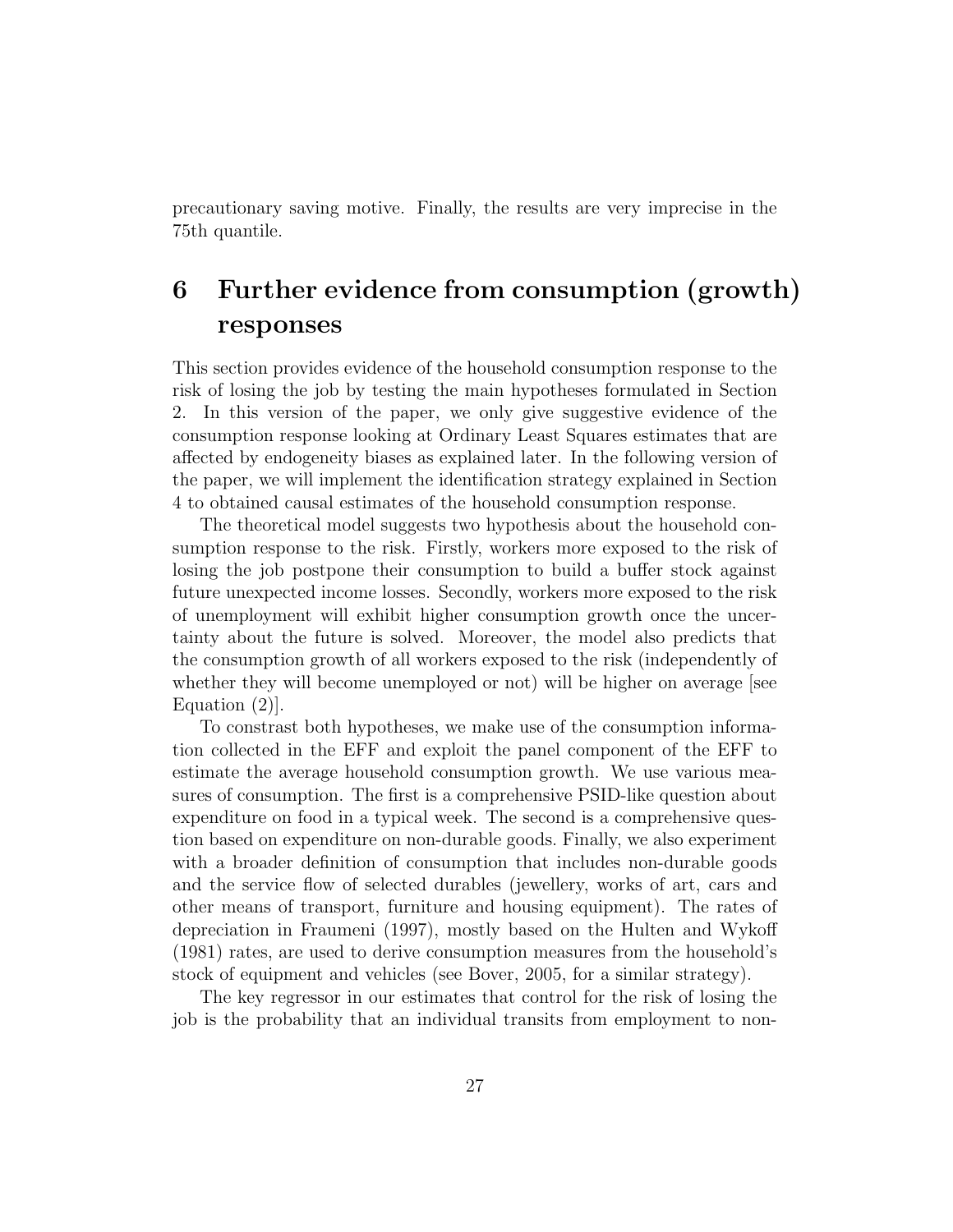precautionary saving motive. Finally, the results are very imprecise in the 75th quantile.

# 6 Further evidence from consumption (growth) responses

This section provides evidence of the household consumption response to the risk of losing the job by testing the main hypotheses formulated in Section 2. In this version of the paper, we only give suggestive evidence of the consumption response looking at Ordinary Least Squares estimates that are affected by endogeneity biases as explained later. In the following version of the paper, we will implement the identification strategy explained in Section 4 to obtained causal estimates of the household consumption response.

The theoretical model suggests two hypothesis about the household consumption response to the risk. Firstly, workers more exposed to the risk of losing the job postpone their consumption to build a buffer stock against future unexpected income losses. Secondly, workers more exposed to the risk of unemployment will exhibit higher consumption growth once the uncertainty about the future is solved. Moreover, the model also predicts that the consumption growth of all workers exposed to the risk (independently of whether they will become unemployed or not) will be higher on average [see Equation (2)].

To constrast both hypotheses, we make use of the consumption information collected in the EFF and exploit the panel component of the EFF to estimate the average household consumption growth. We use various measures of consumption. The first is a comprehensive PSID-like question about expenditure on food in a typical week. The second is a comprehensive question based on expenditure on non-durable goods. Finally, we also experiment with a broader definition of consumption that includes non-durable goods and the service flow of selected durables (jewellery, works of art, cars and other means of transport, furniture and housing equipment). The rates of depreciation in Fraumeni (1997), mostly based on the Hulten and Wykoff (1981) rates, are used to derive consumption measures from the household's stock of equipment and vehicles (see Bover, 2005, for a similar strategy).

The key regressor in our estimates that control for the risk of losing the job is the probability that an individual transits from employment to non-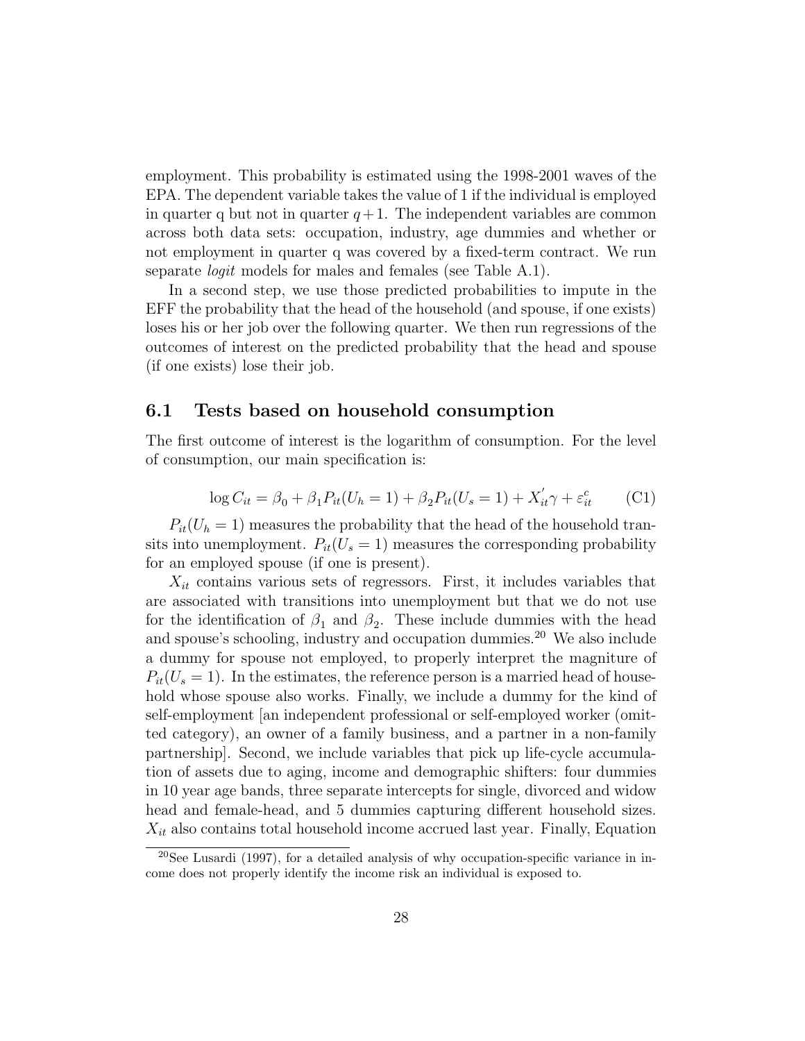employment. This probability is estimated using the 1998-2001 waves of the EPA. The dependent variable takes the value of 1 if the individual is employed in quarter q but not in quarter $q+1$. The independent variables are common across both data sets: occupation, industry, age dummies and whether or not employment in quarter q was covered by a fixed-term contract. We run separate *logit* models for males and females (see Table A.1).

In a second step, we use those predicted probabilities to impute in the EFF the probability that the head of the household (and spouse, if one exists) loses his or her job over the following quarter. We then run regressions of the outcomes of interest on the predicted probability that the head and spouse (if one exists) lose their job.

## 6.1 Tests based on household consumption

The first outcome of interest is the logarithm of consumption. For the level of consumption, our main specification is:

$$\log C_{it} = \beta_0 + \beta_1 P_{it}(U_h = 1) + \beta_2 P_{it}(U_s = 1) + X_{it}^{'}\gamma + \varepsilon_{it}^{c} \qquad \text{(C1)}$$

$P_{it}(U_h = 1)$ measures the probability that the head of the household transits into unemployment. $P_{it}(U_s = 1)$ measures the corresponding probability for an employed spouse (if one is present).

$X_{it}$ contains various sets of regressors. First, it includes variables that are associated with transitions into unemployment but that we do not use for the identification of $\beta_1$ and $\beta_2$. These include dummies with the head and spouse's schooling, industry and occupation dummies.[20] We also include a dummy for spouse not employed, to properly interpret the magniture of $P_{it}(U_s = 1)$. In the estimates, the reference person is a married head of household whose spouse also works. Finally, we include a dummy for the kind of self-employment [an independent professional or self-employed worker (omitted category), an owner of a family business, and a partner in a non-family partnership]. Second, we include variables that pick up life-cycle accumulation of assets due to aging, income and demographic shifters: four dummies in 10 year age bands, three separate intercepts for single, divorced and widow head and female-head, and 5 dummies capturing different household sizes. $X_{it}$ also contains total household income accrued last year. Finally, Equation

[20] See Lusardi (1997), for a detailed analysis of why occupation-specific variance in income does not properly identify the income risk an individual is exposed to.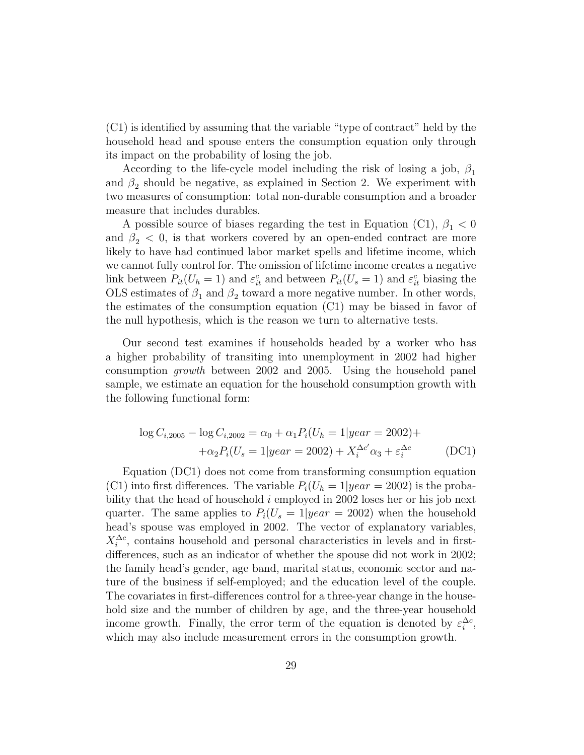(C1) is identified by assuming that the variable "type of contract" held by the household head and spouse enters the consumption equation only through its impact on the probability of losing the job.

According to the life-cycle model including the risk of losing a job, $\beta_1$ and $\beta_2$ should be negative, as explained in Section 2. We experiment with two measures of consumption: total non-durable consumption and a broader measure that includes durables.

A possible source of biases regarding the test in Equation (C1), $\beta_1 < 0$ and $\beta_2 < 0$, is that workers covered by an open-ended contract are more likely to have had continued labor market spells and lifetime income, which we cannot fully control for. The omission of lifetime income creates a negative link between $P_{it}(U_h = 1)$ and $\varepsilon_{it}^c$ and between $P_{it}(U_s = 1)$ and $\varepsilon_{it}^c$ biasing the OLS estimates of $\beta_1$ and $\beta_2$ toward a more negative number. In other words, the estimates of the consumption equation (C1) may be biased in favor of the null hypothesis, which is the reason we turn to alternative tests.

Our second test examines if households headed by a worker who has a higher probability of transiting into unemployment in 2002 had higher consumption *growth* between 2002 and 2005. Using the household panel sample, we estimate an equation for the household consumption growth with the following functional form:

$$\log C_{i,2005} - \log C_{i,2002} = \alpha_0 + \alpha_1 P_i(U_h = 1|year = 2002) + \\ + \alpha_2 P_i(U_s = 1|year = 2002) + X_i^{\Delta c'} \alpha_3 + \varepsilon_i^{\Delta c} \qquad \text{(DC1)}$$

Equation (DC1) does not come from transforming consumption equation (C1) into first differences. The variable $P_i(U_h = 1|year = 2002)$ is the probability that the head of household $i$ employed in 2002 loses her or his job next quarter. The same applies to $P_i(U_s = 1|year = 2002)$ when the household head's spouse was employed in 2002. The vector of explanatory variables, $X_i^{\Delta c}$, contains household and personal characteristics in levels and in first-differences, such as an indicator of whether the spouse did not work in 2002; the family head's gender, age band, marital status, economic sector and nature of the business if self-employed; and the education level of the couple. The covariates in first-differences control for a three-year change in the household size and the number of children by age, and the three-year household income growth. Finally, the error term of the equation is denoted by $\varepsilon_i^{\Delta c}$, which may also include measurement errors in the consumption growth.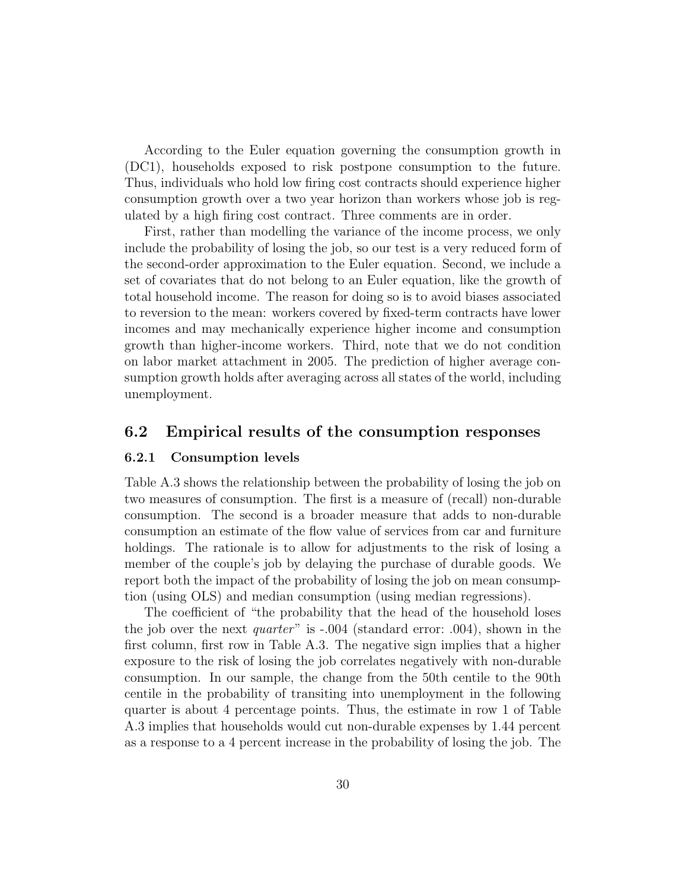According to the Euler equation governing the consumption growth in (DC1), households exposed to risk postpone consumption to the future. Thus, individuals who hold low firing cost contracts should experience higher consumption growth over a two year horizon than workers whose job is regulated by a high firing cost contract. Three comments are in order.

First, rather than modelling the variance of the income process, we only include the probability of losing the job, so our test is a very reduced form of the second-order approximation to the Euler equation. Second, we include a set of covariates that do not belong to an Euler equation, like the growth of total household income. The reason for doing so is to avoid biases associated to reversion to the mean: workers covered by fixed-term contracts have lower incomes and may mechanically experience higher income and consumption growth than higher-income workers. Third, note that we do not condition on labor market attachment in 2005. The prediction of higher average consumption growth holds after averaging across all states of the world, including unemployment.

## 6.2 Empirical results of the consumption responses

### 6.2.1 Consumption levels

Table A.3 shows the relationship between the probability of losing the job on two measures of consumption. The first is a measure of (recall) non-durable consumption. The second is a broader measure that adds to non-durable consumption an estimate of the flow value of services from car and furniture holdings. The rationale is to allow for adjustments to the risk of losing a member of the couple's job by delaying the purchase of durable goods. We report both the impact of the probability of losing the job on mean consumption (using OLS) and median consumption (using median regressions).

The coefficient of "the probability that the head of the household loses the job over the next *quarter*" is -.004 (standard error: .004), shown in the first column, first row in Table A.3. The negative sign implies that a higher exposure to the risk of losing the job correlates negatively with non-durable consumption. In our sample, the change from the 50th centile to the 90th centile in the probability of transiting into unemployment in the following quarter is about 4 percentage points. Thus, the estimate in row 1 of Table A.3 implies that households would cut non-durable expenses by 1.44 percent as a response to a 4 percent increase in the probability of losing the job. The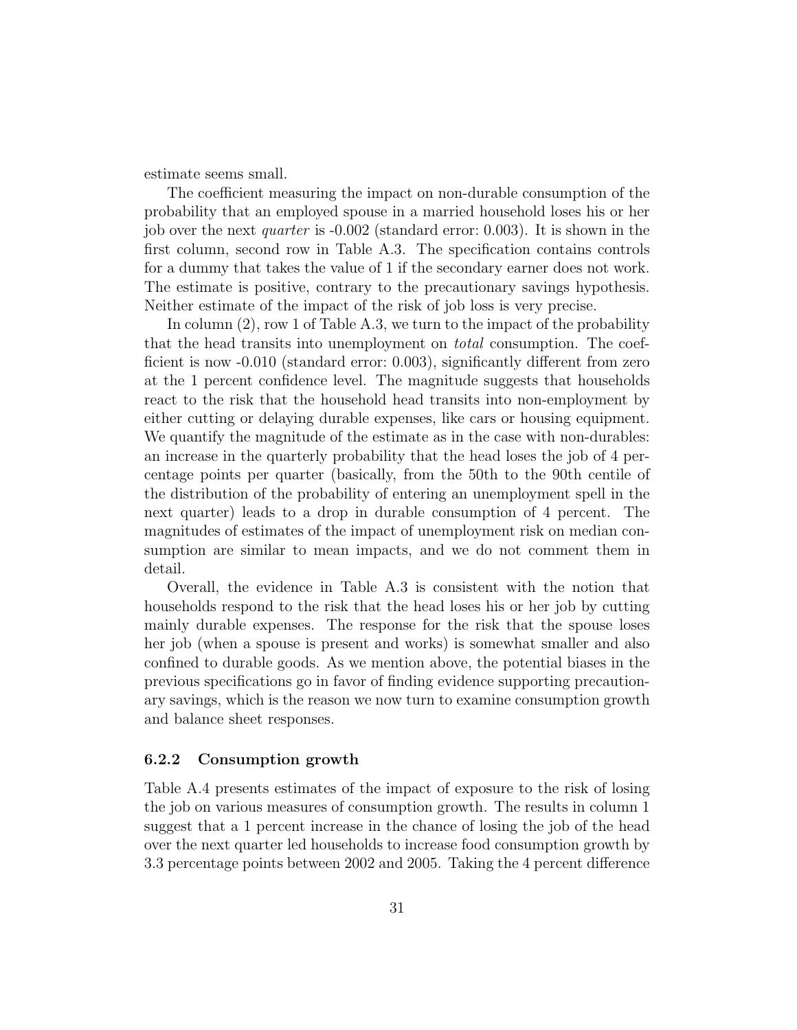estimate seems small.

The coefficient measuring the impact on non-durable consumption of the probability that an employed spouse in a married household loses his or her job over the next *quarter* is -0.002 (standard error: 0.003). It is shown in the first column, second row in Table A.3. The specification contains controls for a dummy that takes the value of 1 if the secondary earner does not work. The estimate is positive, contrary to the precautionary savings hypothesis. Neither estimate of the impact of the risk of job loss is very precise.

In column (2), row 1 of Table A.3, we turn to the impact of the probability that the head transits into unemployment on *total* consumption. The coefficient is now -0.010 (standard error: 0.003), significantly different from zero at the 1 percent confidence level. The magnitude suggests that households react to the risk that the household head transits into non-employment by either cutting or delaying durable expenses, like cars or housing equipment. We quantify the magnitude of the estimate as in the case with non-durables: an increase in the quarterly probability that the head loses the job of 4 percentage points per quarter (basically, from the 50th to the 90th centile of the distribution of the probability of entering an unemployment spell in the next quarter) leads to a drop in durable consumption of 4 percent. The magnitudes of estimates of the impact of unemployment risk on median consumption are similar to mean impacts, and we do not comment them in detail.

Overall, the evidence in Table A.3 is consistent with the notion that households respond to the risk that the head loses his or her job by cutting mainly durable expenses. The response for the risk that the spouse loses her job (when a spouse is present and works) is somewhat smaller and also confined to durable goods. As we mention above, the potential biases in the previous specifications go in favor of finding evidence supporting precautionary savings, which is the reason we now turn to examine consumption growth and balance sheet responses.

### 6.2.2 Consumption growth

Table A.4 presents estimates of the impact of exposure to the risk of losing the job on various measures of consumption growth. The results in column 1 suggest that a 1 percent increase in the chance of losing the job of the head over the next quarter led households to increase food consumption growth by 3.3 percentage points between 2002 and 2005. Taking the 4 percent difference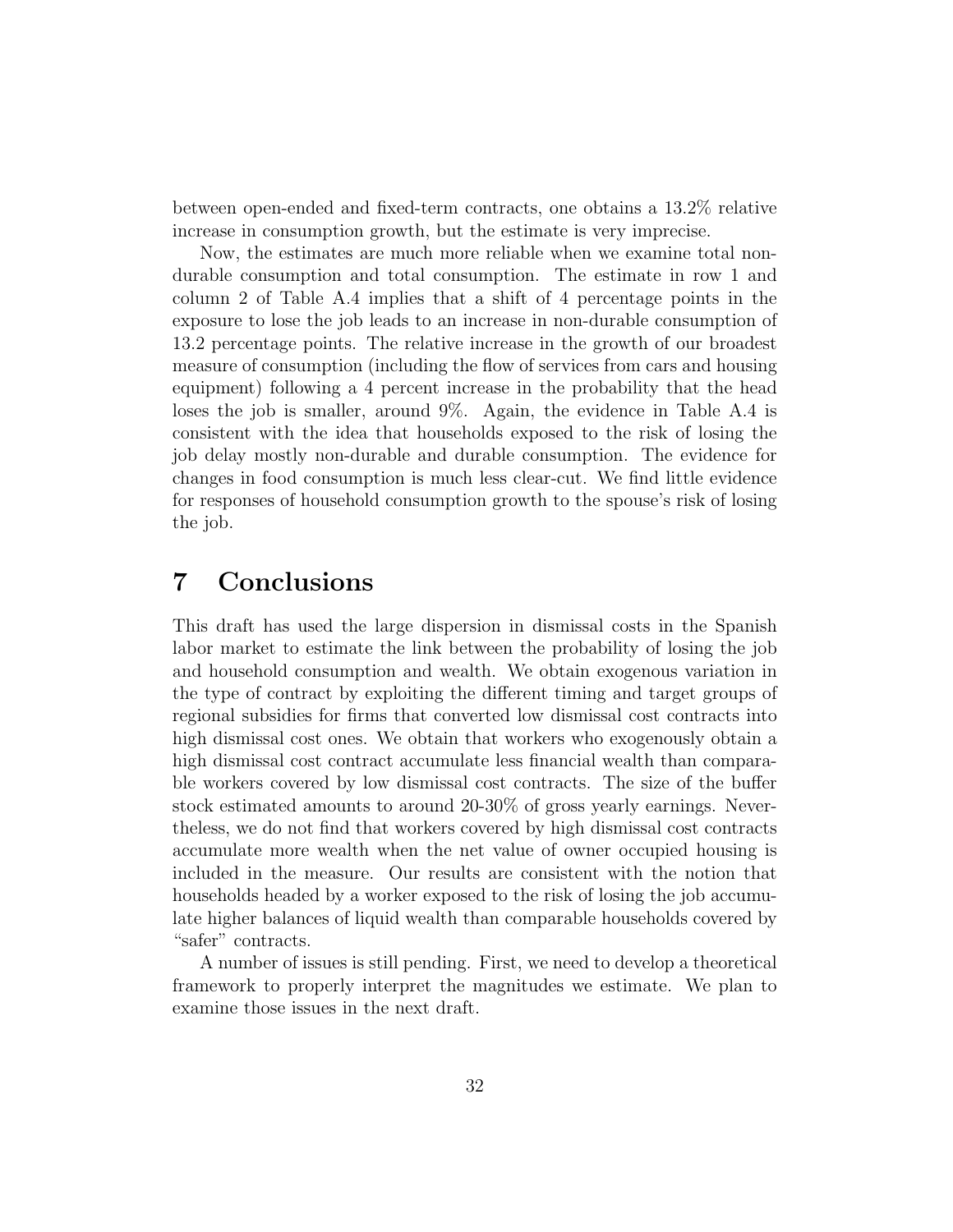between open-ended and fixed-term contracts, one obtains a 13.2% relative increase in consumption growth, but the estimate is very imprecise.

Now, the estimates are much more reliable when we examine total non-durable consumption and total consumption. The estimate in row 1 and column 2 of Table A.4 implies that a shift of 4 percentage points in the exposure to lose the job leads to an increase in non-durable consumption of 13.2 percentage points. The relative increase in the growth of our broadest measure of consumption (including the flow of services from cars and housing equipment) following a 4 percent increase in the probability that the head loses the job is smaller, around 9%. Again, the evidence in Table A.4 is consistent with the idea that households exposed to the risk of losing the job delay mostly non-durable and durable consumption. The evidence for changes in food consumption is much less clear-cut. We find little evidence for responses of household consumption growth to the spouse's risk of losing the job.

# 7 Conclusions

This draft has used the large dispersion in dismissal costs in the Spanish labor market to estimate the link between the probability of losing the job and household consumption and wealth. We obtain exogenous variation in the type of contract by exploiting the different timing and target groups of regional subsidies for firms that converted low dismissal cost contracts into high dismissal cost ones. We obtain that workers who exogenously obtain a high dismissal cost contract accumulate less financial wealth than comparable workers covered by low dismissal cost contracts. The size of the buffer stock estimated amounts to around 20-30% of gross yearly earnings. Nevertheless, we do not find that workers covered by high dismissal cost contracts accumulate more wealth when the net value of owner occupied housing is included in the measure. Our results are consistent with the notion that households headed by a worker exposed to the risk of losing the job accumulate higher balances of liquid wealth than comparable households covered by "safer" contracts.

A number of issues is still pending. First, we need to develop a theoretical framework to properly interpret the magnitudes we estimate. We plan to examine those issues in the next draft.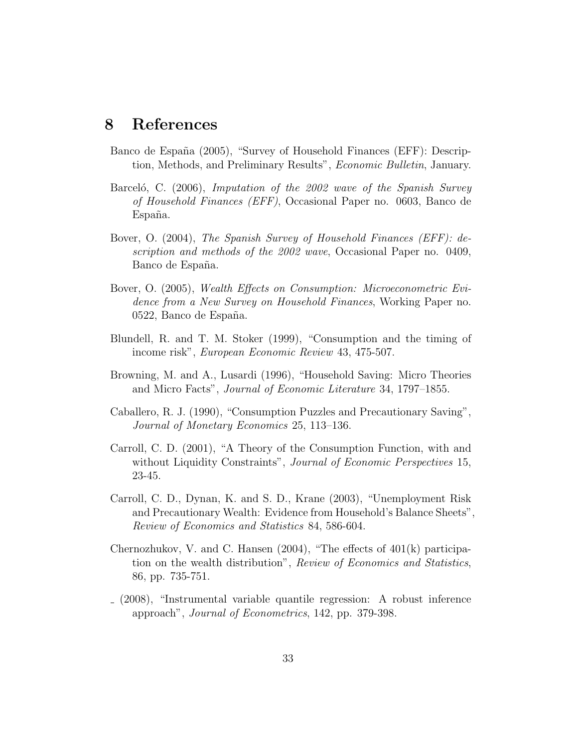# 8 References

Banco de España (2005), "Survey of Household Finances (EFF): Description, Methods, and Preliminary Results", *Economic Bulletin*, January.

Barceló, C. (2006), *Imputation of the 2002 wave of the Spanish Survey of Household Finances (EFF)*, Occasional Paper no. 0603, Banco de España.

Bover, O. (2004), *The Spanish Survey of Household Finances (EFF): description and methods of the 2002 wave*, Occasional Paper no. 0409, Banco de España.

Bover, O. (2005), *Wealth Effects on Consumption: Microeconometric Evidence from a New Survey on Household Finances*, Working Paper no. 0522, Banco de España.

Blundell, R. and T. M. Stoker (1999), "Consumption and the timing of income risk", *European Economic Review* 43, 475-507.

Browning, M. and A., Lusardi (1996), "Household Saving: Micro Theories and Micro Facts", *Journal of Economic Literature* 34, 1797–1855.

Caballero, R. J. (1990), "Consumption Puzzles and Precautionary Saving", *Journal of Monetary Economics* 25, 113–136.

Carroll, C. D. (2001), "A Theory of the Consumption Function, with and without Liquidity Constraints", *Journal of Economic Perspectives* 15, 23-45.

Carroll, C. D., Dynan, K. and S. D., Krane (2003), "Unemployment Risk and Precautionary Wealth: Evidence from Household's Balance Sheets", *Review of Economics and Statistics* 84, 586-604.

Chernozhukov, V. and C. Hansen (2004), "The effects of 401(k) participation on the wealth distribution", *Review of Economics and Statistics*, 86, pp. 735-751.

_ (2008), "Instrumental variable quantile regression: A robust inference approach", *Journal of Econometrics*, 142, pp. 379-398.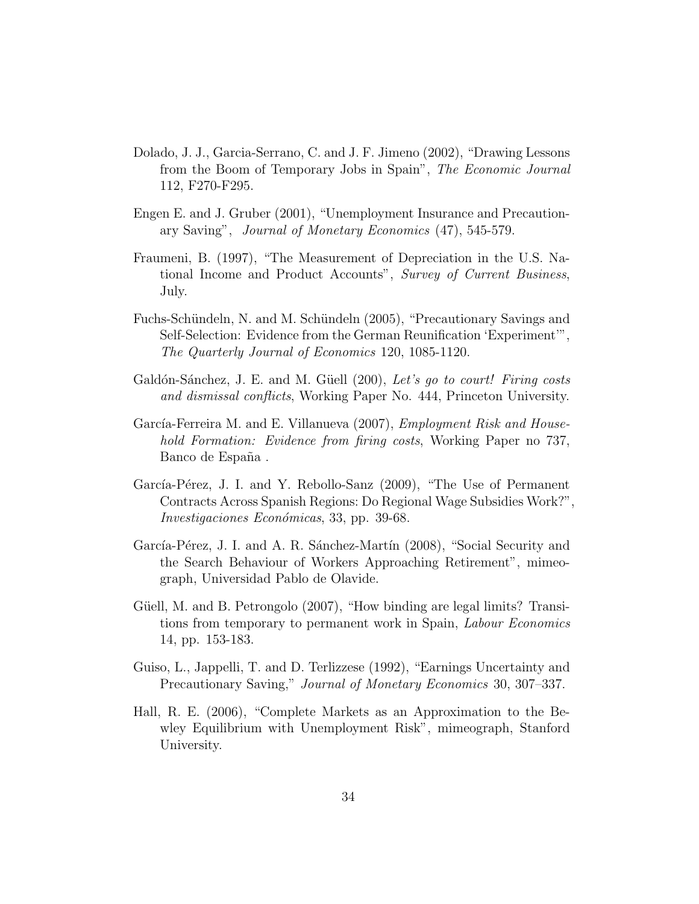Dolado, J. J., Garcia-Serrano, C. and J. F. Jimeno (2002), "Drawing Lessons from the Boom of Temporary Jobs in Spain", *The Economic Journal* 112, F270-F295.

Engen E. and J. Gruber (2001), "Unemployment Insurance and Precautionary Saving", *Journal of Monetary Economics* (47), 545-579.

Fraumeni, B. (1997), "The Measurement of Depreciation in the U.S. National Income and Product Accounts", *Survey of Current Business*, July.

Fuchs-Schündeln, N. and M. Schündeln (2005), "Precautionary Savings and Self-Selection: Evidence from the German Reunification 'Experiment'", *The Quarterly Journal of Economics* 120, 1085-1120.

Galdón-Sánchez, J. E. and M. Güell (200), *Let's go to court! Firing costs and dismissal conflicts*, Working Paper No. 444, Princeton University.

García-Ferreira M. and E. Villanueva (2007), *Employment Risk and Household Formation: Evidence from firing costs*, Working Paper no 737, Banco de España .

García-Pérez, J. I. and Y. Rebollo-Sanz (2009), "The Use of Permanent Contracts Across Spanish Regions: Do Regional Wage Subsidies Work?", *Investigaciones Económicas*, 33, pp. 39-68.

García-Pérez, J. I. and A. R. Sánchez-Martín (2008), "Social Security and the Search Behaviour of Workers Approaching Retirement", mimeograph, Universidad Pablo de Olavide.

Güell, M. and B. Petrongolo (2007), "How binding are legal limits? Transitions from temporary to permanent work in Spain, *Labour Economics* 14, pp. 153-183.

Guiso, L., Jappelli, T. and D. Terlizzese (1992), "Earnings Uncertainty and Precautionary Saving," *Journal of Monetary Economics* 30, 307–337.

Hall, R. E. (2006), "Complete Markets as an Approximation to the Bewley Equilibrium with Unemployment Risk", mimeograph, Stanford University.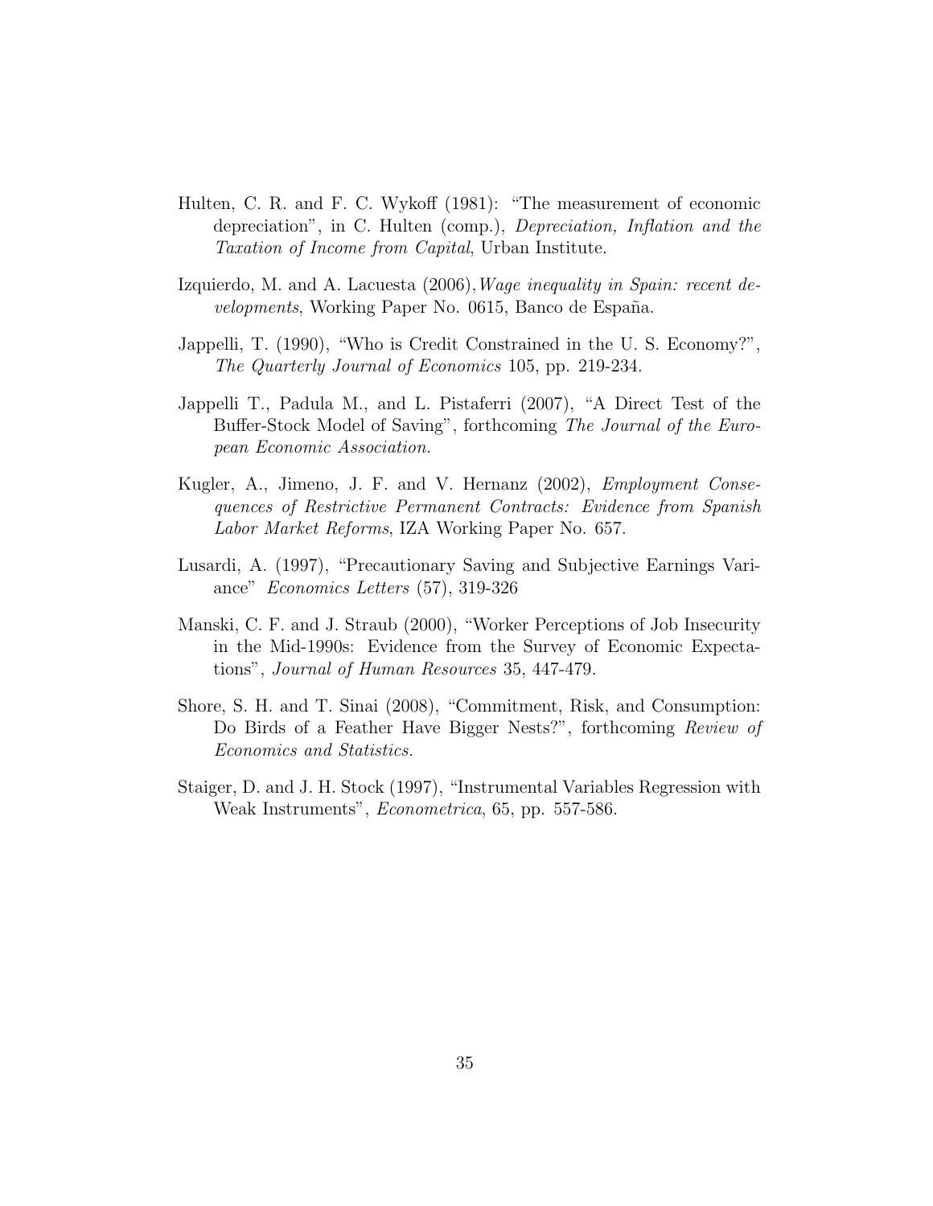Hulten, C. R. and F. C. Wykoff (1981): "The measurement of economic depreciation", in C. Hulten (comp.), *Depreciation, Inflation and the Taxation of Income from Capital*, Urban Institute.

Izquierdo, M. and A. Lacuesta (2006),*Wage inequality in Spain: recent developments*, Working Paper No. 0615, Banco de España.

Jappelli, T. (1990), "Who is Credit Constrained in the U. S. Economy?", *The Quarterly Journal of Economics* 105, pp. 219-234.

Jappelli T., Padula M., and L. Pistaferri (2007), "A Direct Test of the Buffer-Stock Model of Saving", forthcoming *The Journal of the European Economic Association.*

Kugler, A., Jimeno, J. F. and V. Hernanz (2002), *Employment Consequences of Restrictive Permanent Contracts: Evidence from Spanish Labor Market Reforms*, IZA Working Paper No. 657.

Lusardi, A. (1997), "Precautionary Saving and Subjective Earnings Variance" *Economics Letters* (57), 319-326

Manski, C. F. and J. Straub (2000), "Worker Perceptions of Job Insecurity in the Mid-1990s: Evidence from the Survey of Economic Expectations", *Journal of Human Resources* 35, 447-479.

Shore, S. H. and T. Sinai (2008), "Commitment, Risk, and Consumption: Do Birds of a Feather Have Bigger Nests?", forthcoming *Review of Economics and Statistics.*

Staiger, D. and J. H. Stock (1997), "Instrumental Variables Regression with Weak Instruments", *Econometrica*, 65, pp. 557-586.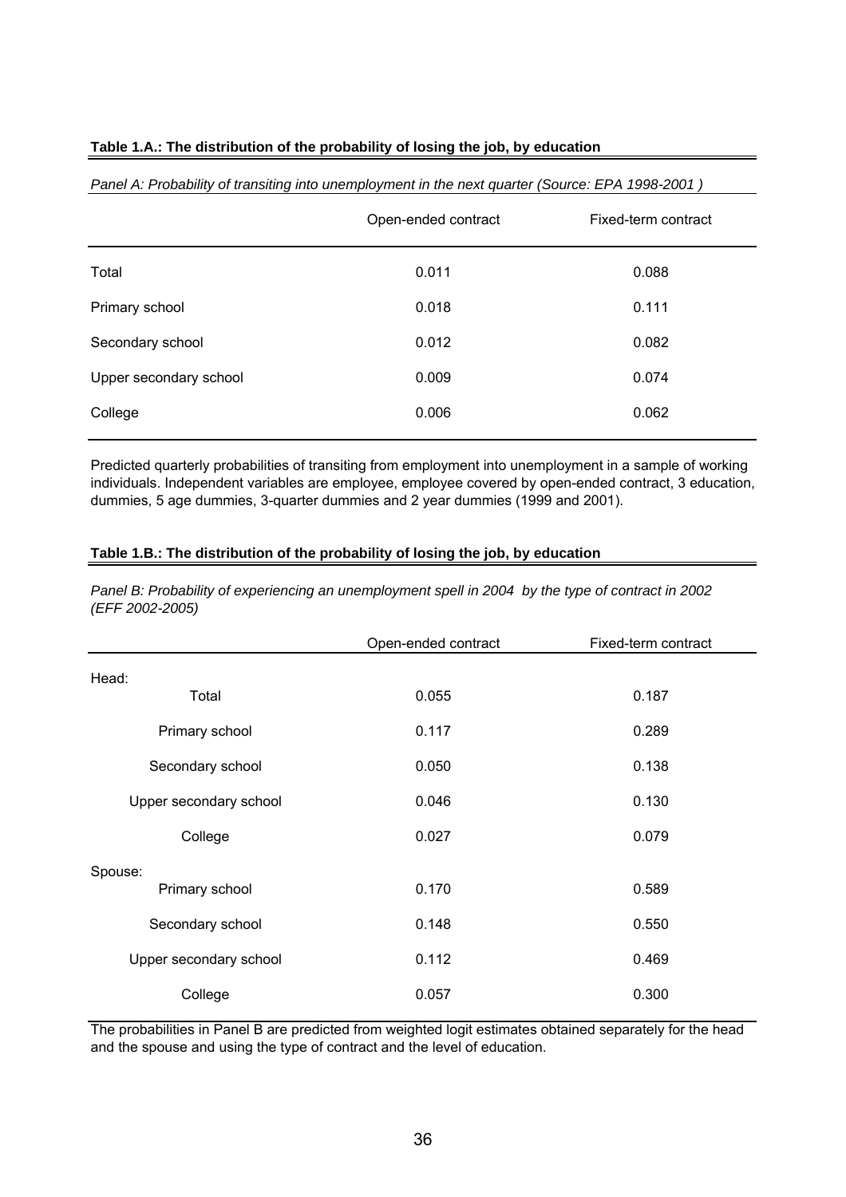**Table 1.A.: The distribution of the probability of losing the job, by education**

*Panel A: Probability of transiting into unemployment in the next quarter (Source: EPA 1998-2001 )*

| | Open-ended contract | Fixed-term contract |
|---|---|---|
| Total | 0.011 | 0.088 |
| Primary school | 0.018 | 0.111 |
| Secondary school | 0.012 | 0.082 |
| Upper secondary school | 0.009 | 0.074 |
| College | 0.006 | 0.062 |

Predicted quarterly probabilities of transiting from employment into unemployment in a sample of working individuals. Independent variables are employee, employee covered by open-ended contract, 3 education, dummies, 5 age dummies, 3-quarter dummies and 2 year dummies (1999 and 2001).

**Table 1.B.: The distribution of the probability of losing the job, by education**

*Panel B: Probability of experiencing an unemployment spell in 2004 by the type of contract in 2002 (EFF 2002-2005)*

| | Open-ended contract | Fixed-term contract |
|---|---|---|
| Head: | | |
| Total | 0.055 | 0.187 |
| Primary school | 0.117 | 0.289 |
| Secondary school | 0.050 | 0.138 |
| Upper secondary school | 0.046 | 0.130 |
| College | 0.027 | 0.079 |
| Spouse: | | |
| Primary school | 0.170 | 0.589 |
| Secondary school | 0.148 | 0.550 |
| Upper secondary school | 0.112 | 0.469 |
| College | 0.057 | 0.300 |

The probabilities in Panel B are predicted from weighted logit estimates obtained separately for the head and the spouse and using the type of contract and the level of education.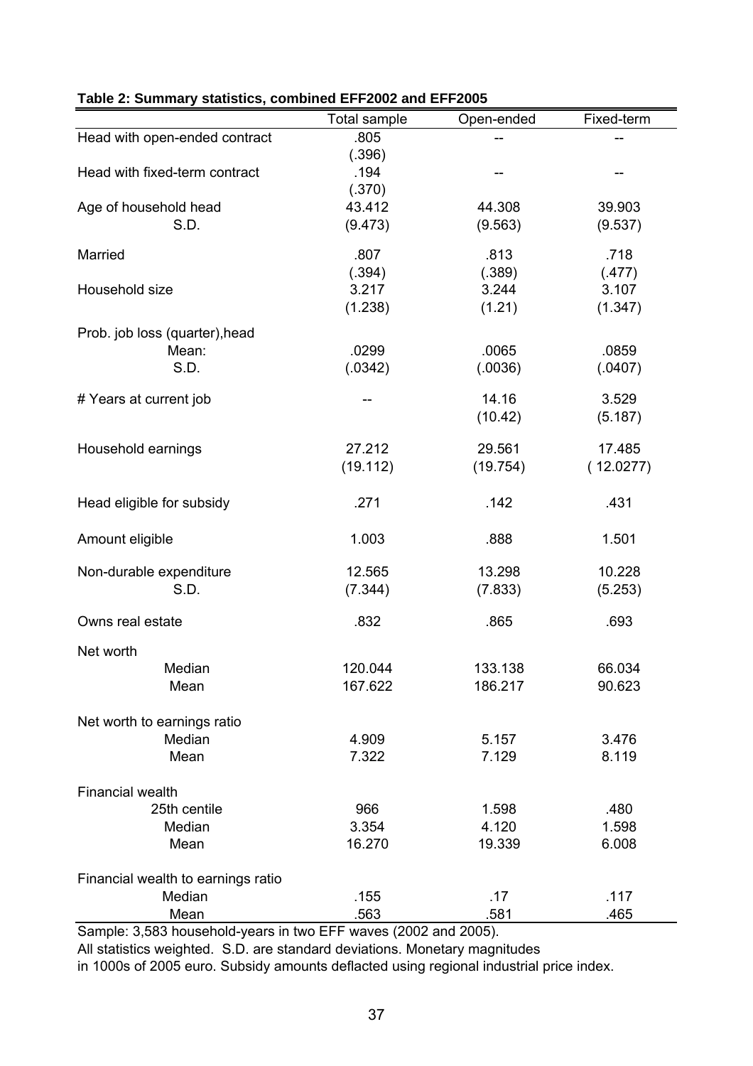**Table 2: Summary statistics, combined EFF2002 and EFF2005**

| | Total sample | Open-ended | Fixed-term |
|---|---|---|---|
| Head with open-ended contract | .805 | -- | -- |
| | (.396) | | |
| Head with fixed-term contract | .194 | -- | -- |
| | (.370) | | |
| Age of household head | 43.412 | 44.308 | 39.903 |
| S.D. | (9.473) | (9.563) | (9.537) |
| Married | .807 | .813 | .718 |
| | (.394) | (.389) | (.477) |
| Household size | 3.217 | 3.244 | 3.107 |
| | (1.238) | (1.21) | (1.347) |
| Prob. job loss (quarter),head | | | |
| Mean: | .0299 | .0065 | .0859 |
| S.D. | (.0342) | (.0036) | (.0407) |
| # Years at current job | -- | 14.16 | 3.529 |
| | | (10.42) | (5.187) |
| Household earnings | 27.212 | 29.561 | 17.485 |
| | (19.112) | (19.754) | ( 12.0277) |
| Head eligible for subsidy | .271 | .142 | .431 |
| Amount eligible | 1.003 | .888 | 1.501 |
| Non-durable expenditure | 12.565 | 13.298 | 10.228 |
| S.D. | (7.344) | (7.833) | (5.253) |
| Owns real estate | .832 | .865 | .693 |
| Net worth | | | |
| Median | 120.044 | 133.138 | 66.034 |
| Mean | 167.622 | 186.217 | 90.623 |
| Net worth to earnings ratio | | | |
| Median | 4.909 | 5.157 | 3.476 |
| Mean | 7.322 | 7.129 | 8.119 |
| Financial wealth | | | |
| 25th centile | 966 | 1.598 | .480 |
| Median | 3.354 | 4.120 | 1.598 |
| Mean | 16.270 | 19.339 | 6.008 |
| Financial wealth to earnings ratio | | | |
| Median | .155 | .17 | .117 |
| Mean | .563 | .581 | .465 |

Sample: 3,583 household-years in two EFF waves (2002 and 2005).
All statistics weighted. S.D. are standard deviations. Monetary magnitudes in 1000s of 2005 euro. Subsidy amounts deflacted using regional industrial price index.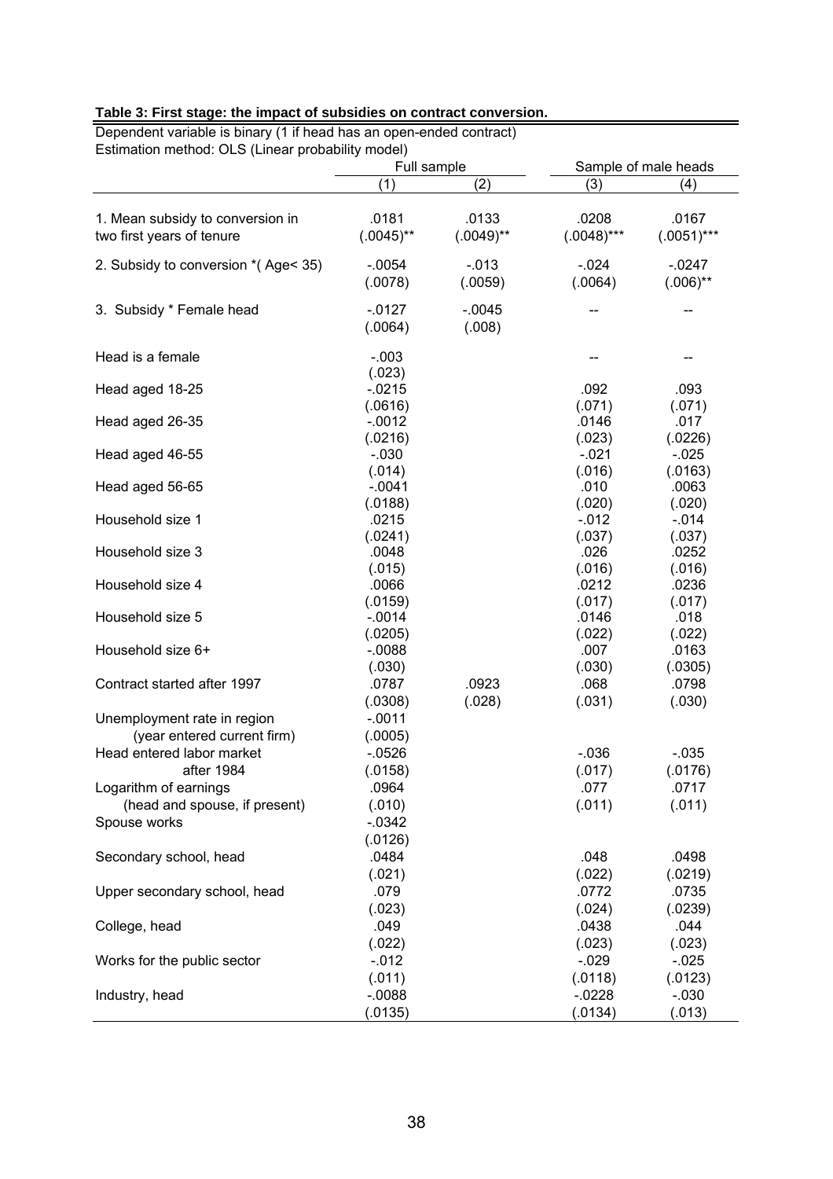**Table 3: First stage: the impact of subsidies on contract conversion.**

Dependent variable is binary (1 if head has an open-ended contract)
Estimation method: OLS (Linear probability model)

| | Full sample | | Sample of male heads | |
|---|---|---|---|---|
| | (1) | (2) | (3) | (4) |
| 1. Mean subsidy to conversion in two first years of tenure | .0181 | .0133 | .0208 | .0167 |
| | (.0045)** | (.0049)** | (.0048)*** | (.0051)*** |
| 2. Subsidy to conversion *( Age< 35) | -.0054 | -.013 | -.024 | -.0247 |
| | (.0078) | (.0059) | (.0064) | (.006)** |
| 3. Subsidy * Female head | -.0127 | -.0045 | -- | -- |
| | (.0064) | (.008) | | |
| Head is a female | -.003 | | -- | -- |
| | (.023) | | | |
| Head aged 18-25 | -.0215 | | .092 | .093 |
| | (.0616) | | (.071) | (.071) |
| Head aged 26-35 | -.0012 | | .0146 | .017 |
| | (.0216) | | (.023) | (.0226) |
| Head aged 46-55 | -.030 | | -.021 | -.025 |
| | (.014) | | (.016) | (.0163) |
| Head aged 56-65 | -.0041 | | .010 | .0063 |
| | (.0188) | | (.020) | (.020) |
| Household size 1 | .0215 | | -.012 | -.014 |
| | (.0241) | | (.037) | (.037) |
| Household size 3 | .0048 | | .026 | .0252 |
| | (.015) | | (.016) | (.016) |
| Household size 4 | .0066 | | .0212 | .0236 |
| | (.0159) | | (.017) | (.017) |
| Household size 5 | -.0014 | | .0146 | .018 |
| | (.0205) | | (.022) | (.022) |
| Household size 6+ | -.0088 | | .007 | .0163 |
| | (.030) | | (.030) | (.0305) |
| Contract started after 1997 | .0787 | .0923 | .068 | .0798 |
| | (.0308) | (.028) | (.031) | (.030) |
| Unemployment rate in region (year entered current firm) | -.0011 | | | |
| | (.0005) | | | |
| Head entered labor market after 1984 | -.0526 | | -.036 | -.035 |
| | (.0158) | | (.017) | (.0176) |
| Logarithm of earnings (head and spouse, if present) | .0964 | | .077 | .0717 |
| | (.010) | | (.011) | (.011) |
| Spouse works | -.0342 | | | |
| | (.0126) | | | |
| Secondary school, head | .0484 | | .048 | .0498 |
| | (.021) | | (.022) | (.0219) |
| Upper secondary school, head | .079 | | .0772 | .0735 |
| | (.023) | | (.024) | (.0239) |
| College, head | .049 | | .0438 | .044 |
| | (.022) | | (.023) | (.023) |
| Works for the public sector | -.012 | | -.029 | -.025 |
| | (.011) | | (.0118) | (.0123) |
| Industry, head | -.0088 | | -.0228 | -.030 |
| | (.0135) | | (.0134) | (.013) |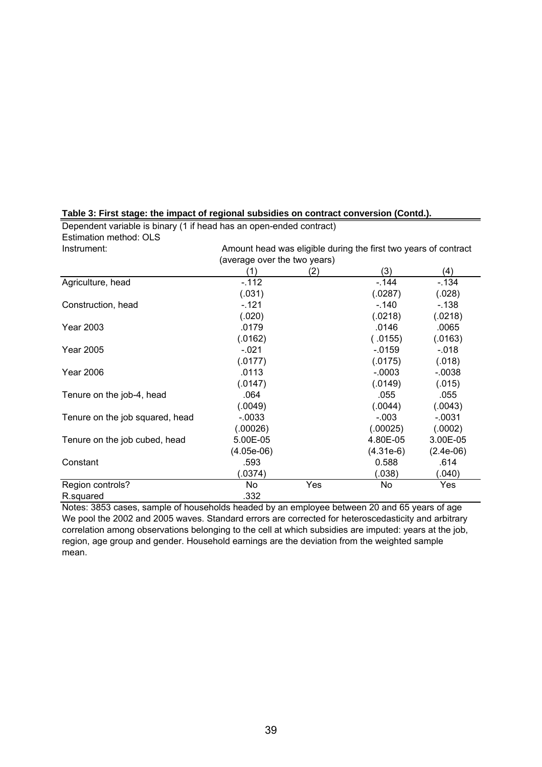**Table 3: First stage: the impact of regional subsidies on contract conversion (Contd.).**

Dependent variable is binary (1 if head has an open-ended contract)
Estimation method: OLS

| Instrument: | Amount head was eligible during the first two years of contract (average over the two years) | | | |
|---|---|---|---|---|
| | (1) | (2) | (3) | (4) |
| Agriculture, head | -.112 | | -.144 | -.134 |
| | (.031) | | (.0287) | (.028) |
| Construction, head | -.121 | | -.140 | -.138 |
| | (.020) | | (.0218) | (.0218) |
| Year 2003 | .0179 | | .0146 | .0065 |
| | (.0162) | | ( .0155) | (.0163) |
| Year 2005 | -.021 | | -.0159 | -.018 |
| | (.0177) | | (.0175) | (.018) |
| Year 2006 | .0113 | | -.0003 | -.0038 |
| | (.0147) | | (.0149) | (.015) |
| Tenure on the job-4, head | .064 | | .055 | .055 |
| | (.0049) | | (.0044) | (.0043) |
| Tenure on the job squared, head | -.0033 | | -.003 | -.0031 |
| | (.00026) | | (.00025) | (.0002) |
| Tenure on the job cubed, head | 5.00E-05 | | 4.80E-05 | 3.00E-05 |
| | (4.05e-06) | | (4.31e-6) | (2.4e-06) |
| Constant | .593 | | 0.588 | .614 |
| | (.0374) | | (.038) | (.040) |
| Region controls? | No | Yes | No | Yes |
| R.squared | .332 | | | |

Notes: 3853 cases, sample of households headed by an employee between 20 and 65 years of age
We pool the 2002 and 2005 waves. Standard errors are corrected for heteroscedasticity and arbitrary correlation among observations belonging to the cell at which subsidies are imputed: years at the job, region, age group and gender. Household earnings are the deviation from the weighted sample mean.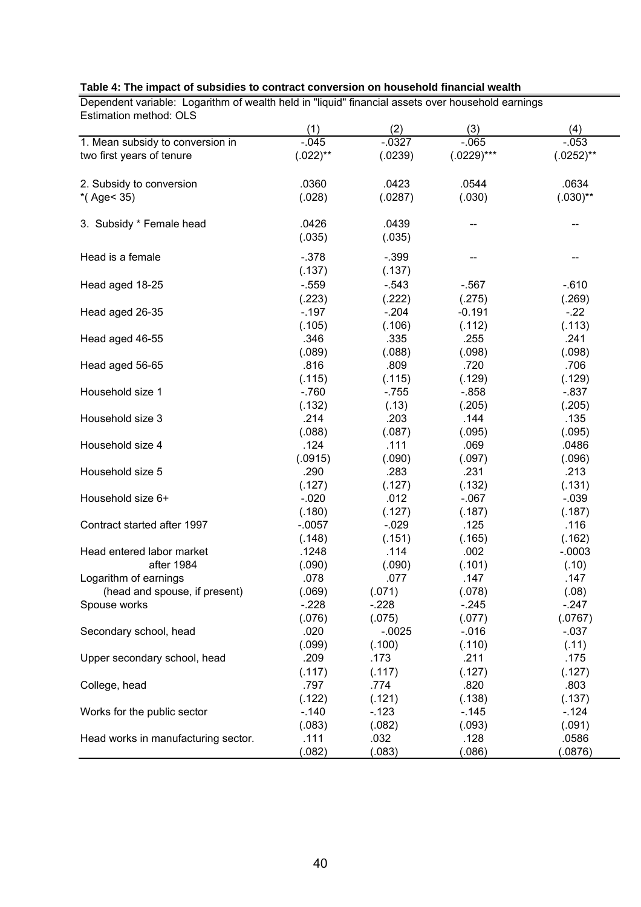**Table 4: The impact of subsidies to contract conversion on household financial wealth**

Dependent variable: Logarithm of wealth held in "liquid" financial assets over household earnings
Estimation method: OLS

| | (1) | (2) | (3) | (4) |
|---|---|---|---|---|
| 1. Mean subsidy to conversion in two first years of tenure | -.045 | -.0327 | -.065 | -.053 |
| | (.022)** | (.0239) | (.0229)*** | (.0252)** |
| 2. Subsidy to conversion *( Age< 35) | .0360 | .0423 | .0544 | .0634 |
| | (.028) | (.0287) | (.030) | (.030)** |
| 3. Subsidy * Female head | .0426 | .0439 | -- | -- |
| | (.035) | (.035) | | |
| Head is a female | -.378 | -.399 | -- | -- |
| | (.137) | (.137) | | |
| Head aged 18-25 | -.559 | -.543 | -.567 | -.610 |
| | (.223) | (.222) | (.275) | (.269) |
| Head aged 26-35 | -.197 | -.204 | -0.191 | -.22 |
| | (.105) | (.106) | (.112) | (.113) |
| Head aged 46-55 | .346 | .335 | .255 | .241 |
| | (.089) | (.088) | (.098) | (.098) |
| Head aged 56-65 | .816 | .809 | .720 | .706 |
| | (.115) | (.115) | (.129) | (.129) |
| Household size 1 | -.760 | -.755 | -.858 | -.837 |
| | (.132) | (.13) | (.205) | (.205) |
| Household size 3 | .214 | .203 | .144 | .135 |
| | (.088) | (.087) | (.095) | (.095) |
| Household size 4 | .124 | .111 | .069 | .0486 |
| | (.0915) | (.090) | (.097) | (.096) |
| Household size 5 | .290 | .283 | .231 | .213 |
| | (.127) | (.127) | (.132) | (.131) |
| Household size 6+ | -.020 | .012 | -.067 | -.039 |
| | (.180) | (.127) | (.187) | (.187) |
| Contract started after 1997 | -.0057 | -.029 | .125 | .116 |
| | (.148) | (.151) | (.165) | (.162) |
| Head entered labor market after 1984 | .1248 | .114 | .002 | -.0003 |
| | (.090) | (.090) | (.101) | (.10) |
| Logarithm of earnings (head and spouse, if present) | .078 | .077 | .147 | .147 |
| | (.069) | (.071) | (.078) | (.08) |
| Spouse works | -.228 | -.228 | -.245 | -.247 |
| | (.076) | (.075) | (.077) | (.0767) |
| Secondary school, head | .020 | -.0025 | -.016 | -.037 |
| | (.099) | (.100) | (.110) | (.11) |
| Upper secondary school, head | .209 | .173 | .211 | .175 |
| | (.117) | (.117) | (.127) | (.127) |
| College, head | .797 | .774 | .820 | .803 |
| | (.122) | (.121) | (.138) | (.137) |
| Works for the public sector | -.140 | -.123 | -.145 | -.124 |
| | (.083) | (.082) | (.093) | (.091) |
| Head works in manufacturing sector. | .111 | .032 | .128 | .0586 |
| | (.082) | (.083) | (.086) | (.0876) |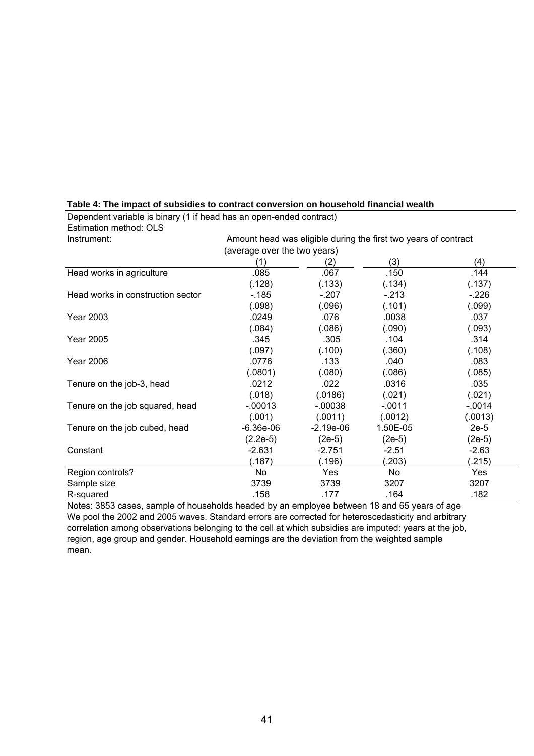**Table 4: The impact of subsidies to contract conversion on household financial wealth**

Dependent variable is binary (1 if head has an open-ended contract)
Estimation method: OLS
Instrument: Amount head was eligible during the first two years of contract (average over the two years)

| | (1) | (2) | (3) | (4) |
|---|---|---|---|---|
| Head works in agriculture | .085 | .067 | .150 | .144 |
| | (.128) | (.133) | (.134) | (.137) |
| Head works in construction sector | -.185 | -.207 | -.213 | -.226 |
| | (.098) | (.096) | (.101) | (.099) |
| Year 2003 | .0249 | .076 | .0038 | .037 |
| | (.084) | (.086) | (.090) | (.093) |
| Year 2005 | .345 | .305 | .104 | .314 |
| | (.097) | (.100) | (.360) | (.108) |
| Year 2006 | .0776 | .133 | .040 | .083 |
| | (.0801) | (.080) | (.086) | (.085) |
| Tenure on the job-3, head | .0212 | .022 | .0316 | .035 |
| | (.018) | (.0186) | (.021) | (.021) |
| Tenure on the job squared, head | -.00013 | -.00038 | -.0011 | -.0014 |
| | (.001) | (.0011) | (.0012) | (.0013) |
| Tenure on the job cubed, head | -6.36e-06 | -2.19e-06 | 1.50E-05 | 2e-5 |
| | (2.2e-5) | (2e-5) | (2e-5) | (2e-5) |
| Constant | -2.631 | -2.751 | -2.51 | -2.63 |
| | (.187) | (.196) | (.203) | (.215) |
| Region controls? | No | Yes | No | Yes |
| Sample size | 3739 | 3739 | 3207 | 3207 |
| R-squared | .158 | .177 | .164 | .182 |

Notes: 3853 cases, sample of households headed by an employee between 18 and 65 years of age We pool the 2002 and 2005 waves. Standard errors are corrected for heteroscedasticity and arbitrary correlation among observations belonging to the cell at which subsidies are imputed: years at the job, region, age group and gender. Household earnings are the deviation from the weighted sample mean.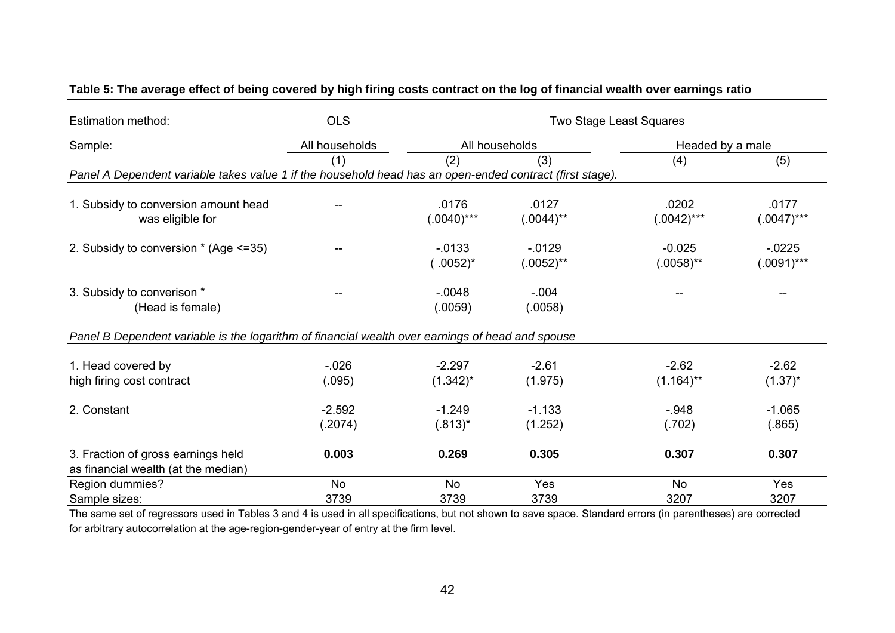**Table 5: The average effect of being covered by high firing costs contract on the log of financial wealth over earnings ratio**

| Estimation method: | OLS | Two Stage Least Squares | | | |
|---|---|---|---|---|---|
| Sample: | All households | All households | | Headed by a male | |
| | (1) | (2) | (3) | (4) | (5) |
| *Panel A Dependent variable takes value 1 if the household head has an open-ended contract (first stage).* | | | | | |
| 1. Subsidy to conversion amount head was eligible for | -- | .0176<br>(.0040)*** | .0127<br>(.0044)** | .0202<br>(.0042)*** | .0177<br>(.0047)*** |
| 2. Subsidy to conversion * (Age <=35) | -- | -.0133<br>( .0052)* | -.0129<br>(.0052)** | -0.025<br>(.0058)** | -.0225<br>(.0091)*** |
| 3. Subsidy to converison * (Head is female) | -- | -.0048<br>(.0059) | -.004<br>(.0058) | -- | -- |
| *Panel B Dependent variable is the logarithm of financial wealth over earnings of head and spouse* | | | | | |
| 1. Head covered by high firing cost contract | -.026<br>(.095) | -2.297<br>(1.342)* | -2.61<br>(1.975) | -2.62<br>(1.164)** | -2.62<br>(1.37)* |
| 2. Constant | -2.592<br>(.2074) | -1.249<br>(.813)* | -1.133<br>(1.252) | -.948<br>(.702) | -1.065<br>(.865) |
| 3. Fraction of gross earnings held as financial wealth (at the median) | **0.003** | **0.269** | **0.305** | **0.307** | **0.307** |
| Region dummies? | No | No | Yes | No | Yes |
| Sample sizes: | 3739 | 3739 | 3739 | 3207 | 3207 |

The same set of regressors used in Tables 3 and 4 is used in all specifications, but not shown to save space. Standard errors (in parentheses) are corrected for arbitrary autocorrelation at the age-region-gender-year of entry at the firm level.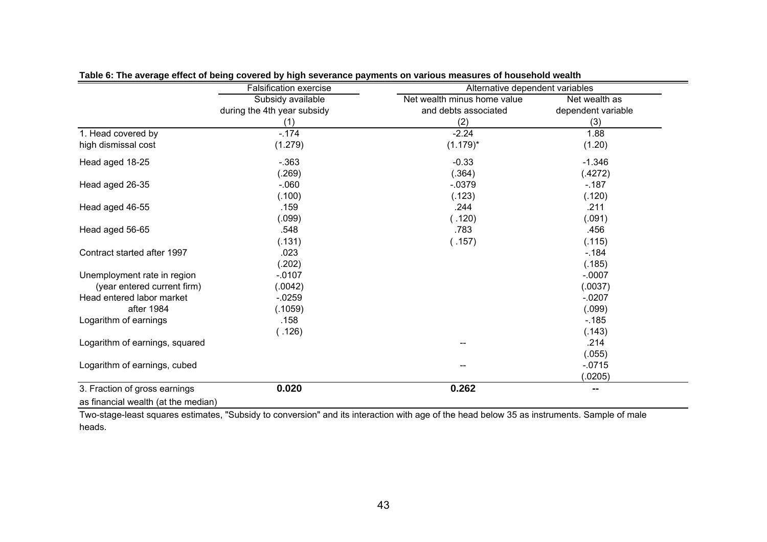**Table 6: The average effect of being covered by high severance payments on various measures of household wealth**

| | Falsification exercise | Alternative dependent variables | |
|---|---|---|---|
| | Subsidy available during the 4th year subsidy | Net wealth minus home value and debts associated | Net wealth as dependent variable |
| | (1) | (2) | (3) |
| 1. Head covered by high dismissal cost | -.174 | -2.24 | 1.88 |
| | (1.279) | (1.179)* | (1.20) |
| Head aged 18-25 | -.363 | -0.33 | -1.346 |
| | (.269) | (.364) | (.4272) |
| Head aged 26-35 | -.060 | -.0379 | -.187 |
| | (.100) | (.123) | (.120) |
| Head aged 46-55 | .159 | .244 | .211 |
| | (.099) | ( .120) | (.091) |
| Head aged 56-65 | .548 | .783 | .456 |
| | (.131) | ( .157) | (.115) |
| Contract started after 1997 | .023 | | -.184 |
| | (.202) | | (.185) |
| Unemployment rate in region (year entered current firm) | -.0107 | | -.0007 |
| | (.0042) | | (.0037) |
| Head entered labor market after 1984 | -.0259 | | -.0207 |
| | (.1059) | | (.099) |
| Logarithm of earnings | .158 | | -.185 |
| | ( .126) | | (.143) |
| Logarithm of earnings, squared | | -- | .214 |
| | | | (.055) |
| Logarithm of earnings, cubed | | -- | -.0715 |
| | | | (.0205) |
| 3. Fraction of gross earnings as financial wealth (at the median) | **0.020** | **0.262** | **--** |

Two-stage-least squares estimates, "Subsidy to conversion" and its interaction with age of the head below 35 as instruments. Sample of male heads.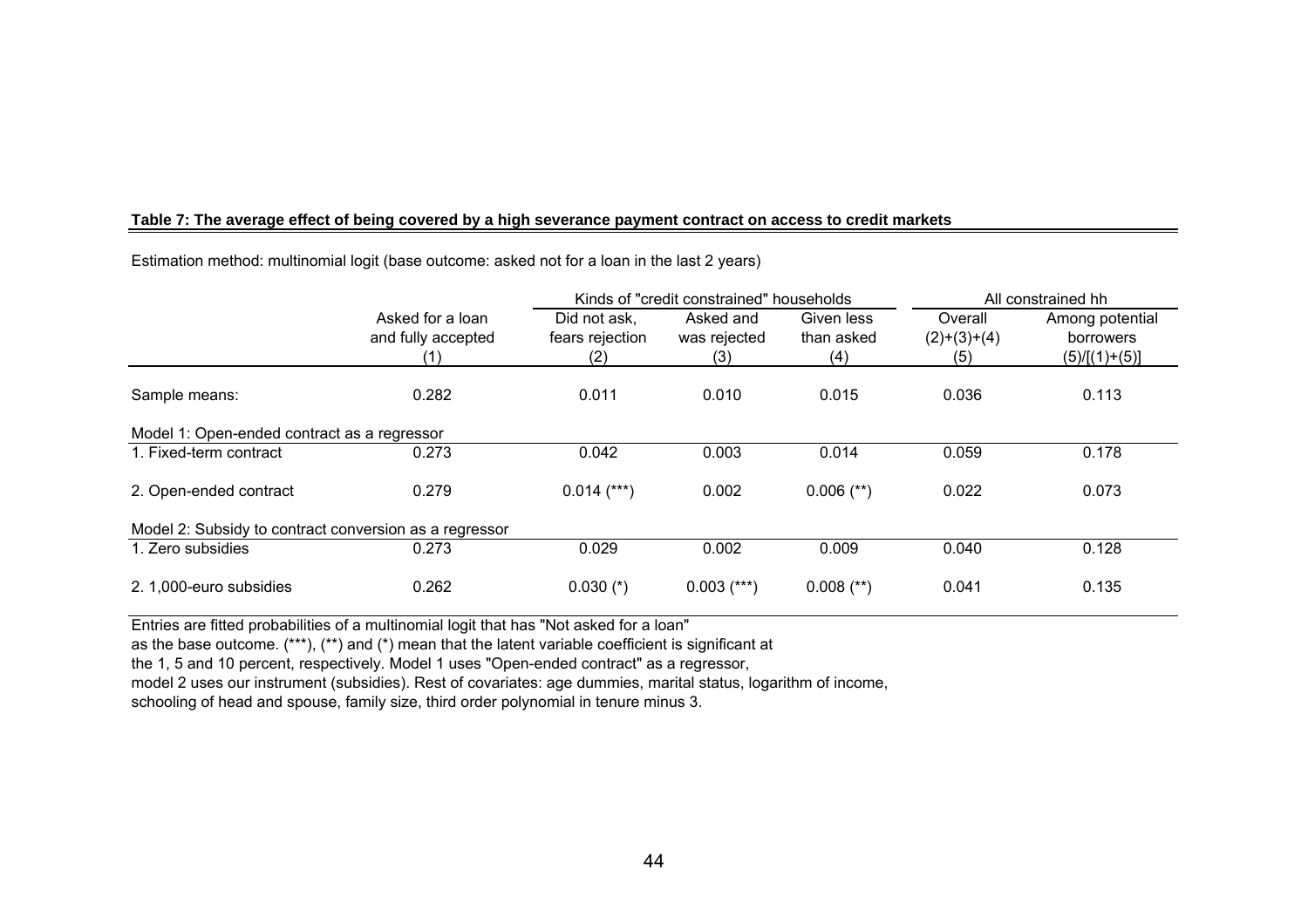**Table 7: The average effect of being covered by a high severance payment contract on access to credit markets**

Estimation method: multinomial logit (base outcome: asked not for a loan in the last 2 years)

| | | Kinds of "credit constrained" households | | | All constrained hh | |
|---|---|---|---|---|---|---|
| | Asked for a loan and fully accepted (1) | Did not ask, fears rejection (2) | Asked and was rejected (3) | Given less than asked (4) | Overall (2)+(3)+(4) (5) | Among potential borrowers (5)/[(1)+(5)] |
| Sample means: | 0.282 | 0.011 | 0.010 | 0.015 | 0.036 | 0.113 |
| Model 1: Open-ended contract as a regressor | | | | | | |
| 1. Fixed-term contract | 0.273 | 0.042 | 0.003 | 0.014 | 0.059 | 0.178 |
| 2. Open-ended contract | 0.279 | 0.014 (***) | 0.002 | 0.006 (**) | 0.022 | 0.073 |
| Model 2: Subsidy to contract conversion as a regressor | | | | | | |
| 1. Zero subsidies | 0.273 | 0.029 | 0.002 | 0.009 | 0.040 | 0.128 |
| 2. 1,000-euro subsidies | 0.262 | 0.030 (*) | 0.003 (***) | 0.008 (**) | 0.041 | 0.135 |

Entries are fitted probabilities of a multinomial logit that has "Not asked for a loan" as the base outcome. (***), (**) and (*) mean that the latent variable coefficient is significant at the 1, 5 and 10 percent, respectively. Model 1 uses "Open-ended contract" as a regressor, model 2 uses our instrument (subsidies). Rest of covariates: age dummies, marital status, logarithm of income, schooling of head and spouse, family size, third order polynomial in tenure minus 3.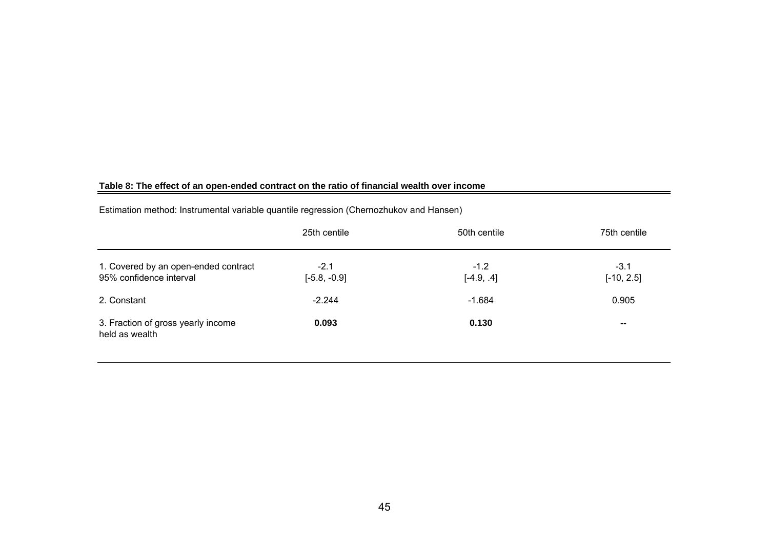**Table 8: The effect of an open-ended contract on the ratio of financial wealth over income**

Estimation method: Instrumental variable quantile regression (Chernozhukov and Hansen)

| | 25th centile | 50th centile | 75th centile |
|---|---|---|---|
| 1. Covered by an open-ended contract | -2.1 | -1.2 | -3.1 |
| 95% confidence interval | [-5.8, -0.9] | [-4.9, .4] | [-10, 2.5] |
| 2. Constant | -2.244 | -1.684 | 0.905 |
| 3. Fraction of gross yearly income held as wealth | **0.093** | **0.130** | **--** |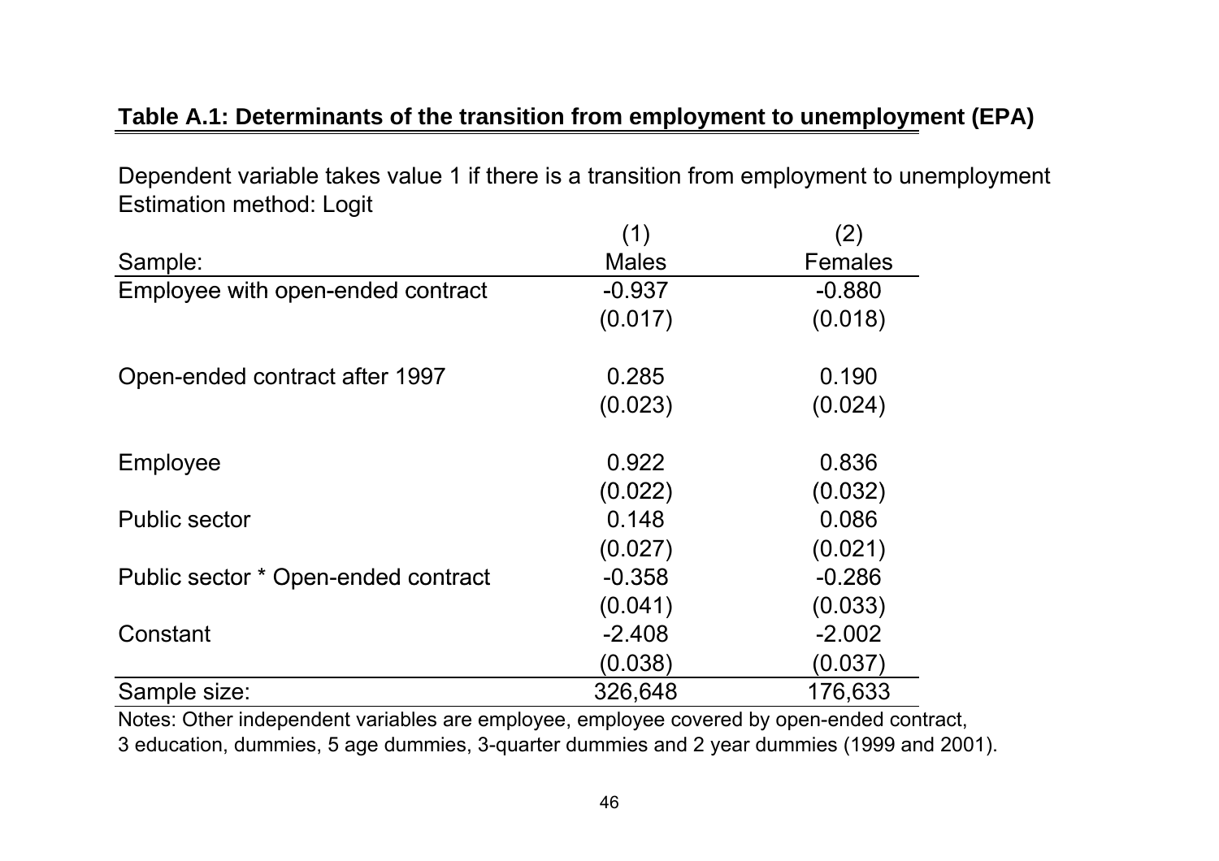**Table A.1: Determinants of the transition from employment to unemployment (EPA)**

Dependent variable takes value 1 if there is a transition from employment to unemployment
Estimation method: Logit

| | (1) | (2) |
|---|---|---|
| Sample: | Males | Females |
| Employee with open-ended contract | -0.937 | -0.880 |
| | (0.017) | (0.018) |
| Open-ended contract after 1997 | 0.285 | 0.190 |
| | (0.023) | (0.024) |
| Employee | 0.922 | 0.836 |
| | (0.022) | (0.032) |
| Public sector | 0.148 | 0.086 |
| | (0.027) | (0.021) |
| Public sector * Open-ended contract | -0.358 | -0.286 |
| | (0.041) | (0.033) |
| Constant | -2.408 | -2.002 |
| | (0.038) | (0.037) |
| Sample size: | 326,648 | 176,633 |

Notes: Other independent variables are employee, employee covered by open-ended contract, 3 education, dummies, 5 age dummies, 3-quarter dummies and 2 year dummies (1999 and 2001).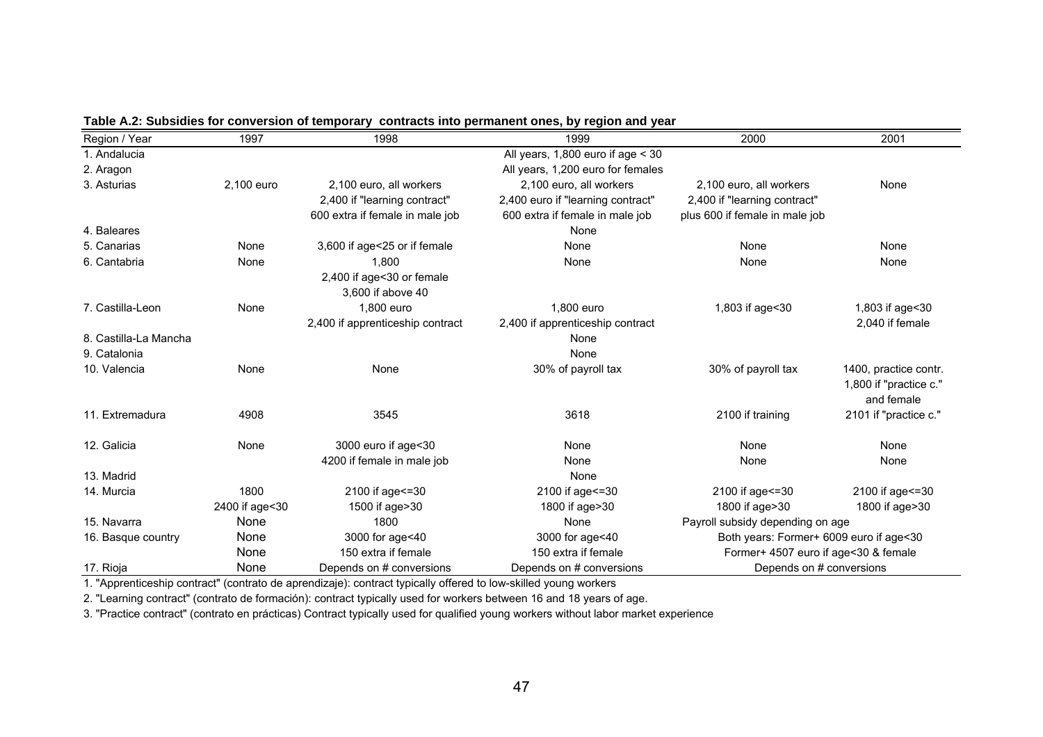**Table A.2: Subsidies for conversion of temporary contracts into permanent ones, by region and year**

| Region / Year | 1997 | 1998 | 1999 | 2000 | 2001 |
|---|---|---|---|---|---|
| 1. Andalucia | | | All years, 1,800 euro if age < 30 | | |
| 2. Aragon | | | All years, 1,200 euro for females | | |
| 3. Asturias | 2,100 euro | 2,100 euro, all workers | 2,100 euro, all workers | 2,100 euro, all workers | None |
| | | 2,400 if "learning contract" | 2,400 euro if "learning contract" | 2,400 if "learning contract" | |
| | | 600 extra if female in male job | 600 extra if female in male job | plus 600 if female in male job | |
| 4. Baleares | | | None | | |
| 5. Canarias | None | 3,600 if age<25 or if female | None | None | None |
| 6. Cantabria | None | 1,800 | None | None | None |
| | | 2,400 if age<30 or female | | | |
| | | 3,600 if above 40 | | | |
| 7. Castilla-Leon | None | 1,800 euro | 1,800 euro | 1,803 if age<30 | 1,803 if age<30 |
| | | 2,400 if apprenticeship contract | 2,400 if apprenticeship contract | | 2,040 if female |
| 8. Castilla-La Mancha | | | None | | |
| 9. Catalonia | | | None | | |
| 10. Valencia | None | None | 30% of payroll tax | 30% of payroll tax | 1400, practice contr. |
| | | | | | 1,800 if "practice c." and female |
| 11. Extremadura | 4908 | 3545 | 3618 | 2100 if training | 2101 if "practice c." |
| 12. Galicia | None | 3000 euro if age<30 | None | None | None |
| | | 4200 if female in male job | None | None | None |
| 13. Madrid | | | None | | |
| 14. Murcia | 1800 | 2100 if age<=30 | 2100 if age<=30 | 2100 if age<=30 | 2100 if age<=30 |
| | 2400 if age<30 | 1500 if age>30 | 1800 if age>30 | 1800 if age>30 | 1800 if age>30 |
| 15. Navarra | None | 1800 | None | Payroll subsidy depending on age | |
| 16. Basque country | None | 3000 for age<40 | 3000 for age<40 | Both years: Former+ 6009 euro if age<30 | |
| | None | 150 extra if female | 150 extra if female | Former+ 4507 euro if age<30 & female | |
| 17. Rioja | None | Depends on # conversions | Depends on # conversions | Depends on # conversions | |

1. "Apprenticeship contract" (contrato de aprendizaje): contract typically offered to low-skilled young workers

2. "Learning contract" (contrato de formación): contract typically used for workers between 16 and 18 years of age.

3. "Practice contract" (contrato en prácticas) Contract typically used for qualified young workers without labor market experience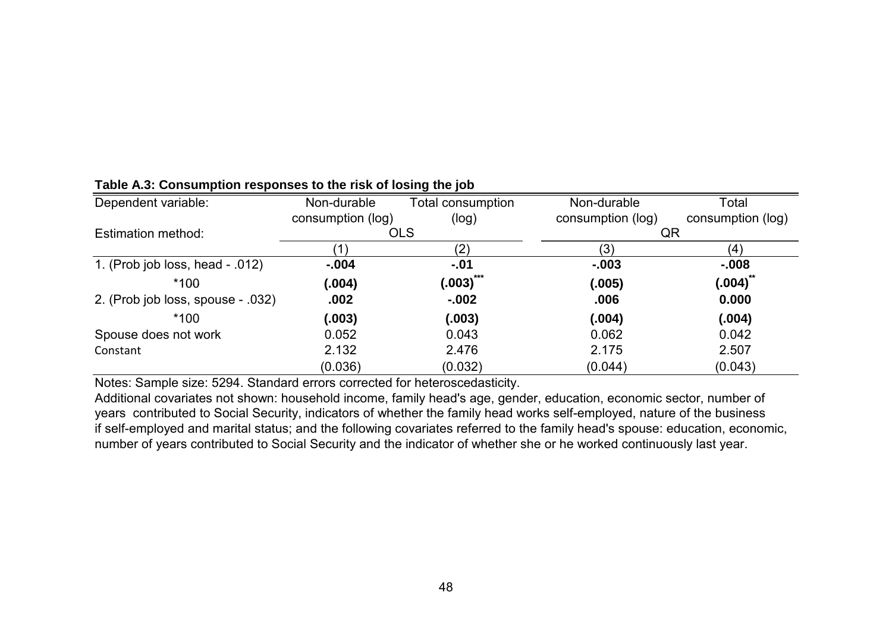**Table A.3: Consumption responses to the risk of losing the job**

| Dependent variable: | Non-durable consumption (log) | Total consumption (log) | Non-durable consumption (log) | Total consumption (log) |
|---|---|---|---|---|
| Estimation method: | OLS | | QR | |
| | (1) | (2) | (3) | (4) |
| 1. (Prob job loss, head - .012) | **-.004** | **-.01** | **-.003** | **-.008** |
| *100 | **(.004)** | **(.003)*** | **(.005)** | **(.004)** |
| 2. (Prob job loss, spouse - .032) | **.002** | **-.002** | **.006** | **0.000** |
| *100 | **(.003)** | **(.003)** | **(.004)** | **(.004)** |
| Spouse does not work | 0.052 | 0.043 | 0.062 | 0.042 |
| Constant | 2.132 | 2.476 | 2.175 | 2.507 |
| | (0.036) | (0.032) | (0.044) | (0.043) |

Notes: Sample size: 5294. Standard errors corrected for heteroscedasticity.
Additional covariates not shown: household income, family head's age, gender, education, economic sector, number of years contributed to Social Security, indicators of whether the family head works self-employed, nature of the business if self-employed and marital status; and the following covariates referred to the family head's spouse: education, economic, number of years contributed to Social Security and the indicator of whether she or he worked continuously last year.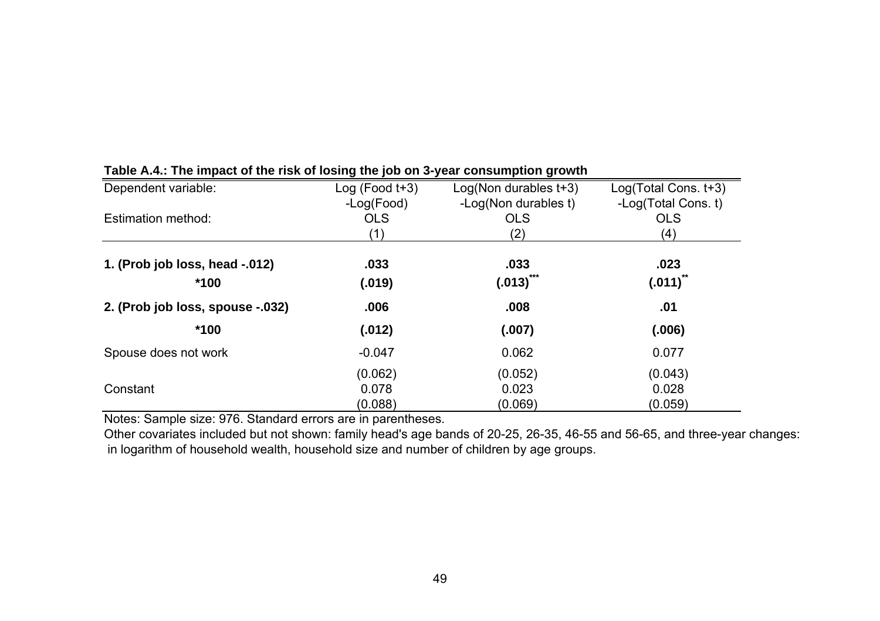**Table A.4.: The impact of the risk of losing the job on 3-year consumption growth**

| Dependent variable: | Log (Food t+3) -Log(Food) | Log(Non durables t+3) -Log(Non durables t) | Log(Total Cons. t+3) -Log(Total Cons. t) |
|---|---|---|---|
| Estimation method: | OLS | OLS | OLS |
| | (1) | (2) | (4) |
| **1. (Prob job loss, head -.012)** | **.033** | **.033** | **.023** |
| **\*100** | **(.019)** | **(.013)\*\*\*** | **(.011)\*\*** |
| **2. (Prob job loss, spouse -.032)** | **.006** | **.008** | **.01** |
| **\*100** | **(.012)** | **(.007)** | **(.006)** |
| Spouse does not work | -0.047 | 0.062 | 0.077 |
| | (0.062) | (0.052) | (0.043) |
| Constant | 0.078 | 0.023 | 0.028 |
| | (0.088) | (0.069) | (0.059) |

Notes: Sample size: 976. Standard errors are in parentheses.
Other covariates included but not shown: family head's age bands of 20-25, 26-35, 46-55 and 56-65, and three-year changes: in logarithm of household wealth, household size and number of children by age groups.